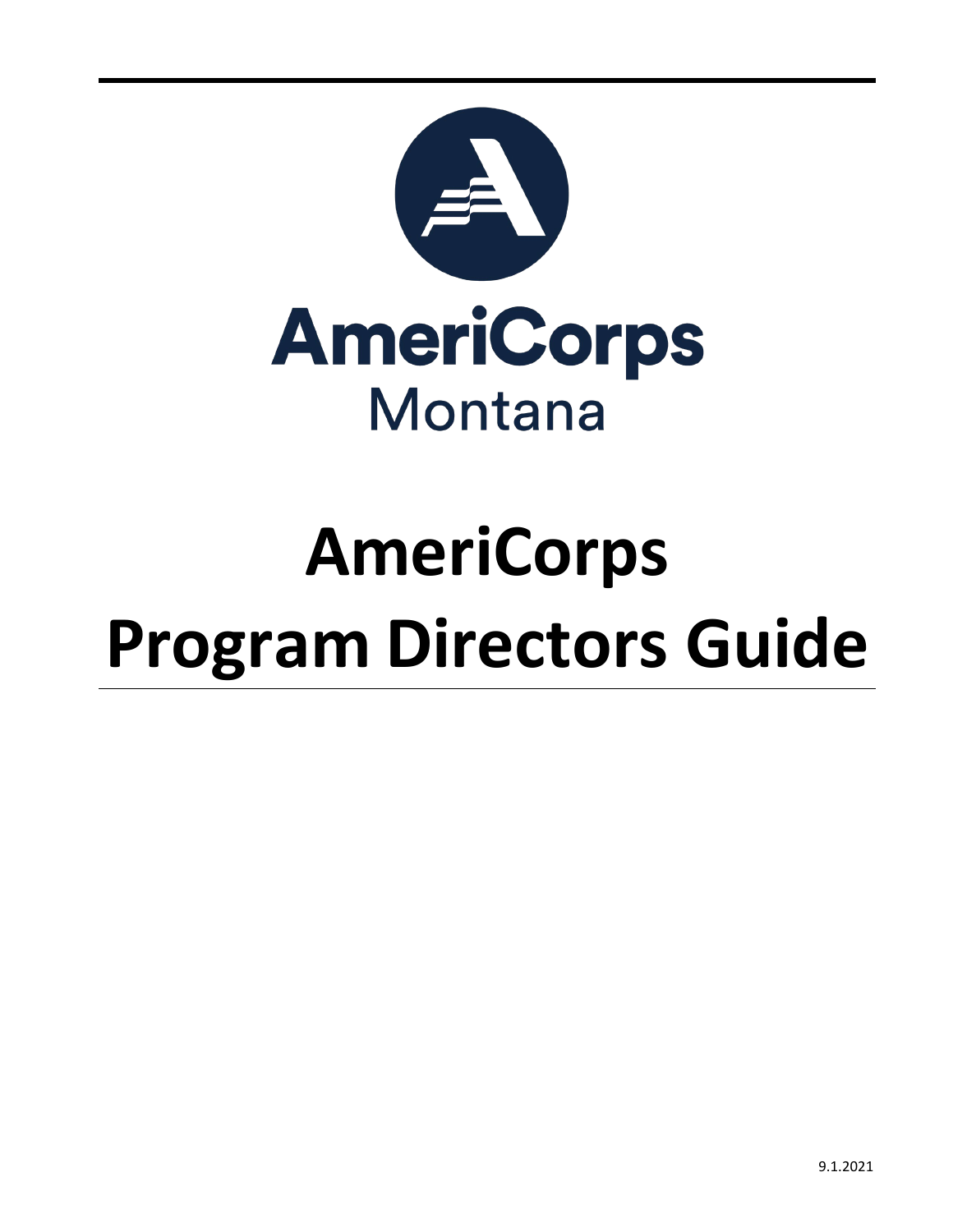AmeriCorps

Montana

# AmeriCorps Program Directors Guide

9.1.2021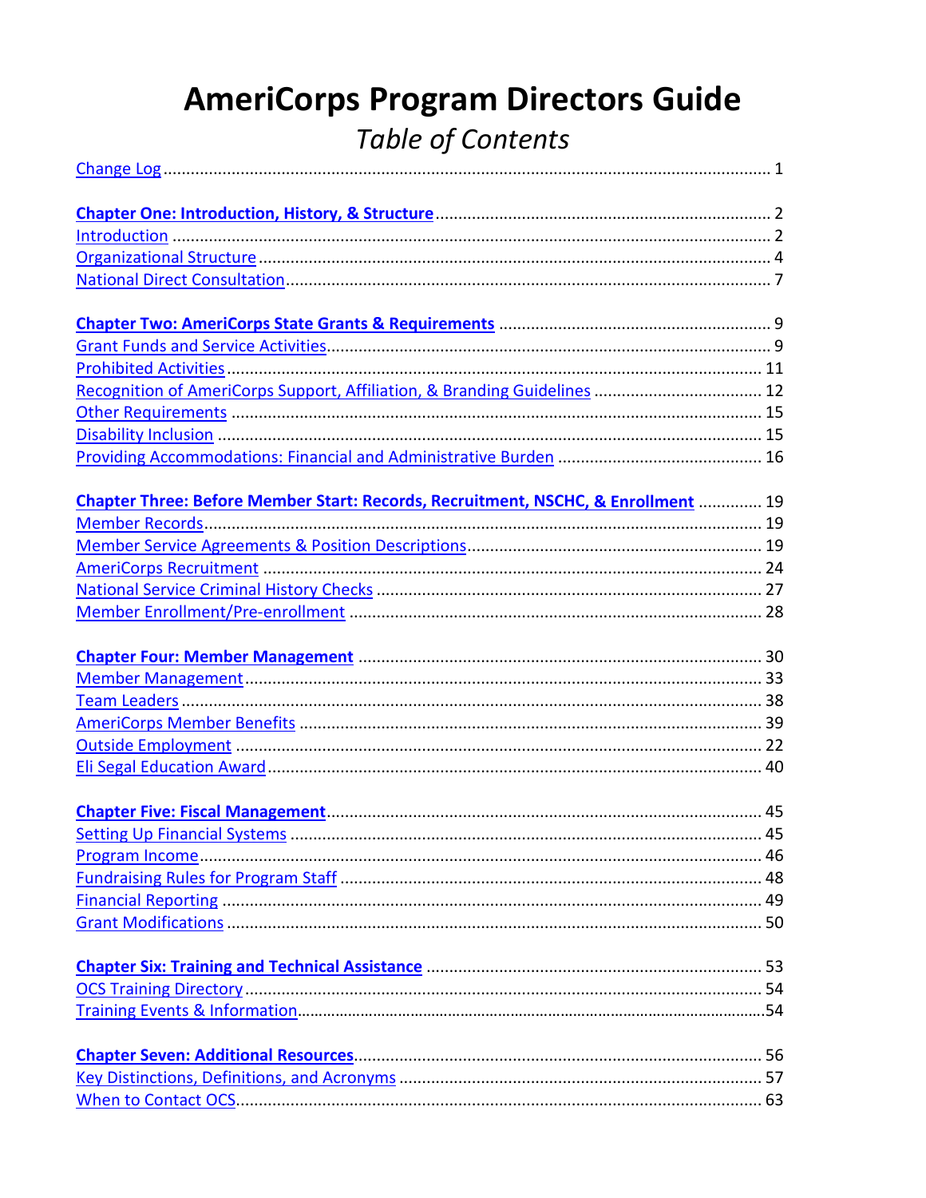# AmeriCorps Program Directors Guide

## *Table of Contents*

| | |
|---|---|
| Change Log | 1 |
| **Chapter One: Introduction, History, & Structure** | 2 |
| Introduction | 2 |
| Organizational Structure | 4 |
| National Direct Consultation | 7 |
| **Chapter Two: AmeriCorps State Grants & Requirements** | 9 |
| Grant Funds and Service Activities | 9 |
| Prohibited Activities | 11 |
| Recognition of AmeriCorps Support, Affiliation, & Branding Guidelines | 12 |
| Other Requirements | 15 |
| Disability Inclusion | 15 |
| Providing Accommodations: Financial and Administrative Burden | 16 |
| **Chapter Three: Before Member Start: Records, Recruitment, NSCHC, & Enrollment** | 19 |
| Member Records | 19 |
| Member Service Agreements & Position Descriptions | 19 |
| AmeriCorps Recruitment | 24 |
| National Service Criminal History Checks | 27 |
| Member Enrollment/Pre-enrollment | 28 |
| **Chapter Four: Member Management** | 30 |
| Member Management | 33 |
| Team Leaders | 38 |
| AmeriCorps Member Benefits | 39 |
| Outside Employment | 22 |
| Eli Segal Education Award | 40 |
| **Chapter Five: Fiscal Management** | 45 |
| Setting Up Financial Systems | 45 |
| Program Income | 46 |
| Fundraising Rules for Program Staff | 48 |
| Financial Reporting | 49 |
| Grant Modifications | 50 |
| **Chapter Six: Training and Technical Assistance** | 53 |
| OCS Training Directory | 54 |
| Training Events & Information | 54 |
| **Chapter Seven: Additional Resources** | 56 |
| Key Distinctions, Definitions, and Acronyms | 57 |
| When to Contact OCS | 63 |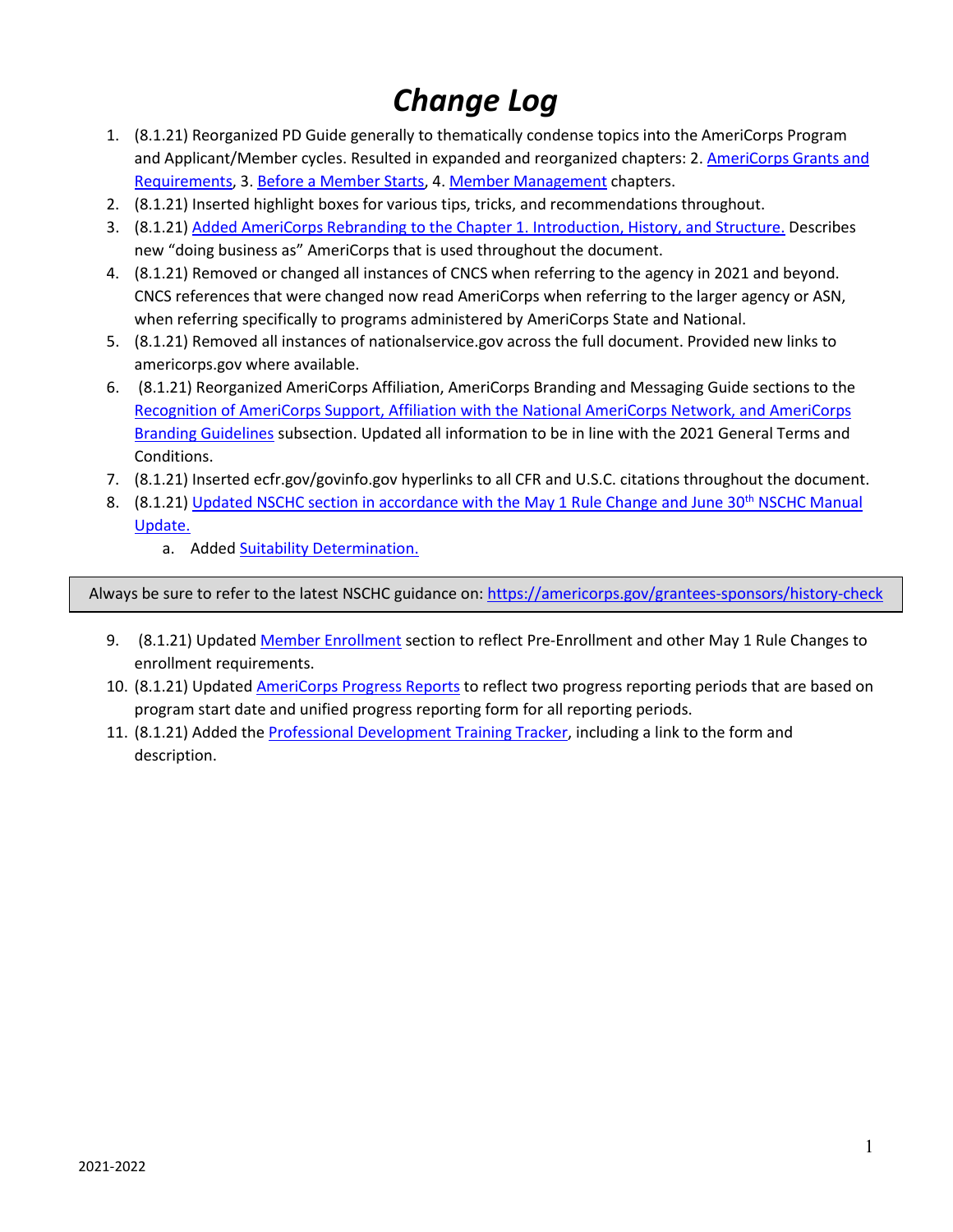# *Change Log*

1. (8.1.21) Reorganized PD Guide generally to thematically condense topics into the AmeriCorps Program and Applicant/Member cycles. Resulted in expanded and reorganized chapters: 2. AmeriCorps Grants and Requirements, 3. Before a Member Starts, 4. Member Management chapters.
2. (8.1.21) Inserted highlight boxes for various tips, tricks, and recommendations throughout.
3. (8.1.21) Added AmeriCorps Rebranding to the Chapter 1. Introduction, History, and Structure. Describes new "doing business as" AmeriCorps that is used throughout the document.
4. (8.1.21) Removed or changed all instances of CNCS when referring to the agency in 2021 and beyond. CNCS references that were changed now read AmeriCorps when referring to the larger agency or ASN, when referring specifically to programs administered by AmeriCorps State and National.
5. (8.1.21) Removed all instances of nationalservice.gov across the full document. Provided new links to americorps.gov where available.
6. (8.1.21) Reorganized AmeriCorps Affiliation, AmeriCorps Branding and Messaging Guide sections to the Recognition of AmeriCorps Support, Affiliation with the National AmeriCorps Network, and AmeriCorps Branding Guidelines subsection. Updated all information to be in line with the 2021 General Terms and Conditions.
7. (8.1.21) Inserted ecfr.gov/govinfo.gov hyperlinks to all CFR and U.S.C. citations throughout the document.
8. (8.1.21) Updated NSCHC section in accordance with the May 1 Rule Change and June 30th NSCHC Manual Update.
   a. Added Suitability Determination.

> Always be sure to refer to the latest NSCHC guidance on: https://americorps.gov/grantees-sponsors/history-check

9. (8.1.21) Updated Member Enrollment section to reflect Pre-Enrollment and other May 1 Rule Changes to enrollment requirements.
10. (8.1.21) Updated AmeriCorps Progress Reports to reflect two progress reporting periods that are based on program start date and unified progress reporting form for all reporting periods.
11. (8.1.21) Added the Professional Development Training Tracker, including a link to the form and description.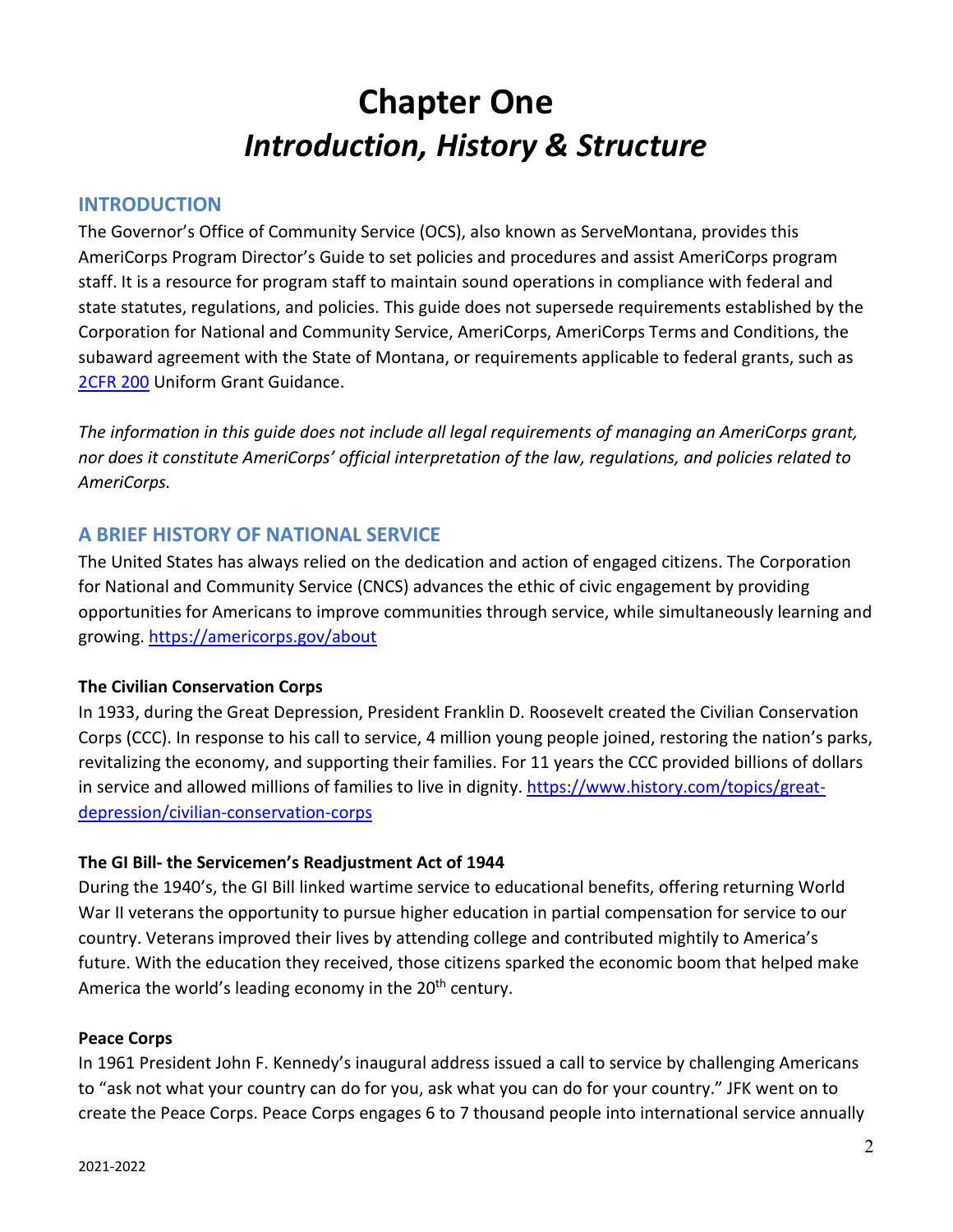# Chapter One
# *Introduction, History & Structure*

## INTRODUCTION

The Governor's Office of Community Service (OCS), also known as ServeMontana, provides this AmeriCorps Program Director's Guide to set policies and procedures and assist AmeriCorps program staff. It is a resource for program staff to maintain sound operations in compliance with federal and state statutes, regulations, and policies. This guide does not supersede requirements established by the Corporation for National and Community Service, AmeriCorps, AmeriCorps Terms and Conditions, the subaward agreement with the State of Montana, or requirements applicable to federal grants, such as [2CFR 200](2CFR 200) Uniform Grant Guidance.

*The information in this guide does not include all legal requirements of managing an AmeriCorps grant, nor does it constitute AmeriCorps' official interpretation of the law, regulations, and policies related to AmeriCorps.*

## A BRIEF HISTORY OF NATIONAL SERVICE

The United States has always relied on the dedication and action of engaged citizens. The Corporation for National and Community Service (CNCS) advances the ethic of civic engagement by providing opportunities for Americans to improve communities through service, while simultaneously learning and growing. https://americorps.gov/about

**The Civilian Conservation Corps**

In 1933, during the Great Depression, President Franklin D. Roosevelt created the Civilian Conservation Corps (CCC). In response to his call to service, 4 million young people joined, restoring the nation's parks, revitalizing the economy, and supporting their families. For 11 years the CCC provided billions of dollars in service and allowed millions of families to live in dignity. https://www.history.com/topics/great-depression/civilian-conservation-corps

**The GI Bill- the Servicemen's Readjustment Act of 1944**

During the 1940's, the GI Bill linked wartime service to educational benefits, offering returning World War II veterans the opportunity to pursue higher education in partial compensation for service to our country. Veterans improved their lives by attending college and contributed mightily to America's future. With the education they received, those citizens sparked the economic boom that helped make America the world's leading economy in the 20th century.

**Peace Corps**

In 1961 President John F. Kennedy's inaugural address issued a call to service by challenging Americans to "ask not what your country can do for you, ask what you can do for your country." JFK went on to create the Peace Corps. Peace Corps engages 6 to 7 thousand people into international service annually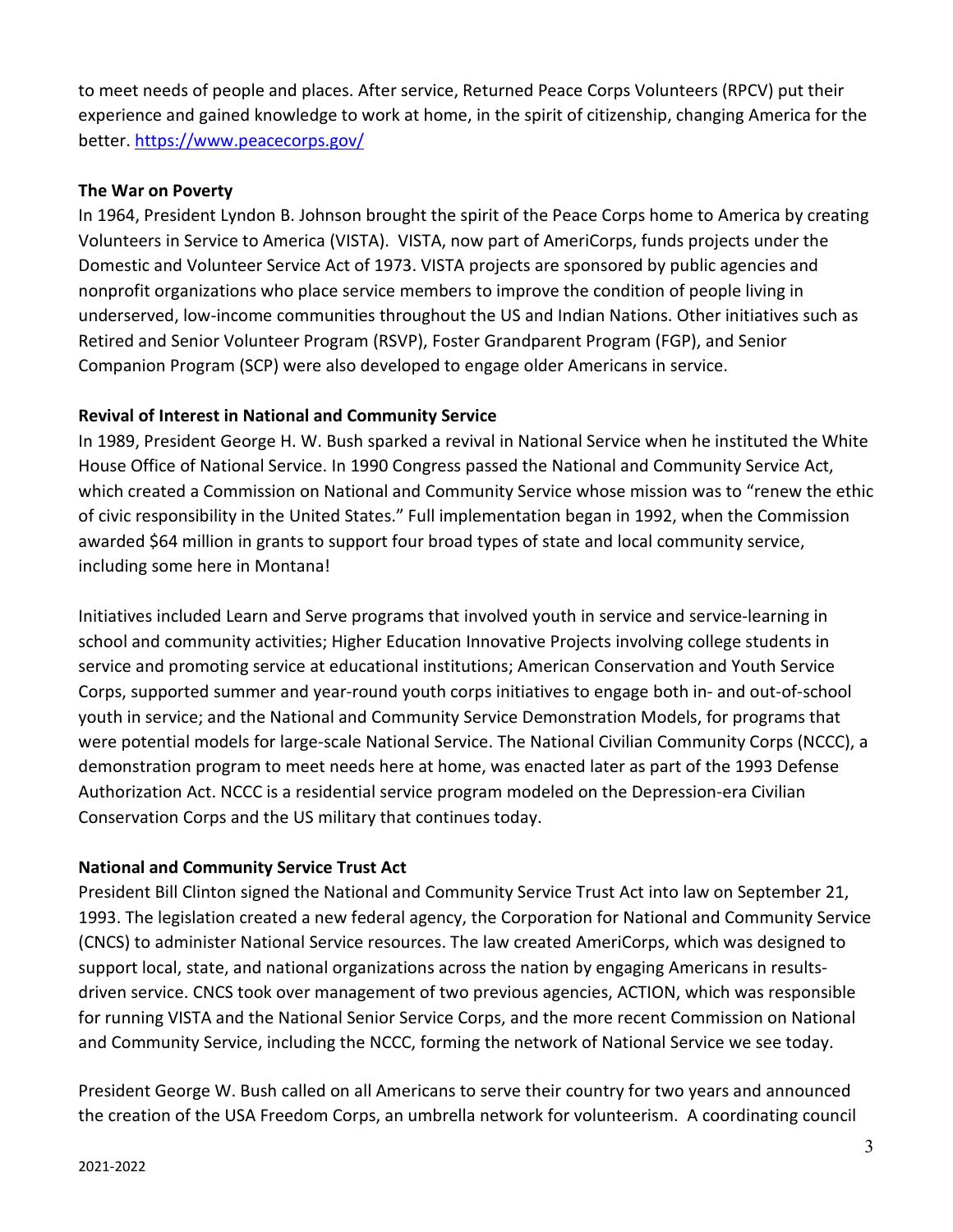to meet needs of people and places. After service, Returned Peace Corps Volunteers (RPCV) put their experience and gained knowledge to work at home, in the spirit of citizenship, changing America for the better. https://www.peacecorps.gov/

**The War on Poverty**

In 1964, President Lyndon B. Johnson brought the spirit of the Peace Corps home to America by creating Volunteers in Service to America (VISTA). VISTA, now part of AmeriCorps, funds projects under the Domestic and Volunteer Service Act of 1973. VISTA projects are sponsored by public agencies and nonprofit organizations who place service members to improve the condition of people living in underserved, low-income communities throughout the US and Indian Nations. Other initiatives such as Retired and Senior Volunteer Program (RSVP), Foster Grandparent Program (FGP), and Senior Companion Program (SCP) were also developed to engage older Americans in service.

**Revival of Interest in National and Community Service**

In 1989, President George H. W. Bush sparked a revival in National Service when he instituted the White House Office of National Service. In 1990 Congress passed the National and Community Service Act, which created a Commission on National and Community Service whose mission was to "renew the ethic of civic responsibility in the United States." Full implementation began in 1992, when the Commission awarded $64 million in grants to support four broad types of state and local community service, including some here in Montana!

Initiatives included Learn and Serve programs that involved youth in service and service-learning in school and community activities; Higher Education Innovative Projects involving college students in service and promoting service at educational institutions; American Conservation and Youth Service Corps, supported summer and year-round youth corps initiatives to engage both in- and out-of-school youth in service; and the National and Community Service Demonstration Models, for programs that were potential models for large-scale National Service. The National Civilian Community Corps (NCCC), a demonstration program to meet needs here at home, was enacted later as part of the 1993 Defense Authorization Act. NCCC is a residential service program modeled on the Depression-era Civilian Conservation Corps and the US military that continues today.

**National and Community Service Trust Act**

President Bill Clinton signed the National and Community Service Trust Act into law on September 21, 1993. The legislation created a new federal agency, the Corporation for National and Community Service (CNCS) to administer National Service resources. The law created AmeriCorps, which was designed to support local, state, and national organizations across the nation by engaging Americans in results-driven service. CNCS took over management of two previous agencies, ACTION, which was responsible for running VISTA and the National Senior Service Corps, and the more recent Commission on National and Community Service, including the NCCC, forming the network of National Service we see today.

President George W. Bush called on all Americans to serve their country for two years and announced the creation of the USA Freedom Corps, an umbrella network for volunteerism. A coordinating council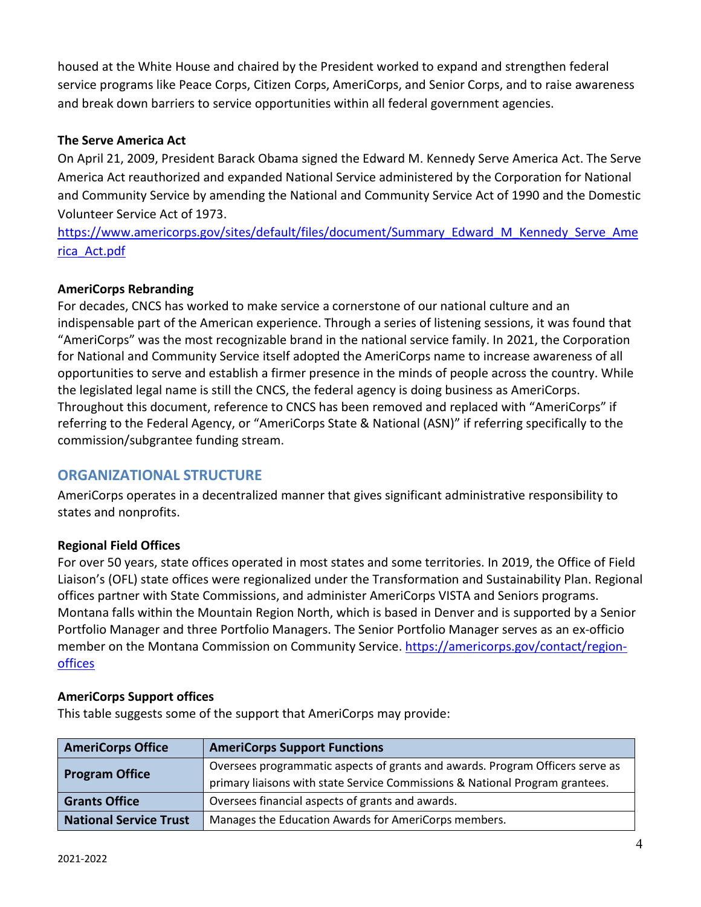housed at the White House and chaired by the President worked to expand and strengthen federal service programs like Peace Corps, Citizen Corps, AmeriCorps, and Senior Corps, and to raise awareness and break down barriers to service opportunities within all federal government agencies.

**The Serve America Act**

On April 21, 2009, President Barack Obama signed the Edward M. Kennedy Serve America Act. The Serve America Act reauthorized and expanded National Service administered by the Corporation for National and Community Service by amending the National and Community Service Act of 1990 and the Domestic Volunteer Service Act of 1973.
https://www.americorps.gov/sites/default/files/document/Summary_Edward_M_Kennedy_Serve_America_Act.pdf

**AmeriCorps Rebranding**

For decades, CNCS has worked to make service a cornerstone of our national culture and an indispensable part of the American experience. Through a series of listening sessions, it was found that "AmeriCorps" was the most recognizable brand in the national service family. In 2021, the Corporation for National and Community Service itself adopted the AmeriCorps name to increase awareness of all opportunities to serve and establish a firmer presence in the minds of people across the country. While the legislated legal name is still the CNCS, the federal agency is doing business as AmeriCorps. Throughout this document, reference to CNCS has been removed and replaced with "AmeriCorps" if referring to the Federal Agency, or "AmeriCorps State & National (ASN)" if referring specifically to the commission/subgrantee funding stream.

## ORGANIZATIONAL STRUCTURE

AmeriCorps operates in a decentralized manner that gives significant administrative responsibility to states and nonprofits.

**Regional Field Offices**

For over 50 years, state offices operated in most states and some territories. In 2019, the Office of Field Liaison's (OFL) state offices were regionalized under the Transformation and Sustainability Plan. Regional offices partner with State Commissions, and administer AmeriCorps VISTA and Seniors programs. Montana falls within the Mountain Region North, which is based in Denver and is supported by a Senior Portfolio Manager and three Portfolio Managers. The Senior Portfolio Manager serves as an ex-officio member on the Montana Commission on Community Service. https://americorps.gov/contact/region-offices

**AmeriCorps Support offices**

This table suggests some of the support that AmeriCorps may provide:

| AmeriCorps Office | AmeriCorps Support Functions |
|---|---|
| **Program Office** | Oversees programmatic aspects of grants and awards. Program Officers serve as primary liaisons with state Service Commissions & National Program grantees. |
| **Grants Office** | Oversees financial aspects of grants and awards. |
| **National Service Trust** | Manages the Education Awards for AmeriCorps members. |

2021-2022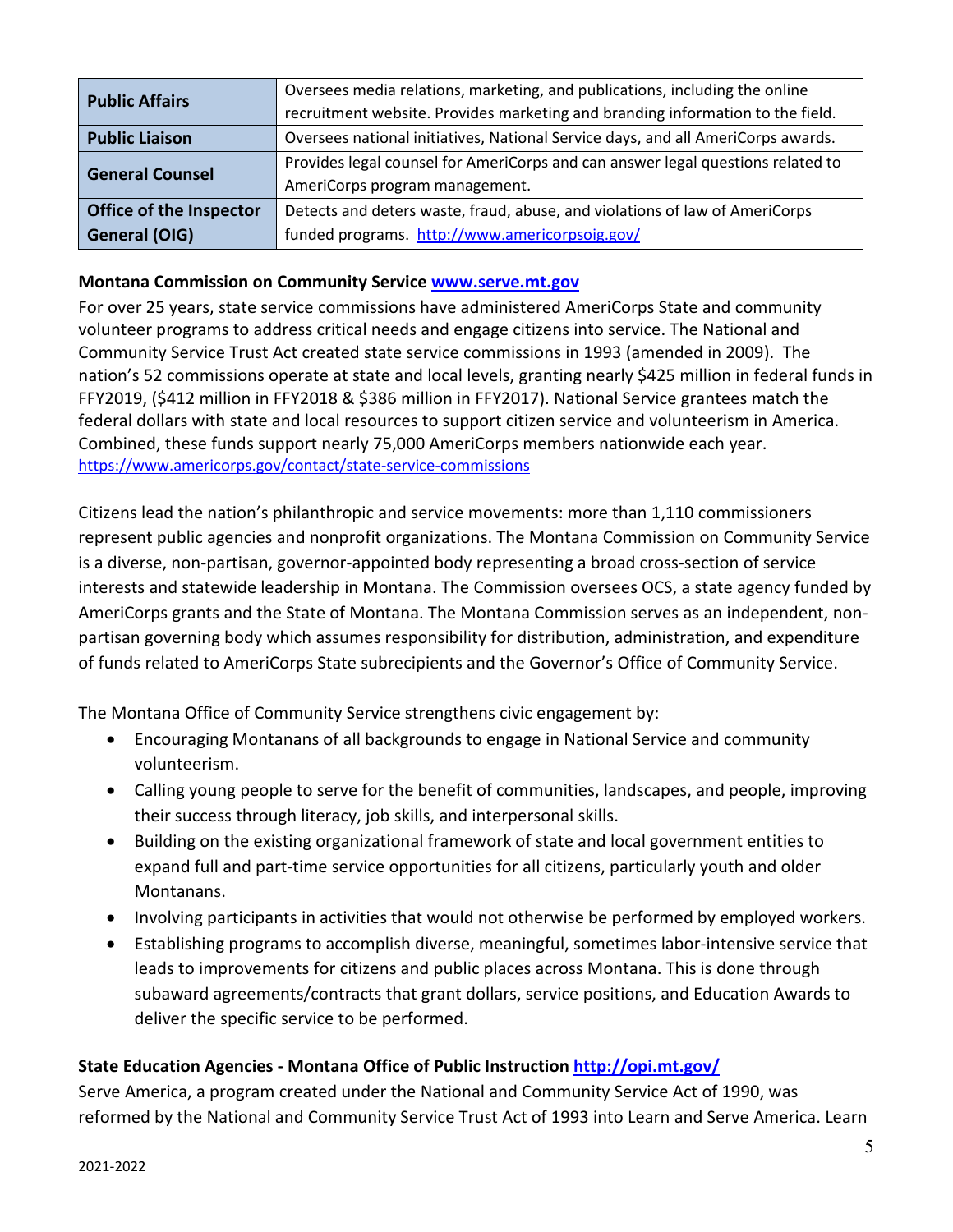| | |
|---|---|
| **Public Affairs** | Oversees media relations, marketing, and publications, including the online recruitment website. Provides marketing and branding information to the field. |
| **Public Liaison** | Oversees national initiatives, National Service days, and all AmeriCorps awards. |
| **General Counsel** | Provides legal counsel for AmeriCorps and can answer legal questions related to AmeriCorps program management. |
| **Office of the Inspector General (OIG)** | Detects and deters waste, fraud, abuse, and violations of law of AmeriCorps funded programs. http://www.americorpsoig.gov/ |

**Montana Commission on Community Service www.serve.mt.gov**

For over 25 years, state service commissions have administered AmeriCorps State and community volunteer programs to address critical needs and engage citizens into service. The National and Community Service Trust Act created state service commissions in 1993 (amended in 2009). The nation's 52 commissions operate at state and local levels, granting nearly $425 million in federal funds in FFY2019, ($412 million in FFY2018 & $386 million in FFY2017). National Service grantees match the federal dollars with state and local resources to support citizen service and volunteerism in America. Combined, these funds support nearly 75,000 AmeriCorps members nationwide each year. https://www.americorps.gov/contact/state-service-commissions

Citizens lead the nation's philanthropic and service movements: more than 1,110 commissioners represent public agencies and nonprofit organizations. The Montana Commission on Community Service is a diverse, non-partisan, governor-appointed body representing a broad cross-section of service interests and statewide leadership in Montana. The Commission oversees OCS, a state agency funded by AmeriCorps grants and the State of Montana. The Montana Commission serves as an independent, non-partisan governing body which assumes responsibility for distribution, administration, and expenditure of funds related to AmeriCorps State subrecipients and the Governor's Office of Community Service.

The Montana Office of Community Service strengthens civic engagement by:

- Encouraging Montanans of all backgrounds to engage in National Service and community volunteerism.
- Calling young people to serve for the benefit of communities, landscapes, and people, improving their success through literacy, job skills, and interpersonal skills.
- Building on the existing organizational framework of state and local government entities to expand full and part-time service opportunities for all citizens, particularly youth and older Montanans.
- Involving participants in activities that would not otherwise be performed by employed workers.
- Establishing programs to accomplish diverse, meaningful, sometimes labor-intensive service that leads to improvements for citizens and public places across Montana. This is done through subaward agreements/contracts that grant dollars, service positions, and Education Awards to deliver the specific service to be performed.

**State Education Agencies - Montana Office of Public Instruction http://opi.mt.gov/**

Serve America, a program created under the National and Community Service Act of 1990, was reformed by the National and Community Service Trust Act of 1993 into Learn and Serve America. Learn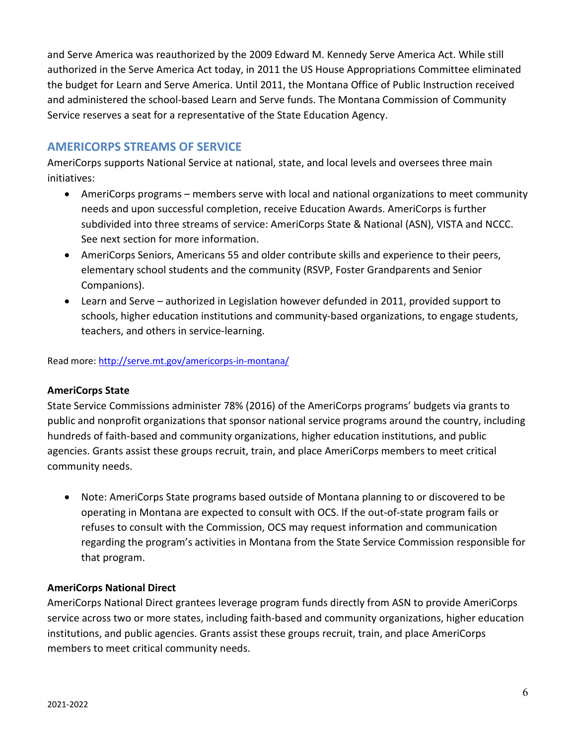and Serve America was reauthorized by the 2009 Edward M. Kennedy Serve America Act. While still authorized in the Serve America Act today, in 2011 the US House Appropriations Committee eliminated the budget for Learn and Serve America. Until 2011, the Montana Office of Public Instruction received and administered the school-based Learn and Serve funds. The Montana Commission of Community Service reserves a seat for a representative of the State Education Agency.

## AMERICORPS STREAMS OF SERVICE

AmeriCorps supports National Service at national, state, and local levels and oversees three main initiatives:

- AmeriCorps programs – members serve with local and national organizations to meet community needs and upon successful completion, receive Education Awards. AmeriCorps is further subdivided into three streams of service: AmeriCorps State & National (ASN), VISTA and NCCC. See next section for more information.
- AmeriCorps Seniors, Americans 55 and older contribute skills and experience to their peers, elementary school students and the community (RSVP, Foster Grandparents and Senior Companions).
- Learn and Serve – authorized in Legislation however defunded in 2011, provided support to schools, higher education institutions and community-based organizations, to engage students, teachers, and others in service-learning.

Read more: http://serve.mt.gov/americorps-in-montana/

**AmeriCorps State**

State Service Commissions administer 78% (2016) of the AmeriCorps programs' budgets via grants to public and nonprofit organizations that sponsor national service programs around the country, including hundreds of faith-based and community organizations, higher education institutions, and public agencies. Grants assist these groups recruit, train, and place AmeriCorps members to meet critical community needs.

- Note: AmeriCorps State programs based outside of Montana planning to or discovered to be operating in Montana are expected to consult with OCS. If the out-of-state program fails or refuses to consult with the Commission, OCS may request information and communication regarding the program's activities in Montana from the State Service Commission responsible for that program.

**AmeriCorps National Direct**

AmeriCorps National Direct grantees leverage program funds directly from ASN to provide AmeriCorps service across two or more states, including faith-based and community organizations, higher education institutions, and public agencies. Grants assist these groups recruit, train, and place AmeriCorps members to meet critical community needs.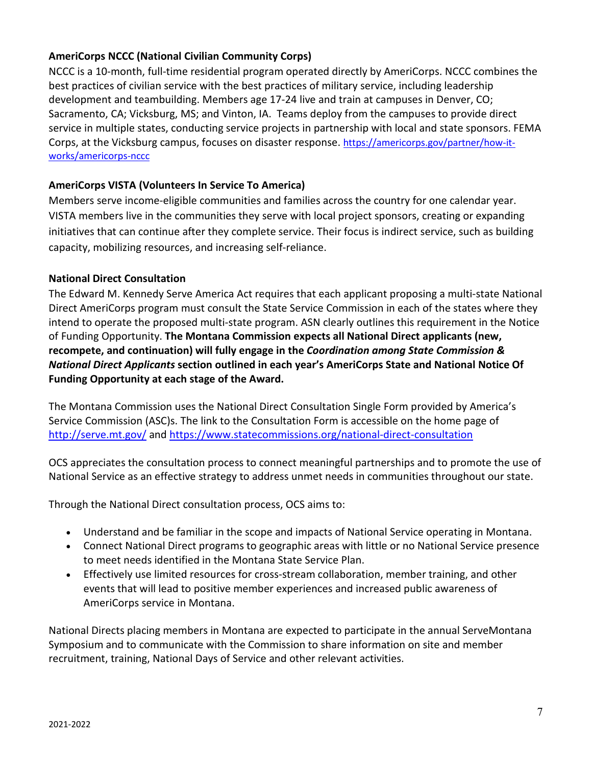**AmeriCorps NCCC (National Civilian Community Corps)**

NCCC is a 10-month, full-time residential program operated directly by AmeriCorps. NCCC combines the best practices of civilian service with the best practices of military service, including leadership development and teambuilding. Members age 17-24 live and train at campuses in Denver, CO; Sacramento, CA; Vicksburg, MS; and Vinton, IA. Teams deploy from the campuses to provide direct service in multiple states, conducting service projects in partnership with local and state sponsors. FEMA Corps, at the Vicksburg campus, focuses on disaster response. https://americorps.gov/partner/how-it-works/americorps-nccc

**AmeriCorps VISTA (Volunteers In Service To America)**

Members serve income-eligible communities and families across the country for one calendar year. VISTA members live in the communities they serve with local project sponsors, creating or expanding initiatives that can continue after they complete service. Their focus is indirect service, such as building capacity, mobilizing resources, and increasing self-reliance.

**National Direct Consultation**

The Edward M. Kennedy Serve America Act requires that each applicant proposing a multi-state National Direct AmeriCorps program must consult the State Service Commission in each of the states where they intend to operate the proposed multi-state program. ASN clearly outlines this requirement in the Notice of Funding Opportunity. **The Montana Commission expects all National Direct applicants (new, recompete, and continuation) will fully engage in the *Coordination among State Commission & National Direct Applicants* section outlined in each year's AmeriCorps State and National Notice Of Funding Opportunity at each stage of the Award.**

The Montana Commission uses the National Direct Consultation Single Form provided by America's Service Commission (ASC)s. The link to the Consultation Form is accessible on the home page of http://serve.mt.gov/ and https://www.statecommissions.org/national-direct-consultation

OCS appreciates the consultation process to connect meaningful partnerships and to promote the use of National Service as an effective strategy to address unmet needs in communities throughout our state.

Through the National Direct consultation process, OCS aims to:

- Understand and be familiar in the scope and impacts of National Service operating in Montana.
- Connect National Direct programs to geographic areas with little or no National Service presence to meet needs identified in the Montana State Service Plan.
- Effectively use limited resources for cross-stream collaboration, member training, and other events that will lead to positive member experiences and increased public awareness of AmeriCorps service in Montana.

National Directs placing members in Montana are expected to participate in the annual ServeMontana Symposium and to communicate with the Commission to share information on site and member recruitment, training, National Days of Service and other relevant activities.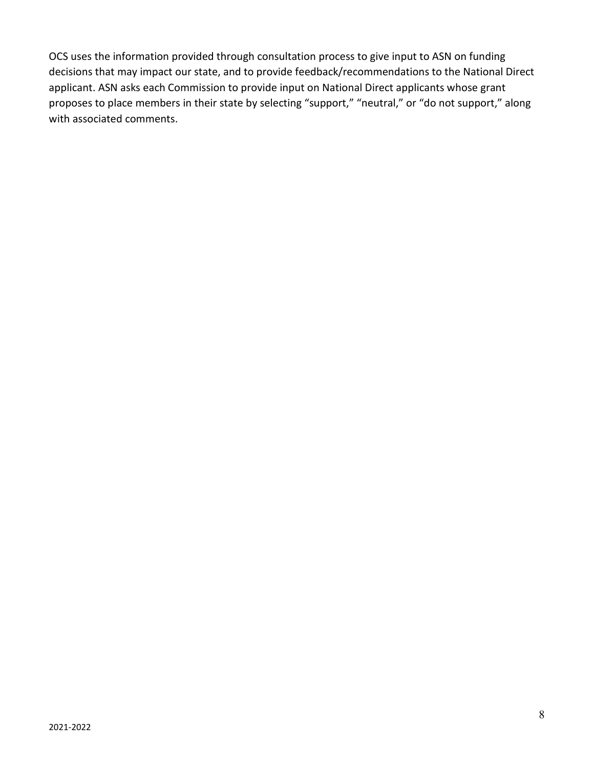OCS uses the information provided through consultation process to give input to ASN on funding decisions that may impact our state, and to provide feedback/recommendations to the National Direct applicant. ASN asks each Commission to provide input on National Direct applicants whose grant proposes to place members in their state by selecting "support," "neutral," or "do not support," along with associated comments.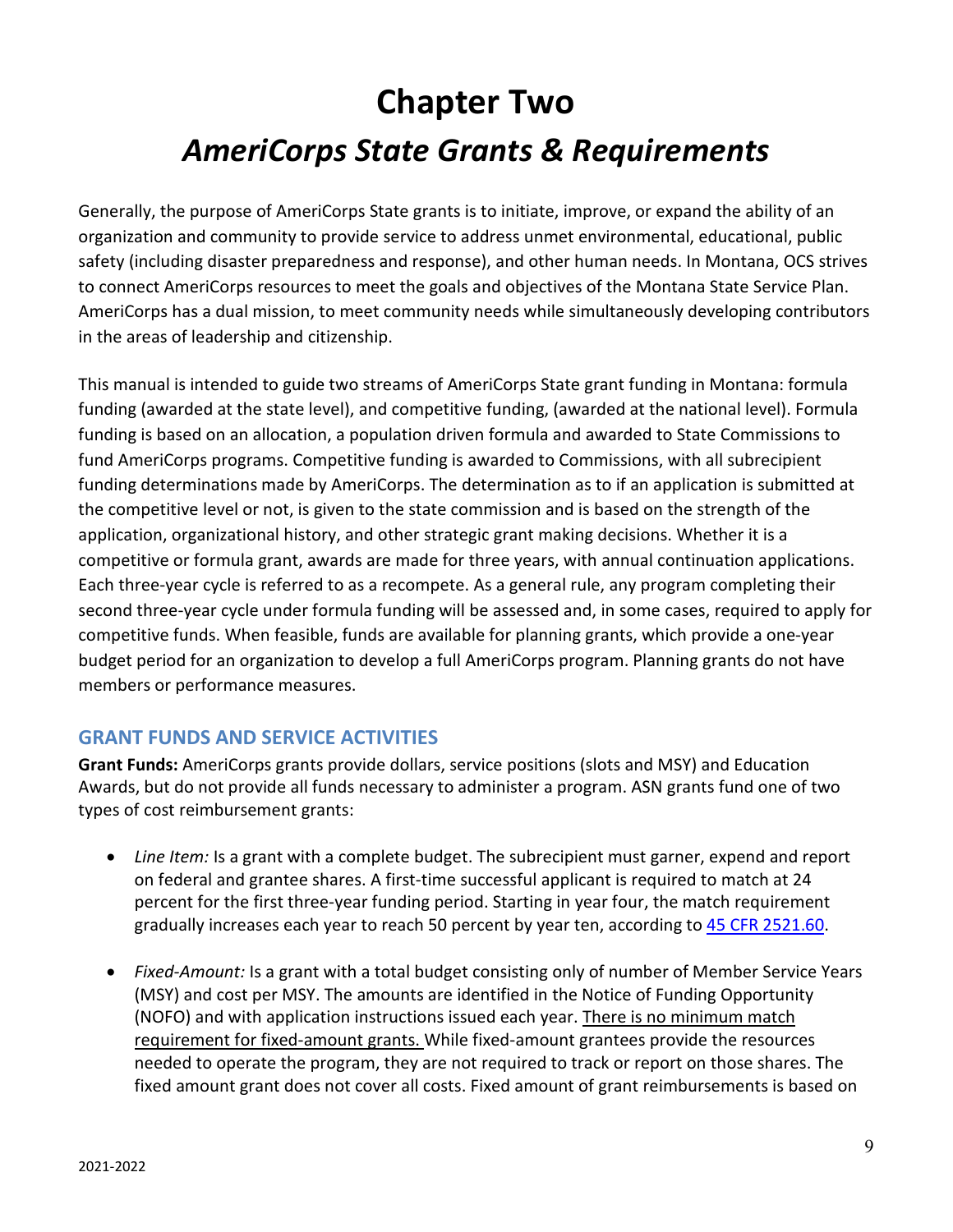# Chapter Two

# *AmeriCorps State Grants & Requirements*

Generally, the purpose of AmeriCorps State grants is to initiate, improve, or expand the ability of an organization and community to provide service to address unmet environmental, educational, public safety (including disaster preparedness and response), and other human needs. In Montana, OCS strives to connect AmeriCorps resources to meet the goals and objectives of the Montana State Service Plan. AmeriCorps has a dual mission, to meet community needs while simultaneously developing contributors in the areas of leadership and citizenship.

This manual is intended to guide two streams of AmeriCorps State grant funding in Montana: formula funding (awarded at the state level), and competitive funding, (awarded at the national level). Formula funding is based on an allocation, a population driven formula and awarded to State Commissions to fund AmeriCorps programs. Competitive funding is awarded to Commissions, with all subrecipient funding determinations made by AmeriCorps. The determination as to if an application is submitted at the competitive level or not, is given to the state commission and is based on the strength of the application, organizational history, and other strategic grant making decisions. Whether it is a competitive or formula grant, awards are made for three years, with annual continuation applications. Each three-year cycle is referred to as a recompete. As a general rule, any program completing their second three-year cycle under formula funding will be assessed and, in some cases, required to apply for competitive funds. When feasible, funds are available for planning grants, which provide a one-year budget period for an organization to develop a full AmeriCorps program. Planning grants do not have members or performance measures.

## GRANT FUNDS AND SERVICE ACTIVITIES

**Grant Funds:** AmeriCorps grants provide dollars, service positions (slots and MSY) and Education Awards, but do not provide all funds necessary to administer a program. ASN grants fund one of two types of cost reimbursement grants:

- *Line Item:* Is a grant with a complete budget. The subrecipient must garner, expend and report on federal and grantee shares. A first-time successful applicant is required to match at 24 percent for the first three-year funding period. Starting in year four, the match requirement gradually increases each year to reach 50 percent by year ten, according to [45 CFR 2521.60](45 CFR 2521.60).

- *Fixed-Amount:* Is a grant with a total budget consisting only of number of Member Service Years (MSY) and cost per MSY. The amounts are identified in the Notice of Funding Opportunity (NOFO) and with application instructions issued each year. There is no minimum match requirement for fixed-amount grants. While fixed-amount grantees provide the resources needed to operate the program, they are not required to track or report on those shares. The fixed amount grant does not cover all costs. Fixed amount of grant reimbursements is based on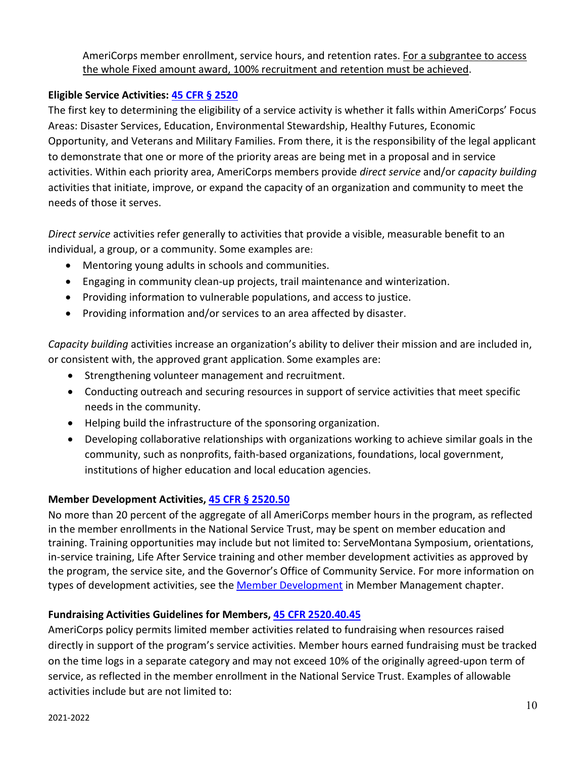AmeriCorps member enrollment, service hours, and retention rates. For a subgrantee to access the whole Fixed amount award, 100% recruitment and retention must be achieved.

**Eligible Service Activities: [45 CFR § 2520](#)**

The first key to determining the eligibility of a service activity is whether it falls within AmeriCorps' Focus Areas: Disaster Services, Education, Environmental Stewardship, Healthy Futures, Economic Opportunity, and Veterans and Military Families. From there, it is the responsibility of the legal applicant to demonstrate that one or more of the priority areas are being met in a proposal and in service activities. Within each priority area, AmeriCorps members provide *direct service* and/or *capacity building* activities that initiate, improve, or expand the capacity of an organization and community to meet the needs of those it serves.

*Direct service* activities refer generally to activities that provide a visible, measurable benefit to an individual, a group, or a community. Some examples are:

- Mentoring young adults in schools and communities.
- Engaging in community clean-up projects, trail maintenance and winterization.
- Providing information to vulnerable populations, and access to justice.
- Providing information and/or services to an area affected by disaster.

*Capacity building* activities increase an organization's ability to deliver their mission and are included in, or consistent with, the approved grant application. Some examples are:

- Strengthening volunteer management and recruitment.
- Conducting outreach and securing resources in support of service activities that meet specific needs in the community.
- Helping build the infrastructure of the sponsoring organization.
- Developing collaborative relationships with organizations working to achieve similar goals in the community, such as nonprofits, faith-based organizations, foundations, local government, institutions of higher education and local education agencies.

**Member Development Activities, [45 CFR § 2520.50](#)**

No more than 20 percent of the aggregate of all AmeriCorps member hours in the program, as reflected in the member enrollments in the National Service Trust, may be spent on member education and training. Training opportunities may include but not limited to: ServeMontana Symposium, orientations, in-service training, Life After Service training and other member development activities as approved by the program, the service site, and the Governor's Office of Community Service. For more information on types of development activities, see the [Member Development](#) in Member Management chapter.

**Fundraising Activities Guidelines for Members, [45 CFR 2520.40.45](#)**

AmeriCorps policy permits limited member activities related to fundraising when resources raised directly in support of the program's service activities. Member hours earned fundraising must be tracked on the time logs in a separate category and may not exceed 10% of the originally agreed-upon term of service, as reflected in the member enrollment in the National Service Trust. Examples of allowable activities include but are not limited to: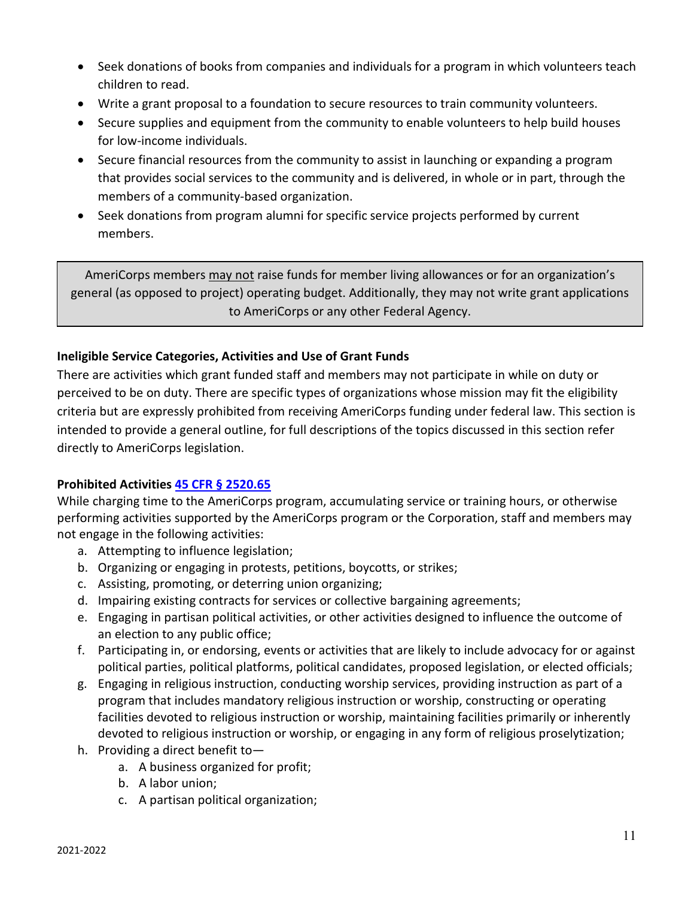- Seek donations of books from companies and individuals for a program in which volunteers teach children to read.
- Write a grant proposal to a foundation to secure resources to train community volunteers.
- Secure supplies and equipment from the community to enable volunteers to help build houses for low-income individuals.
- Secure financial resources from the community to assist in launching or expanding a program that provides social services to the community and is delivered, in whole or in part, through the members of a community-based organization.
- Seek donations from program alumni for specific service projects performed by current members.

> AmeriCorps members <u>may not</u> raise funds for member living allowances or for an organization's general (as opposed to project) operating budget. Additionally, they may not write grant applications to AmeriCorps or any other Federal Agency.

**Ineligible Service Categories, Activities and Use of Grant Funds**

There are activities which grant funded staff and members may not participate in while on duty or perceived to be on duty. There are specific types of organizations whose mission may fit the eligibility criteria but are expressly prohibited from receiving AmeriCorps funding under federal law. This section is intended to provide a general outline, for full descriptions of the topics discussed in this section refer directly to AmeriCorps legislation.

**Prohibited Activities [45 CFR § 2520.65](#)**

While charging time to the AmeriCorps program, accumulating service or training hours, or otherwise performing activities supported by the AmeriCorps program or the Corporation, staff and members may not engage in the following activities:

a. Attempting to influence legislation;
b. Organizing or engaging in protests, petitions, boycotts, or strikes;
c. Assisting, promoting, or deterring union organizing;
d. Impairing existing contracts for services or collective bargaining agreements;
e. Engaging in partisan political activities, or other activities designed to influence the outcome of an election to any public office;
f. Participating in, or endorsing, events or activities that are likely to include advocacy for or against political parties, political platforms, political candidates, proposed legislation, or elected officials;
g. Engaging in religious instruction, conducting worship services, providing instruction as part of a program that includes mandatory religious instruction or worship, constructing or operating facilities devoted to religious instruction or worship, maintaining facilities primarily or inherently devoted to religious instruction or worship, or engaging in any form of religious proselytization;
h. Providing a direct benefit to—
    a. A business organized for profit;
    b. A labor union;
    c. A partisan political organization;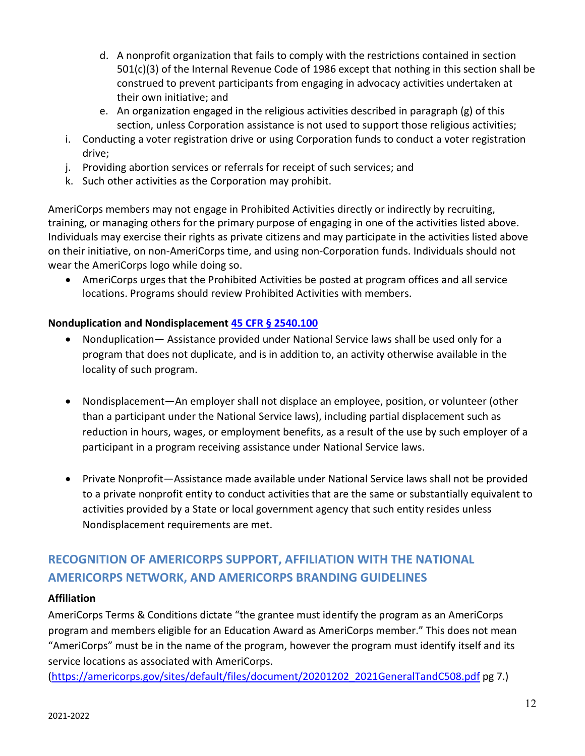d. A nonprofit organization that fails to comply with the restrictions contained in section 501(c)(3) of the Internal Revenue Code of 1986 except that nothing in this section shall be construed to prevent participants from engaging in advocacy activities undertaken at their own initiative; and
   e. An organization engaged in the religious activities described in paragraph (g) of this section, unless Corporation assistance is not used to support those religious activities;

i. Conducting a voter registration drive or using Corporation funds to conduct a voter registration drive;
j. Providing abortion services or referrals for receipt of such services; and
k. Such other activities as the Corporation may prohibit.

AmeriCorps members may not engage in Prohibited Activities directly or indirectly by recruiting, training, or managing others for the primary purpose of engaging in one of the activities listed above. Individuals may exercise their rights as private citizens and may participate in the activities listed above on their initiative, on non-AmeriCorps time, and using non-Corporation funds. Individuals should not wear the AmeriCorps logo while doing so.

- AmeriCorps urges that the Prohibited Activities be posted at program offices and all service locations. Programs should review Prohibited Activities with members.

**Nonduplication and Nondisplacement [45 CFR § 2540.100](45 CFR § 2540.100)**

- Nonduplication— Assistance provided under National Service laws shall be used only for a program that does not duplicate, and is in addition to, an activity otherwise available in the locality of such program.

- Nondisplacement—An employer shall not displace an employee, position, or volunteer (other than a participant under the National Service laws), including partial displacement such as reduction in hours, wages, or employment benefits, as a result of the use by such employer of a participant in a program receiving assistance under National Service laws.

- Private Nonprofit—Assistance made available under National Service laws shall not be provided to a private nonprofit entity to conduct activities that are the same or substantially equivalent to activities provided by a State or local government agency that such entity resides unless Nondisplacement requirements are met.

## RECOGNITION OF AMERICORPS SUPPORT, AFFILIATION WITH THE NATIONAL AMERICORPS NETWORK, AND AMERICORPS BRANDING GUIDELINES

**Affiliation**

AmeriCorps Terms & Conditions dictate "the grantee must identify the program as an AmeriCorps program and members eligible for an Education Award as AmeriCorps member." This does not mean "AmeriCorps" must be in the name of the program, however the program must identify itself and its service locations as associated with AmeriCorps.
([https://americorps.gov/sites/default/files/document/20201202_2021GeneralTandC508.pdf](https://americorps.gov/sites/default/files/document/20201202_2021GeneralTandC508.pdf) pg 7.)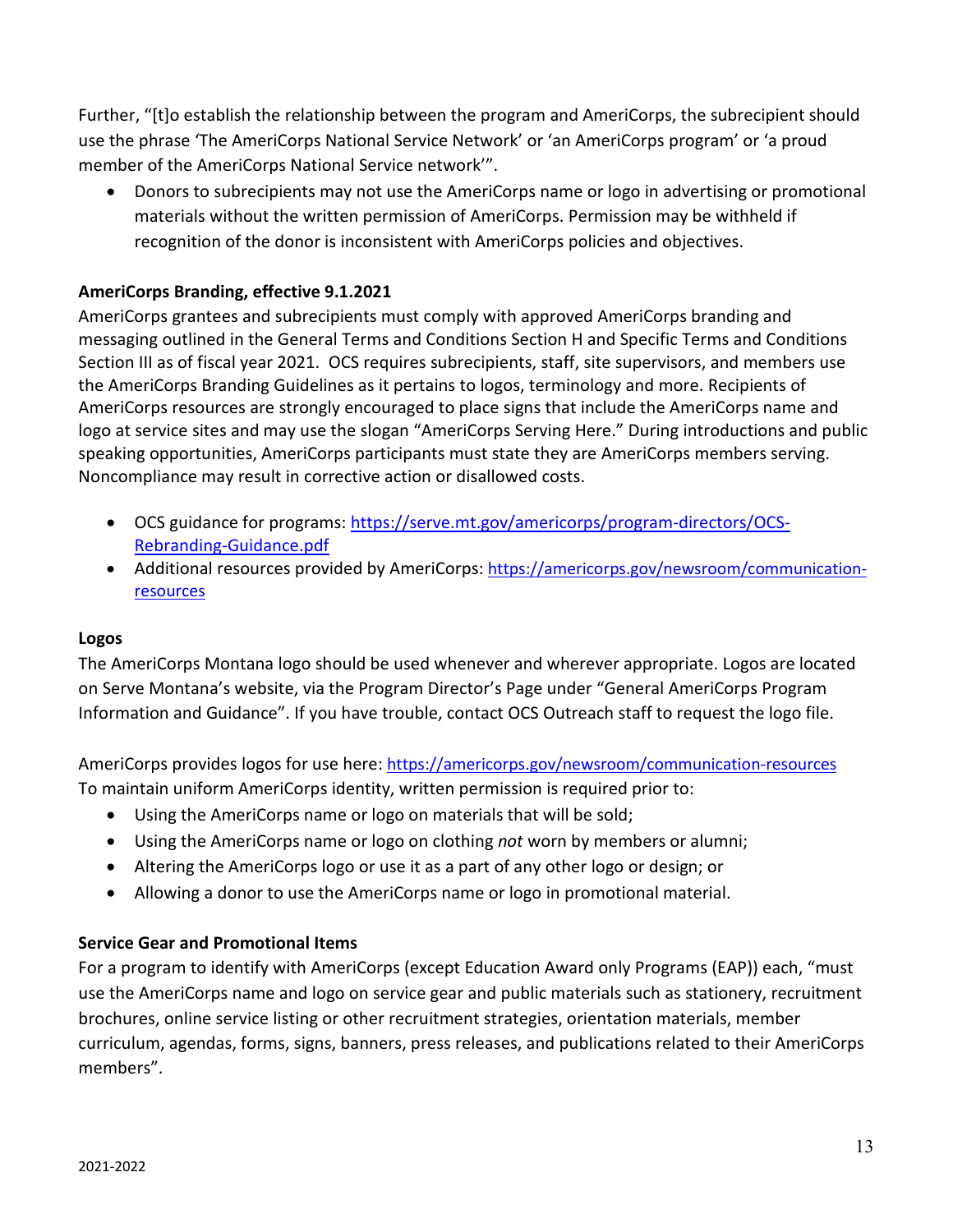Further, "[t]o establish the relationship between the program and AmeriCorps, the subrecipient should use the phrase 'The AmeriCorps National Service Network' or 'an AmeriCorps program' or 'a proud member of the AmeriCorps National Service network'".

- Donors to subrecipients may not use the AmeriCorps name or logo in advertising or promotional materials without the written permission of AmeriCorps. Permission may be withheld if recognition of the donor is inconsistent with AmeriCorps policies and objectives.

**AmeriCorps Branding, effective 9.1.2021**

AmeriCorps grantees and subrecipients must comply with approved AmeriCorps branding and messaging outlined in the General Terms and Conditions Section H and Specific Terms and Conditions Section III as of fiscal year 2021. OCS requires subrecipients, staff, site supervisors, and members use the AmeriCorps Branding Guidelines as it pertains to logos, terminology and more. Recipients of AmeriCorps resources are strongly encouraged to place signs that include the AmeriCorps name and logo at service sites and may use the slogan "AmeriCorps Serving Here." During introductions and public speaking opportunities, AmeriCorps participants must state they are AmeriCorps members serving. Noncompliance may result in corrective action or disallowed costs.

- OCS guidance for programs: [https://serve.mt.gov/americorps/program-directors/OCS-Rebranding-Guidance.pdf](https://serve.mt.gov/americorps/program-directors/OCS-Rebranding-Guidance.pdf)
- Additional resources provided by AmeriCorps: [https://americorps.gov/newsroom/communication-resources](https://americorps.gov/newsroom/communication-resources)

**Logos**

The AmeriCorps Montana logo should be used whenever and wherever appropriate. Logos are located on Serve Montana's website, via the Program Director's Page under "General AmeriCorps Program Information and Guidance". If you have trouble, contact OCS Outreach staff to request the logo file.

AmeriCorps provides logos for use here: [https://americorps.gov/newsroom/communication-resources](https://americorps.gov/newsroom/communication-resources)
To maintain uniform AmeriCorps identity, written permission is required prior to:

- Using the AmeriCorps name or logo on materials that will be sold;
- Using the AmeriCorps name or logo on clothing *not* worn by members or alumni;
- Altering the AmeriCorps logo or use it as a part of any other logo or design; or
- Allowing a donor to use the AmeriCorps name or logo in promotional material.

**Service Gear and Promotional Items**

For a program to identify with AmeriCorps (except Education Award only Programs (EAP)) each, "must use the AmeriCorps name and logo on service gear and public materials such as stationery, recruitment brochures, online service listing or other recruitment strategies, orientation materials, member curriculum, agendas, forms, signs, banners, press releases, and publications related to their AmeriCorps members".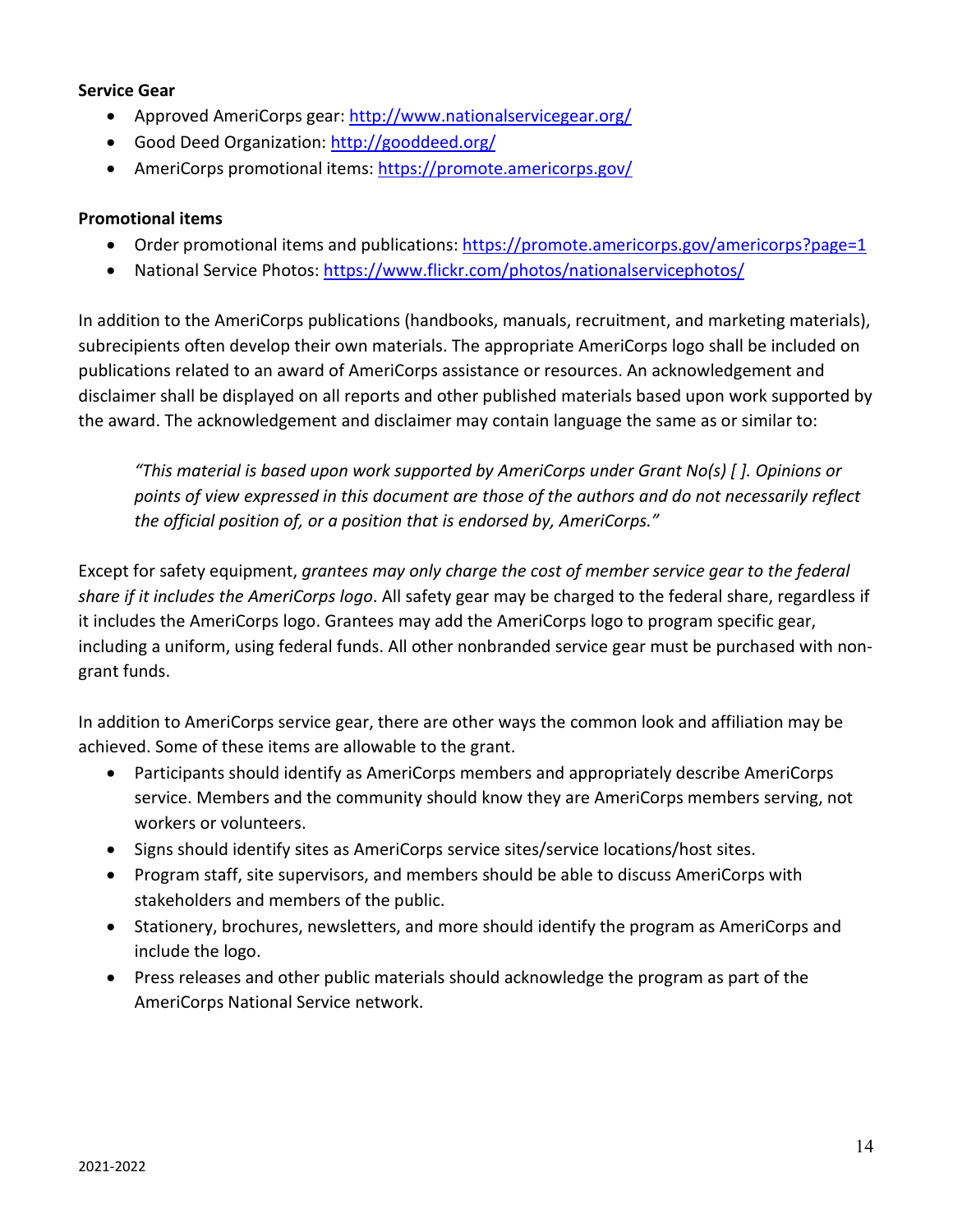**Service Gear**

- Approved AmeriCorps gear: http://www.nationalservicegear.org/
- Good Deed Organization: http://gooddeed.org/
- AmeriCorps promotional items: https://promote.americorps.gov/

**Promotional items**

- Order promotional items and publications: https://promote.americorps.gov/americorps?page=1
- National Service Photos: https://www.flickr.com/photos/nationalservicephotos/

In addition to the AmeriCorps publications (handbooks, manuals, recruitment, and marketing materials), subrecipients often develop their own materials. The appropriate AmeriCorps logo shall be included on publications related to an award of AmeriCorps assistance or resources. An acknowledgement and disclaimer shall be displayed on all reports and other published materials based upon work supported by the award. The acknowledgement and disclaimer may contain language the same as or similar to:

> *"This material is based upon work supported by AmeriCorps under Grant No(s) [ ]. Opinions or points of view expressed in this document are those of the authors and do not necessarily reflect the official position of, or a position that is endorsed by, AmeriCorps."*

Except for safety equipment, *grantees may only charge the cost of member service gear to the federal share if it includes the AmeriCorps logo*. All safety gear may be charged to the federal share, regardless if it includes the AmeriCorps logo. Grantees may add the AmeriCorps logo to program specific gear, including a uniform, using federal funds. All other nonbranded service gear must be purchased with non-grant funds.

In addition to AmeriCorps service gear, there are other ways the common look and affiliation may be achieved. Some of these items are allowable to the grant.

- Participants should identify as AmeriCorps members and appropriately describe AmeriCorps service. Members and the community should know they are AmeriCorps members serving, not workers or volunteers.
- Signs should identify sites as AmeriCorps service sites/service locations/host sites.
- Program staff, site supervisors, and members should be able to discuss AmeriCorps with stakeholders and members of the public.
- Stationery, brochures, newsletters, and more should identify the program as AmeriCorps and include the logo.
- Press releases and other public materials should acknowledge the program as part of the AmeriCorps National Service network.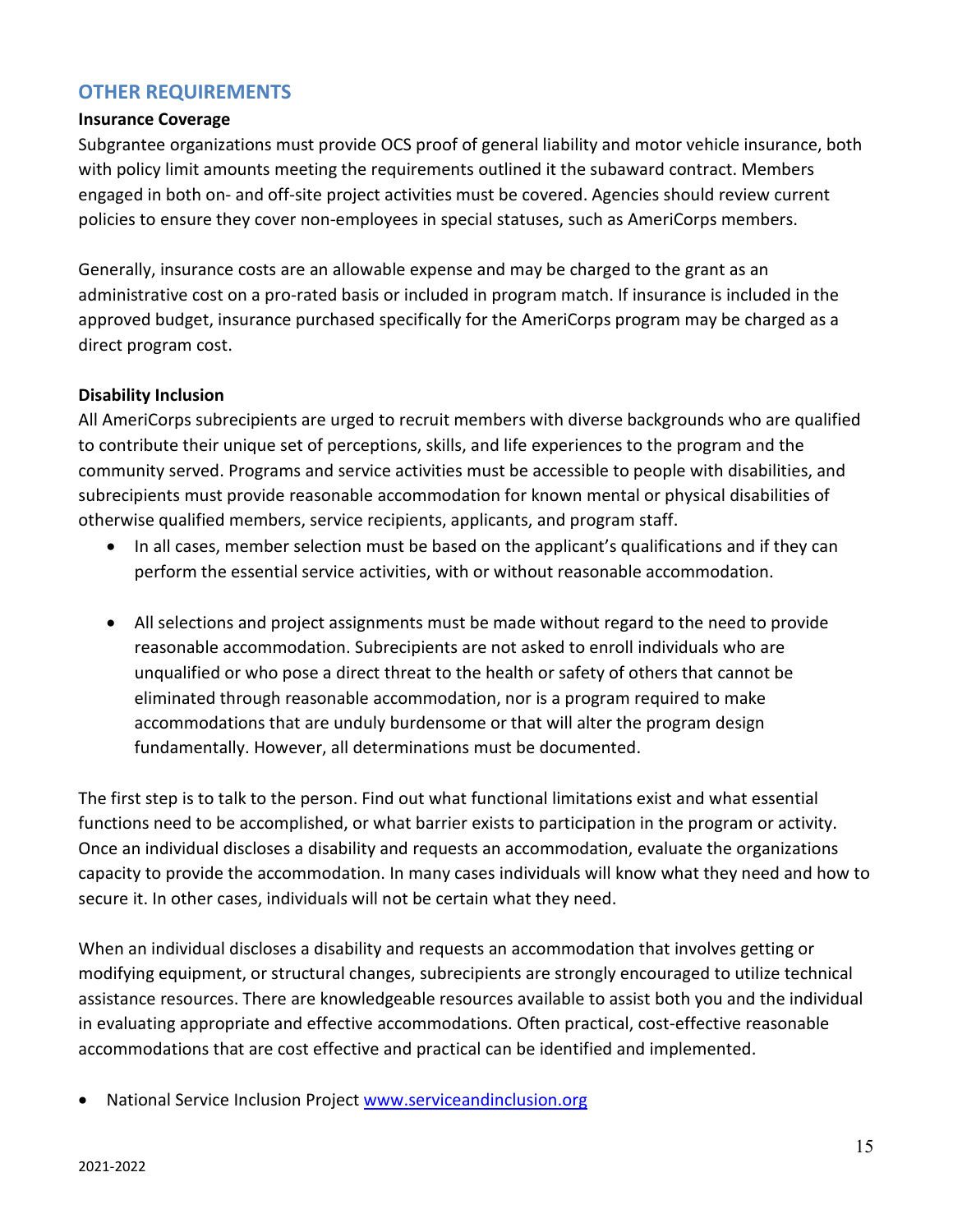## OTHER REQUIREMENTS

**Insurance Coverage**

Subgrantee organizations must provide OCS proof of general liability and motor vehicle insurance, both with policy limit amounts meeting the requirements outlined it the subaward contract. Members engaged in both on- and off-site project activities must be covered. Agencies should review current policies to ensure they cover non-employees in special statuses, such as AmeriCorps members.

Generally, insurance costs are an allowable expense and may be charged to the grant as an administrative cost on a pro-rated basis or included in program match. If insurance is included in the approved budget, insurance purchased specifically for the AmeriCorps program may be charged as a direct program cost.

**Disability Inclusion**

All AmeriCorps subrecipients are urged to recruit members with diverse backgrounds who are qualified to contribute their unique set of perceptions, skills, and life experiences to the program and the community served. Programs and service activities must be accessible to people with disabilities, and subrecipients must provide reasonable accommodation for known mental or physical disabilities of otherwise qualified members, service recipients, applicants, and program staff.

- In all cases, member selection must be based on the applicant's qualifications and if they can perform the essential service activities, with or without reasonable accommodation.
- All selections and project assignments must be made without regard to the need to provide reasonable accommodation. Subrecipients are not asked to enroll individuals who are unqualified or who pose a direct threat to the health or safety of others that cannot be eliminated through reasonable accommodation, nor is a program required to make accommodations that are unduly burdensome or that will alter the program design fundamentally. However, all determinations must be documented.

The first step is to talk to the person. Find out what functional limitations exist and what essential functions need to be accomplished, or what barrier exists to participation in the program or activity. Once an individual discloses a disability and requests an accommodation, evaluate the organizations capacity to provide the accommodation. In many cases individuals will know what they need and how to secure it. In other cases, individuals will not be certain what they need.

When an individual discloses a disability and requests an accommodation that involves getting or modifying equipment, or structural changes, subrecipients are strongly encouraged to utilize technical assistance resources. There are knowledgeable resources available to assist both you and the individual in evaluating appropriate and effective accommodations. Often practical, cost-effective reasonable accommodations that are cost effective and practical can be identified and implemented.

- National Service Inclusion Project [www.serviceandinclusion.org](www.serviceandinclusion.org)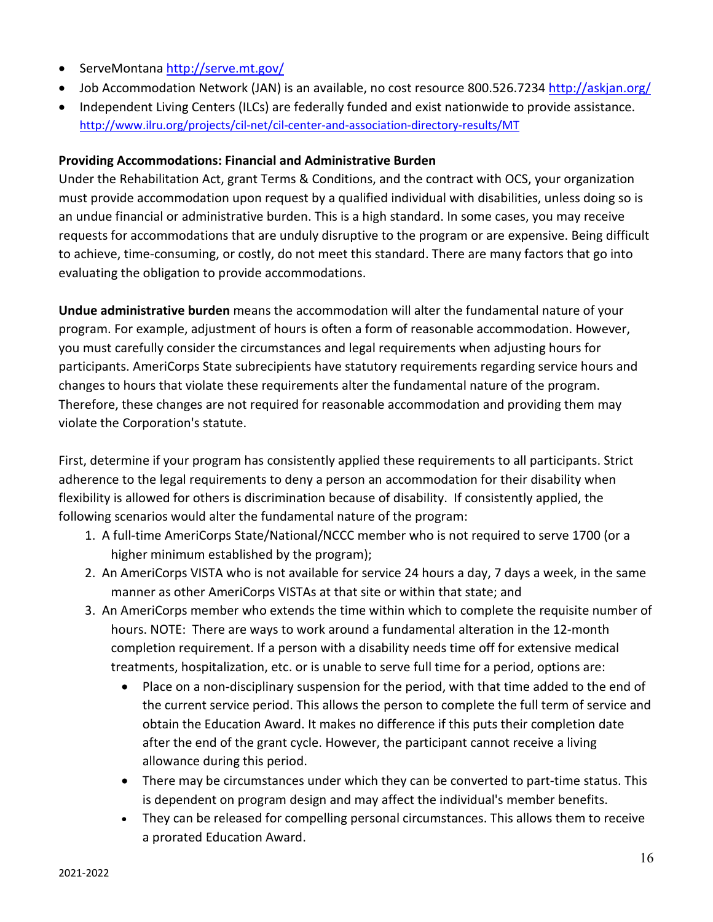- ServeMontana http://serve.mt.gov/
- Job Accommodation Network (JAN) is an available, no cost resource 800.526.7234 http://askjan.org/
- Independent Living Centers (ILCs) are federally funded and exist nationwide to provide assistance. http://www.ilru.org/projects/cil-net/cil-center-and-association-directory-results/MT

**Providing Accommodations: Financial and Administrative Burden**

Under the Rehabilitation Act, grant Terms & Conditions, and the contract with OCS, your organization must provide accommodation upon request by a qualified individual with disabilities, unless doing so is an undue financial or administrative burden. This is a high standard. In some cases, you may receive requests for accommodations that are unduly disruptive to the program or are expensive. Being difficult to achieve, time-consuming, or costly, do not meet this standard. There are many factors that go into evaluating the obligation to provide accommodations.

**Undue administrative burden** means the accommodation will alter the fundamental nature of your program. For example, adjustment of hours is often a form of reasonable accommodation. However, you must carefully consider the circumstances and legal requirements when adjusting hours for participants. AmeriCorps State subrecipients have statutory requirements regarding service hours and changes to hours that violate these requirements alter the fundamental nature of the program. Therefore, these changes are not required for reasonable accommodation and providing them may violate the Corporation's statute.

First, determine if your program has consistently applied these requirements to all participants. Strict adherence to the legal requirements to deny a person an accommodation for their disability when flexibility is allowed for others is discrimination because of disability. If consistently applied, the following scenarios would alter the fundamental nature of the program:

1. A full-time AmeriCorps State/National/NCCC member who is not required to serve 1700 (or a higher minimum established by the program);
2. An AmeriCorps VISTA who is not available for service 24 hours a day, 7 days a week, in the same manner as other AmeriCorps VISTAs at that site or within that state; and
3. An AmeriCorps member who extends the time within which to complete the requisite number of hours. NOTE: There are ways to work around a fundamental alteration in the 12-month completion requirement. If a person with a disability needs time off for extensive medical treatments, hospitalization, etc. or is unable to serve full time for a period, options are:
   - Place on a non-disciplinary suspension for the period, with that time added to the end of the current service period. This allows the person to complete the full term of service and obtain the Education Award. It makes no difference if this puts their completion date after the end of the grant cycle. However, the participant cannot receive a living allowance during this period.
   - There may be circumstances under which they can be converted to part-time status. This is dependent on program design and may affect the individual's member benefits.
   - They can be released for compelling personal circumstances. This allows them to receive a prorated Education Award.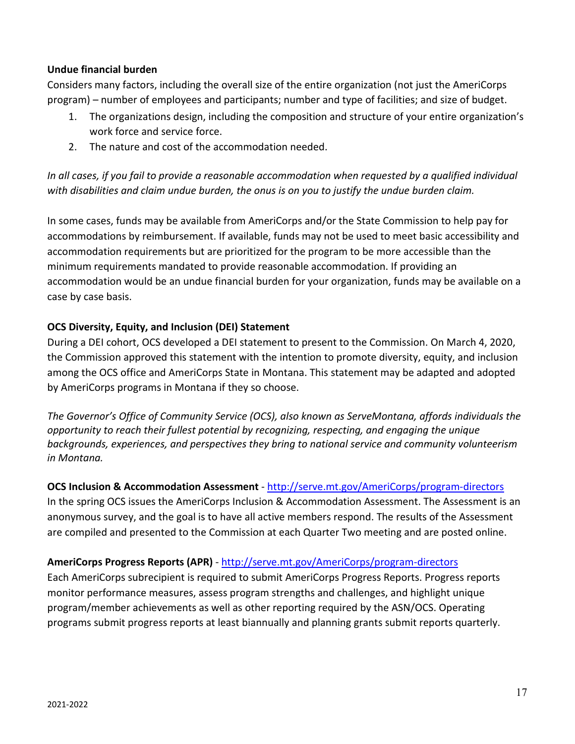**Undue financial burden**

Considers many factors, including the overall size of the entire organization (not just the AmeriCorps program) – number of employees and participants; number and type of facilities; and size of budget.

1. The organizations design, including the composition and structure of your entire organization's work force and service force.
2. The nature and cost of the accommodation needed.

*In all cases, if you fail to provide a reasonable accommodation when requested by a qualified individual with disabilities and claim undue burden, the onus is on you to justify the undue burden claim.*

In some cases, funds may be available from AmeriCorps and/or the State Commission to help pay for accommodations by reimbursement. If available, funds may not be used to meet basic accessibility and accommodation requirements but are prioritized for the program to be more accessible than the minimum requirements mandated to provide reasonable accommodation. If providing an accommodation would be an undue financial burden for your organization, funds may be available on a case by case basis.

**OCS Diversity, Equity, and Inclusion (DEI) Statement**

During a DEI cohort, OCS developed a DEI statement to present to the Commission. On March 4, 2020, the Commission approved this statement with the intention to promote diversity, equity, and inclusion among the OCS office and AmeriCorps State in Montana. This statement may be adapted and adopted by AmeriCorps programs in Montana if they so choose.

*The Governor's Office of Community Service (OCS), also known as ServeMontana, affords individuals the opportunity to reach their fullest potential by recognizing, respecting, and engaging the unique backgrounds, experiences, and perspectives they bring to national service and community volunteerism in Montana.*

**OCS Inclusion & Accommodation Assessment** - [http://serve.mt.gov/AmeriCorps/program-directors](http://serve.mt.gov/AmeriCorps/program-directors)

In the spring OCS issues the AmeriCorps Inclusion & Accommodation Assessment. The Assessment is an anonymous survey, and the goal is to have all active members respond. The results of the Assessment are compiled and presented to the Commission at each Quarter Two meeting and are posted online.

**AmeriCorps Progress Reports (APR)** - [http://serve.mt.gov/AmeriCorps/program-directors](http://serve.mt.gov/AmeriCorps/program-directors)

Each AmeriCorps subrecipient is required to submit AmeriCorps Progress Reports. Progress reports monitor performance measures, assess program strengths and challenges, and highlight unique program/member achievements as well as other reporting required by the ASN/OCS. Operating programs submit progress reports at least biannually and planning grants submit reports quarterly.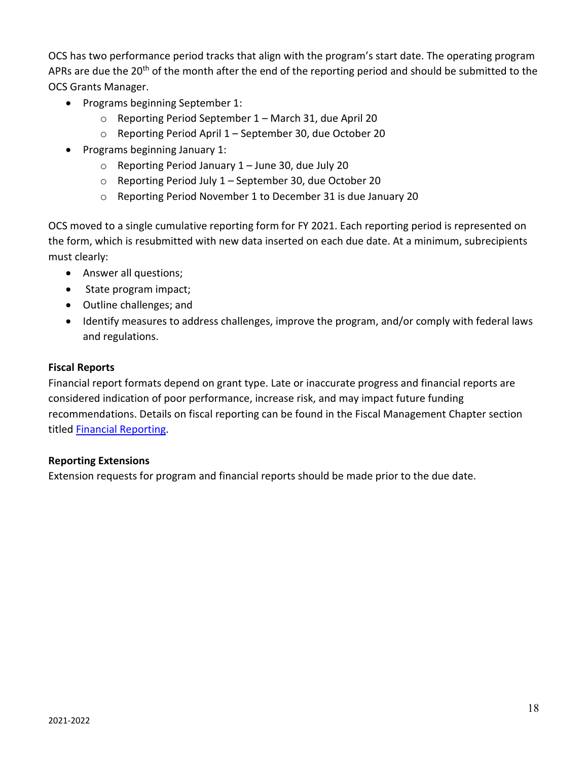OCS has two performance period tracks that align with the program's start date. The operating program APRs are due the 20th of the month after the end of the reporting period and should be submitted to the OCS Grants Manager.

- Programs beginning September 1:
  - Reporting Period September 1 – March 31, due April 20
  - Reporting Period April 1 – September 30, due October 20
- Programs beginning January 1:
  - Reporting Period January 1 – June 30, due July 20
  - Reporting Period July 1 – September 30, due October 20
  - Reporting Period November 1 to December 31 is due January 20

OCS moved to a single cumulative reporting form for FY 2021. Each reporting period is represented on the form, which is resubmitted with new data inserted on each due date. At a minimum, subrecipients must clearly:

- Answer all questions;
- State program impact;
- Outline challenges; and
- Identify measures to address challenges, improve the program, and/or comply with federal laws and regulations.

**Fiscal Reports**

Financial report formats depend on grant type. Late or inaccurate progress and financial reports are considered indication of poor performance, increase risk, and may impact future funding recommendations. Details on fiscal reporting can be found in the Fiscal Management Chapter section titled Financial Reporting.

**Reporting Extensions**

Extension requests for program and financial reports should be made prior to the due date.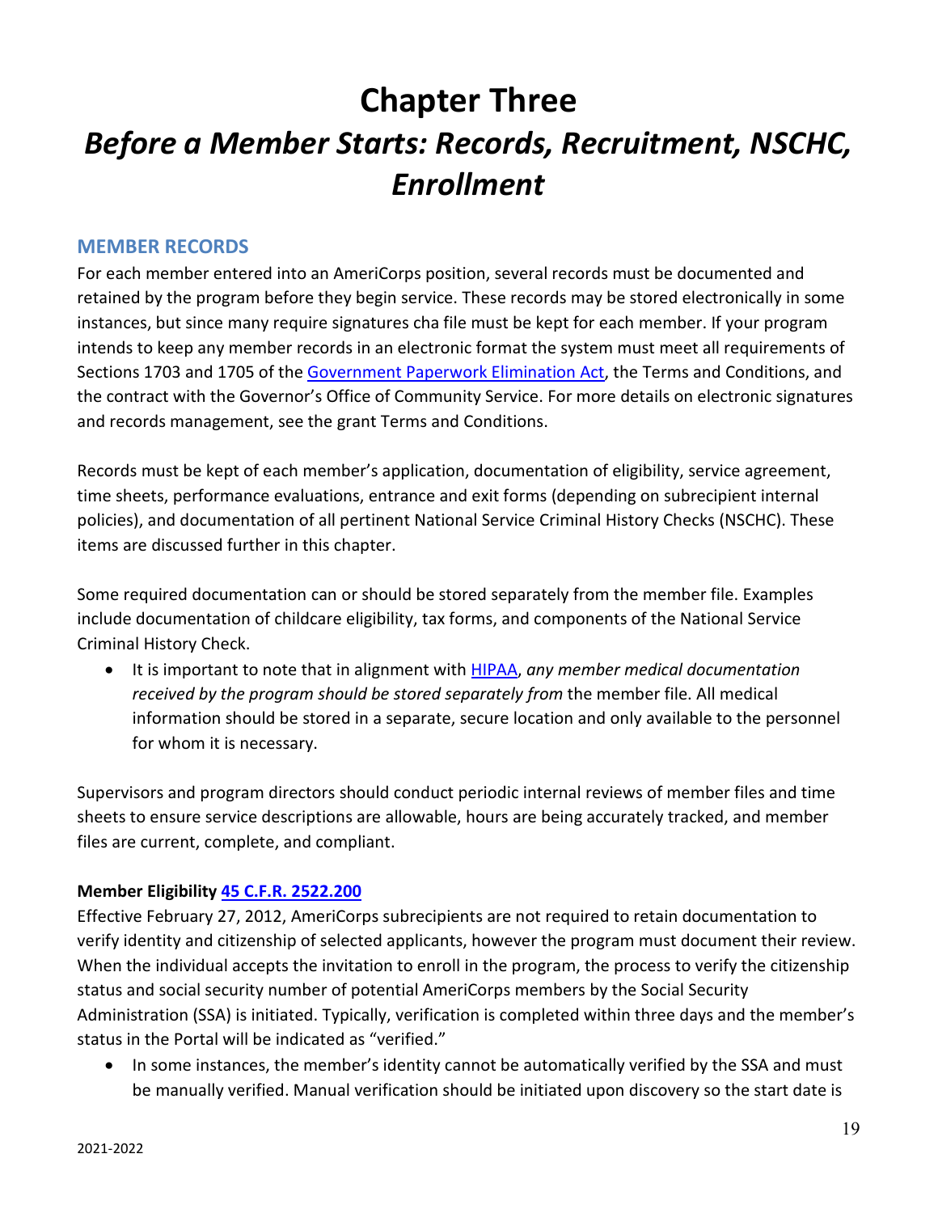# Chapter Three

# *Before a Member Starts: Records, Recruitment, NSCHC, Enrollment*

## MEMBER RECORDS

For each member entered into an AmeriCorps position, several records must be documented and retained by the program before they begin service. These records may be stored electronically in some instances, but since many require signatures cha file must be kept for each member. If your program intends to keep any member records in an electronic format the system must meet all requirements of Sections 1703 and 1705 of the [Government Paperwork Elimination Act](), the Terms and Conditions, and the contract with the Governor's Office of Community Service. For more details on electronic signatures and records management, see the grant Terms and Conditions.

Records must be kept of each member's application, documentation of eligibility, service agreement, time sheets, performance evaluations, entrance and exit forms (depending on subrecipient internal policies), and documentation of all pertinent National Service Criminal History Checks (NSCHC). These items are discussed further in this chapter.

Some required documentation can or should be stored separately from the member file. Examples include documentation of childcare eligibility, tax forms, and components of the National Service Criminal History Check.

- It is important to note that in alignment with [HIPAA](), *any member medical documentation received by the program should be stored separately from* the member file. All medical information should be stored in a separate, secure location and only available to the personnel for whom it is necessary.

Supervisors and program directors should conduct periodic internal reviews of member files and time sheets to ensure service descriptions are allowable, hours are being accurately tracked, and member files are current, complete, and compliant.

**Member Eligibility [45 C.F.R. 2522.200]()**

Effective February 27, 2012, AmeriCorps subrecipients are not required to retain documentation to verify identity and citizenship of selected applicants, however the program must document their review. When the individual accepts the invitation to enroll in the program, the process to verify the citizenship status and social security number of potential AmeriCorps members by the Social Security Administration (SSA) is initiated. Typically, verification is completed within three days and the member's status in the Portal will be indicated as "verified."

- In some instances, the member's identity cannot be automatically verified by the SSA and must be manually verified. Manual verification should be initiated upon discovery so the start date is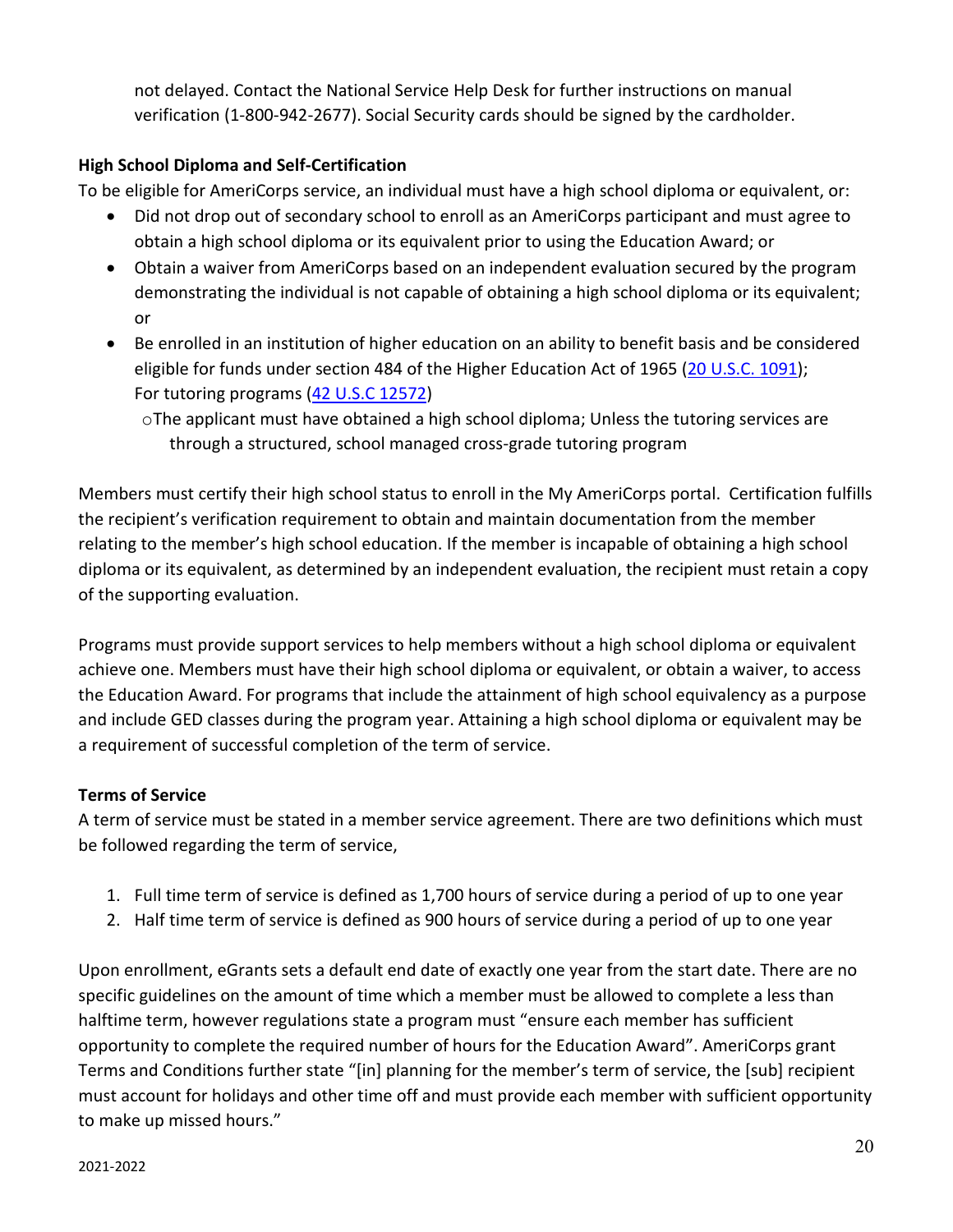not delayed. Contact the National Service Help Desk for further instructions on manual verification (1-800-942-2677). Social Security cards should be signed by the cardholder.

**High School Diploma and Self-Certification**

To be eligible for AmeriCorps service, an individual must have a high school diploma or equivalent, or:

- Did not drop out of secondary school to enroll as an AmeriCorps participant and must agree to obtain a high school diploma or its equivalent prior to using the Education Award; or
- Obtain a waiver from AmeriCorps based on an independent evaluation secured by the program demonstrating the individual is not capable of obtaining a high school diploma or its equivalent; or
- Be enrolled in an institution of higher education on an ability to benefit basis and be considered eligible for funds under section 484 of the Higher Education Act of 1965 ([20 U.S.C. 1091](20 U.S.C. 1091)); For tutoring programs ([42 U.S.C 12572](42 U.S.C 12572))
  - The applicant must have obtained a high school diploma; Unless the tutoring services are through a structured, school managed cross-grade tutoring program

Members must certify their high school status to enroll in the My AmeriCorps portal. Certification fulfills the recipient's verification requirement to obtain and maintain documentation from the member relating to the member's high school education. If the member is incapable of obtaining a high school diploma or its equivalent, as determined by an independent evaluation, the recipient must retain a copy of the supporting evaluation.

Programs must provide support services to help members without a high school diploma or equivalent achieve one. Members must have their high school diploma or equivalent, or obtain a waiver, to access the Education Award. For programs that include the attainment of high school equivalency as a purpose and include GED classes during the program year. Attaining a high school diploma or equivalent may be a requirement of successful completion of the term of service.

**Terms of Service**

A term of service must be stated in a member service agreement. There are two definitions which must be followed regarding the term of service,

1. Full time term of service is defined as 1,700 hours of service during a period of up to one year
2. Half time term of service is defined as 900 hours of service during a period of up to one year

Upon enrollment, eGrants sets a default end date of exactly one year from the start date. There are no specific guidelines on the amount of time which a member must be allowed to complete a less than halftime term, however regulations state a program must "ensure each member has sufficient opportunity to complete the required number of hours for the Education Award". AmeriCorps grant Terms and Conditions further state "[in] planning for the member's term of service, the [sub] recipient must account for holidays and other time off and must provide each member with sufficient opportunity to make up missed hours."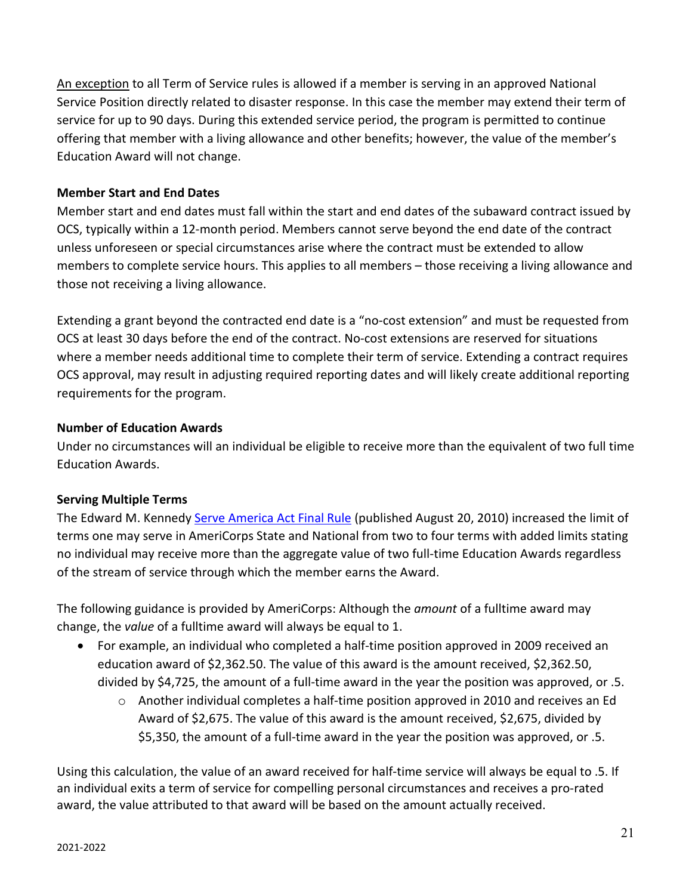An exception to all Term of Service rules is allowed if a member is serving in an approved National Service Position directly related to disaster response. In this case the member may extend their term of service for up to 90 days. During this extended service period, the program is permitted to continue offering that member with a living allowance and other benefits; however, the value of the member's Education Award will not change.

**Member Start and End Dates**

Member start and end dates must fall within the start and end dates of the subaward contract issued by OCS, typically within a 12-month period. Members cannot serve beyond the end date of the contract unless unforeseen or special circumstances arise where the contract must be extended to allow members to complete service hours. This applies to all members – those receiving a living allowance and those not receiving a living allowance.

Extending a grant beyond the contracted end date is a "no-cost extension" and must be requested from OCS at least 30 days before the end of the contract. No-cost extensions are reserved for situations where a member needs additional time to complete their term of service. Extending a contract requires OCS approval, may result in adjusting required reporting dates and will likely create additional reporting requirements for the program.

**Number of Education Awards**

Under no circumstances will an individual be eligible to receive more than the equivalent of two full time Education Awards.

**Serving Multiple Terms**

The Edward M. Kennedy Serve America Act Final Rule (published August 20, 2010) increased the limit of terms one may serve in AmeriCorps State and National from two to four terms with added limits stating no individual may receive more than the aggregate value of two full-time Education Awards regardless of the stream of service through which the member earns the Award.

The following guidance is provided by AmeriCorps: Although the *amount* of a fulltime award may change, the *value* of a fulltime award will always be equal to 1.

- For example, an individual who completed a half-time position approved in 2009 received an education award of $2,362.50. The value of this award is the amount received, $2,362.50, divided by $4,725, the amount of a full-time award in the year the position was approved, or .5.
    - Another individual completes a half-time position approved in 2010 and receives an Ed Award of $2,675. The value of this award is the amount received, $2,675, divided by $5,350, the amount of a full-time award in the year the position was approved, or .5.

Using this calculation, the value of an award received for half-time service will always be equal to .5. If an individual exits a term of service for compelling personal circumstances and receives a pro-rated award, the value attributed to that award will be based on the amount actually received.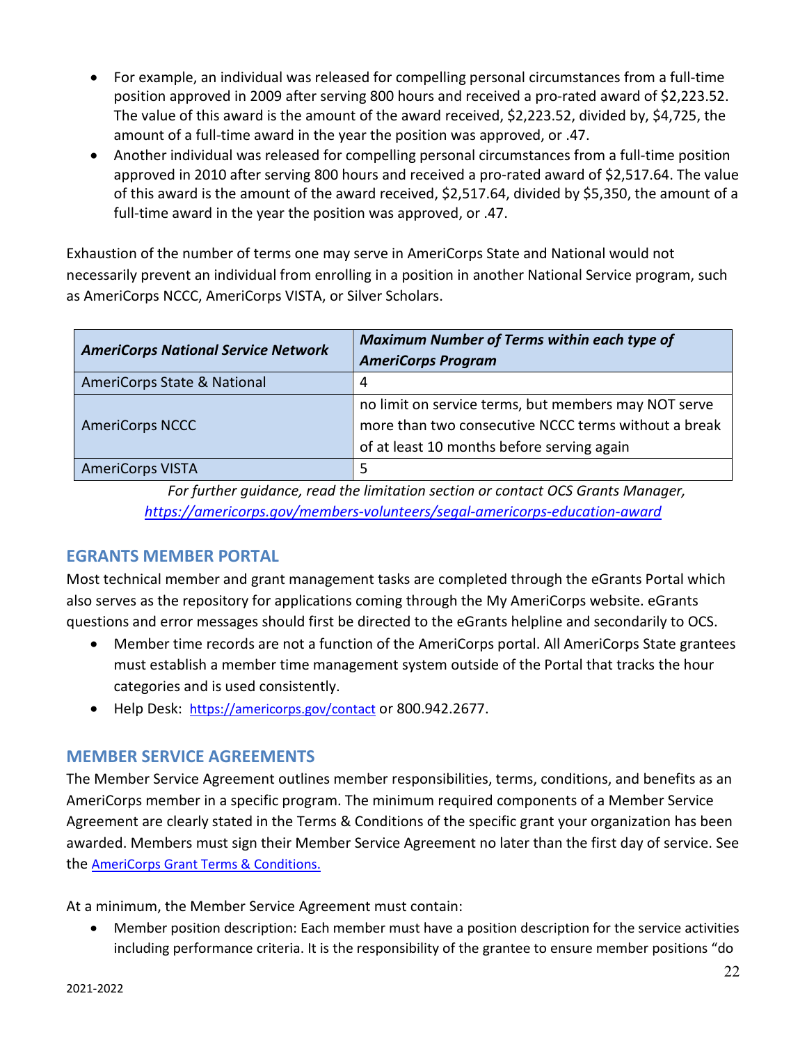- For example, an individual was released for compelling personal circumstances from a full-time position approved in 2009 after serving 800 hours and received a pro-rated award of $2,223.52. The value of this award is the amount of the award received, $2,223.52, divided by, $4,725, the amount of a full-time award in the year the position was approved, or .47.
- Another individual was released for compelling personal circumstances from a full-time position approved in 2010 after serving 800 hours and received a pro-rated award of $2,517.64. The value of this award is the amount of the award received, $2,517.64, divided by $5,350, the amount of a full-time award in the year the position was approved, or .47.

Exhaustion of the number of terms one may serve in AmeriCorps State and National would not necessarily prevent an individual from enrolling in a position in another National Service program, such as AmeriCorps NCCC, AmeriCorps VISTA, or Silver Scholars.

| ***AmeriCorps National Service Network*** | ***Maximum Number of Terms within each type of AmeriCorps Program*** |
|---|---|
| AmeriCorps State & National | 4 |
| AmeriCorps NCCC | no limit on service terms, but members may NOT serve more than two consecutive NCCC terms without a break of at least 10 months before serving again |
| AmeriCorps VISTA | 5 |

*For further guidance, read the limitation section or contact OCS Grants Manager, https://americorps.gov/members-volunteers/segal-americorps-education-award*

## EGRANTS MEMBER PORTAL

Most technical member and grant management tasks are completed through the eGrants Portal which also serves as the repository for applications coming through the My AmeriCorps website. eGrants questions and error messages should first be directed to the eGrants helpline and secondarily to OCS.

- Member time records are not a function of the AmeriCorps portal. All AmeriCorps State grantees must establish a member time management system outside of the Portal that tracks the hour categories and is used consistently.
- Help Desk: https://americorps.gov/contact or 800.942.2677.

## MEMBER SERVICE AGREEMENTS

The Member Service Agreement outlines member responsibilities, terms, conditions, and benefits as an AmeriCorps member in a specific program. The minimum required components of a Member Service Agreement are clearly stated in the Terms & Conditions of the specific grant your organization has been awarded. Members must sign their Member Service Agreement no later than the first day of service. See the AmeriCorps Grant Terms & Conditions.

At a minimum, the Member Service Agreement must contain:

- Member position description: Each member must have a position description for the service activities including performance criteria. It is the responsibility of the grantee to ensure member positions "do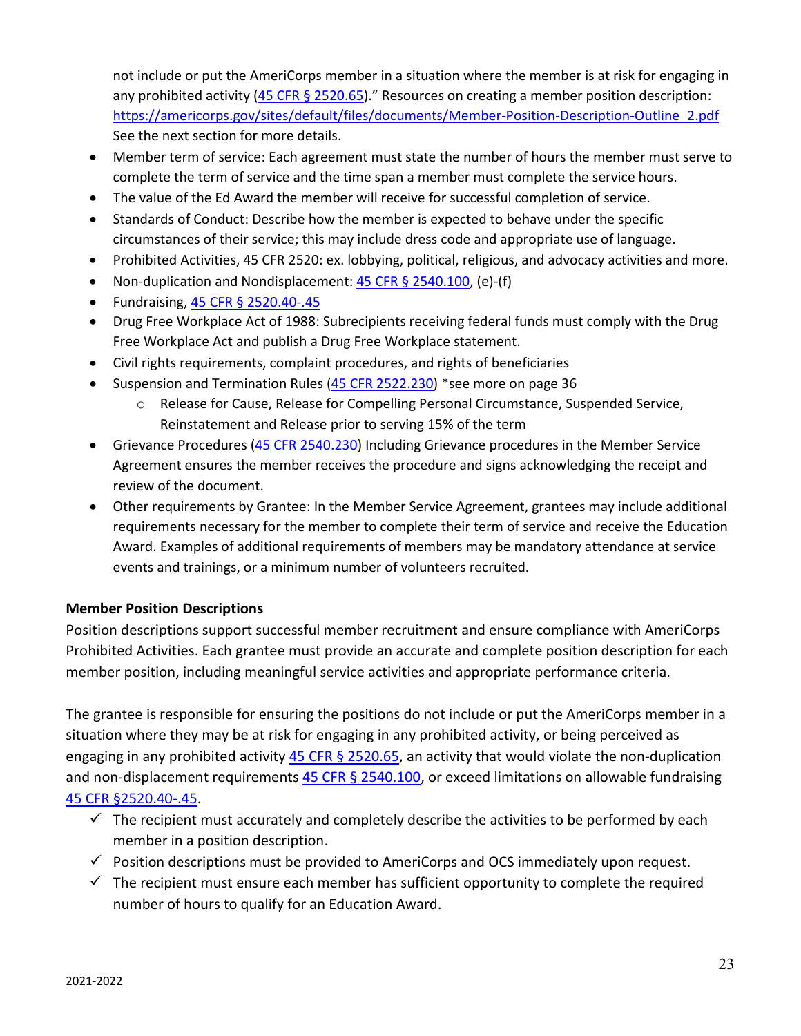not include or put the AmeriCorps member in a situation where the member is at risk for engaging in any prohibited activity ([45 CFR § 2520.65](#)).” Resources on creating a member position description: [https://americorps.gov/sites/default/files/documents/Member-Position-Description-Outline_2.pdf](https://americorps.gov/sites/default/files/documents/Member-Position-Description-Outline_2.pdf) See the next section for more details.

- Member term of service: Each agreement must state the number of hours the member must serve to complete the term of service and the time span a member must complete the service hours.
- The value of the Ed Award the member will receive for successful completion of service.
- Standards of Conduct: Describe how the member is expected to behave under the specific circumstances of their service; this may include dress code and appropriate use of language.
- Prohibited Activities, 45 CFR 2520: ex. lobbying, political, religious, and advocacy activities and more.
- Non-duplication and Nondisplacement: [45 CFR § 2540.100](#), (e)-(f)
- Fundraising, [45 CFR § 2520.40-.45](#)
- Drug Free Workplace Act of 1988: Subrecipients receiving federal funds must comply with the Drug Free Workplace Act and publish a Drug Free Workplace statement.
- Civil rights requirements, complaint procedures, and rights of beneficiaries
- Suspension and Termination Rules ([45 CFR 2522.230](#)) *see more on page 36
  - Release for Cause, Release for Compelling Personal Circumstance, Suspended Service, Reinstatement and Release prior to serving 15% of the term
- Grievance Procedures ([45 CFR 2540.230](#)) Including Grievance procedures in the Member Service Agreement ensures the member receives the procedure and signs acknowledging the receipt and review of the document.
- Other requirements by Grantee: In the Member Service Agreement, grantees may include additional requirements necessary for the member to complete their term of service and receive the Education Award. Examples of additional requirements of members may be mandatory attendance at service events and trainings, or a minimum number of volunteers recruited.

**Member Position Descriptions**

Position descriptions support successful member recruitment and ensure compliance with AmeriCorps Prohibited Activities. Each grantee must provide an accurate and complete position description for each member position, including meaningful service activities and appropriate performance criteria.

The grantee is responsible for ensuring the positions do not include or put the AmeriCorps member in a situation where they may be at risk for engaging in any prohibited activity, or being perceived as engaging in any prohibited activity [45 CFR § 2520.65](#), an activity that would violate the non-duplication and non-displacement requirements [45 CFR § 2540.100](#), or exceed limitations on allowable fundraising [45 CFR §2520.40-.45](#).

- ✓ The recipient must accurately and completely describe the activities to be performed by each member in a position description.
- ✓ Position descriptions must be provided to AmeriCorps and OCS immediately upon request.
- ✓ The recipient must ensure each member has sufficient opportunity to complete the required number of hours to qualify for an Education Award.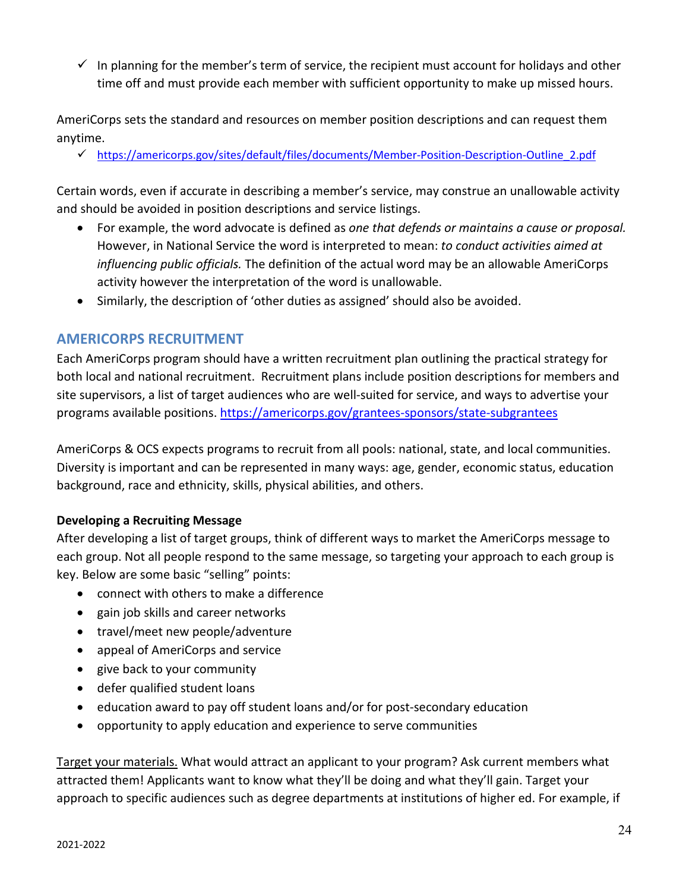- ✓ In planning for the member's term of service, the recipient must account for holidays and other time off and must provide each member with sufficient opportunity to make up missed hours.

AmeriCorps sets the standard and resources on member position descriptions and can request them anytime.

- ✓ https://americorps.gov/sites/default/files/documents/Member-Position-Description-Outline_2.pdf

Certain words, even if accurate in describing a member's service, may construe an unallowable activity and should be avoided in position descriptions and service listings.

- For example, the word advocate is defined as *one that defends or maintains a cause or proposal.* However, in National Service the word is interpreted to mean: *to conduct activities aimed at influencing public officials.* The definition of the actual word may be an allowable AmeriCorps activity however the interpretation of the word is unallowable.
- Similarly, the description of 'other duties as assigned' should also be avoided.

## AMERICORPS RECRUITMENT

Each AmeriCorps program should have a written recruitment plan outlining the practical strategy for both local and national recruitment. Recruitment plans include position descriptions for members and site supervisors, a list of target audiences who are well-suited for service, and ways to advertise your programs available positions. https://americorps.gov/grantees-sponsors/state-subgrantees

AmeriCorps & OCS expects programs to recruit from all pools: national, state, and local communities. Diversity is important and can be represented in many ways: age, gender, economic status, education background, race and ethnicity, skills, physical abilities, and others.

**Developing a Recruiting Message**

After developing a list of target groups, think of different ways to market the AmeriCorps message to each group. Not all people respond to the same message, so targeting your approach to each group is key. Below are some basic "selling" points:

- connect with others to make a difference
- gain job skills and career networks
- travel/meet new people/adventure
- appeal of AmeriCorps and service
- give back to your community
- defer qualified student loans
- education award to pay off student loans and/or for post-secondary education
- opportunity to apply education and experience to serve communities

<u>Target your materials.</u> What would attract an applicant to your program? Ask current members what attracted them! Applicants want to know what they'll be doing and what they'll gain. Target your approach to specific audiences such as degree departments at institutions of higher ed. For example, if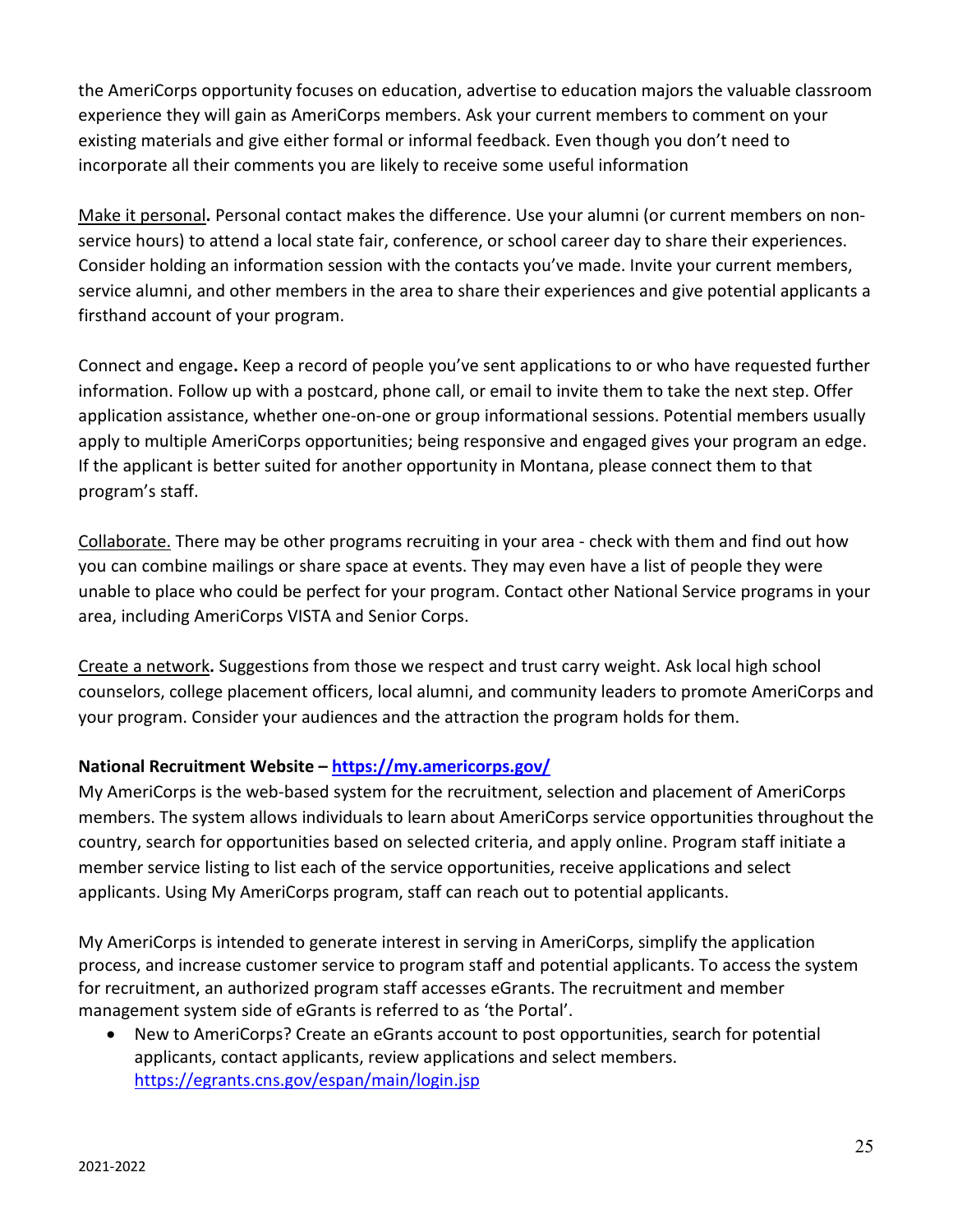the AmeriCorps opportunity focuses on education, advertise to education majors the valuable classroom experience they will gain as AmeriCorps members. Ask your current members to comment on your existing materials and give either formal or informal feedback. Even though you don't need to incorporate all their comments you are likely to receive some useful information

Make it personal**.** Personal contact makes the difference. Use your alumni (or current members on non-service hours) to attend a local state fair, conference, or school career day to share their experiences. Consider holding an information session with the contacts you've made. Invite your current members, service alumni, and other members in the area to share their experiences and give potential applicants a firsthand account of your program.

Connect and engage**.** Keep a record of people you've sent applications to or who have requested further information. Follow up with a postcard, phone call, or email to invite them to take the next step. Offer application assistance, whether one-on-one or group informational sessions. Potential members usually apply to multiple AmeriCorps opportunities; being responsive and engaged gives your program an edge. If the applicant is better suited for another opportunity in Montana, please connect them to that program's staff.

Collaborate. There may be other programs recruiting in your area - check with them and find out how you can combine mailings or share space at events. They may even have a list of people they were unable to place who could be perfect for your program. Contact other National Service programs in your area, including AmeriCorps VISTA and Senior Corps.

Create a network**.** Suggestions from those we respect and trust carry weight. Ask local high school counselors, college placement officers, local alumni, and community leaders to promote AmeriCorps and your program. Consider your audiences and the attraction the program holds for them.

**National Recruitment Website – https://my.americorps.gov/**

My AmeriCorps is the web-based system for the recruitment, selection and placement of AmeriCorps members. The system allows individuals to learn about AmeriCorps service opportunities throughout the country, search for opportunities based on selected criteria, and apply online. Program staff initiate a member service listing to list each of the service opportunities, receive applications and select applicants. Using My AmeriCorps program, staff can reach out to potential applicants.

My AmeriCorps is intended to generate interest in serving in AmeriCorps, simplify the application process, and increase customer service to program staff and potential applicants. To access the system for recruitment, an authorized program staff accesses eGrants. The recruitment and member management system side of eGrants is referred to as 'the Portal'.

- New to AmeriCorps? Create an eGrants account to post opportunities, search for potential applicants, contact applicants, review applications and select members. https://egrants.cns.gov/espan/main/login.jsp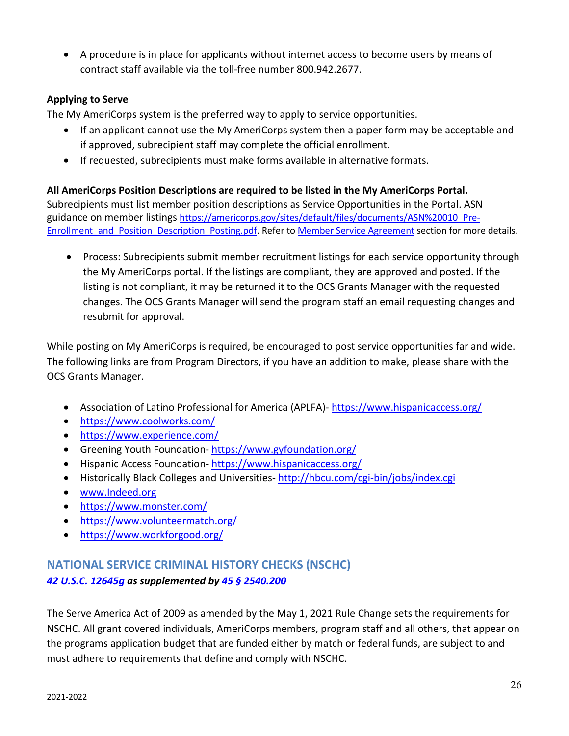- A procedure is in place for applicants without internet access to become users by means of contract staff available via the toll-free number 800.942.2677.

**Applying to Serve**

The My AmeriCorps system is the preferred way to apply to service opportunities.

- If an applicant cannot use the My AmeriCorps system then a paper form may be acceptable and if approved, subrecipient staff may complete the official enrollment.
- If requested, subrecipients must make forms available in alternative formats.

**All AmeriCorps Position Descriptions are required to be listed in the My AmeriCorps Portal.**

Subrecipients must list member position descriptions as Service Opportunities in the Portal. ASN guidance on member listings https://americorps.gov/sites/default/files/documents/ASN%20010_Pre-Enrollment_and_Position_Description_Posting.pdf. Refer to Member Service Agreement section for more details.

- Process: Subrecipients submit member recruitment listings for each service opportunity through the My AmeriCorps portal. If the listings are compliant, they are approved and posted. If the listing is not compliant, it may be returned it to the OCS Grants Manager with the requested changes. The OCS Grants Manager will send the program staff an email requesting changes and resubmit for approval.

While posting on My AmeriCorps is required, be encouraged to post service opportunities far and wide. The following links are from Program Directors, if you have an addition to make, please share with the OCS Grants Manager.

- Association of Latino Professional for America (APLFA)- https://www.hispanicaccess.org/
- https://www.coolworks.com/
- https://www.experience.com/
- Greening Youth Foundation- https://www.gyfoundation.org/
- Hispanic Access Foundation- https://www.hispanicaccess.org/
- Historically Black Colleges and Universities- http://hbcu.com/cgi-bin/jobs/index.cgi
- www.Indeed.org
- https://www.monster.com/
- https://www.volunteermatch.org/
- https://www.workforgood.org/

## NATIONAL SERVICE CRIMINAL HISTORY CHECKS (NSCHC)

***42 U.S.C. 12645g as supplemented by 45 § 2540.200***

The Serve America Act of 2009 as amended by the May 1, 2021 Rule Change sets the requirements for NSCHC. All grant covered individuals, AmeriCorps members, program staff and all others, that appear on the programs application budget that are funded either by match or federal funds, are subject to and must adhere to requirements that define and comply with NSCHC.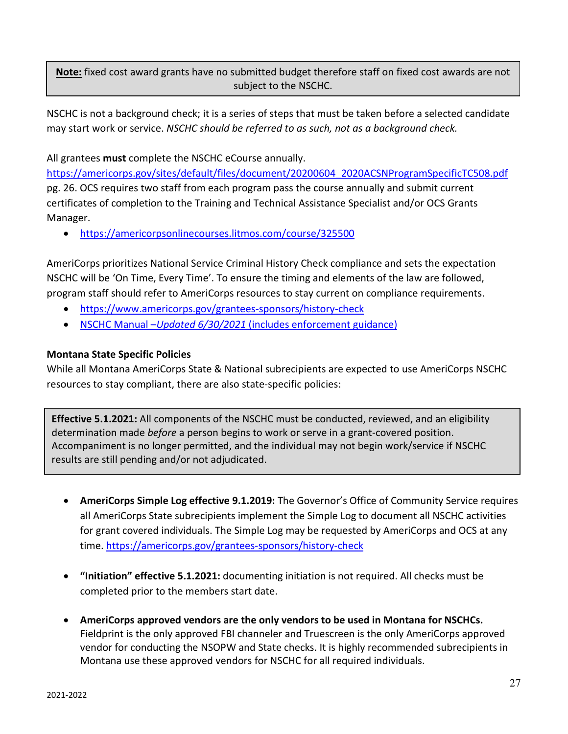**Note:** fixed cost award grants have no submitted budget therefore staff on fixed cost awards are not subject to the NSCHC.

NSCHC is not a background check; it is a series of steps that must be taken before a selected candidate may start work or service. *NSCHC should be referred to as such, not as a background check.*

All grantees **must** complete the NSCHC eCourse annually. https://americorps.gov/sites/default/files/document/20200604_2020ACSNProgramSpecificTC508.pdf pg. 26. OCS requires two staff from each program pass the course annually and submit current certificates of completion to the Training and Technical Assistance Specialist and/or OCS Grants Manager.

- https://americorpsonlinecourses.litmos.com/course/325500

AmeriCorps prioritizes National Service Criminal History Check compliance and sets the expectation NSCHC will be 'On Time, Every Time'. To ensure the timing and elements of the law are followed, program staff should refer to AmeriCorps resources to stay current on compliance requirements.

- https://www.americorps.gov/grantees-sponsors/history-check
- NSCHC Manual –*Updated 6/30/2021* (includes enforcement guidance)

**Montana State Specific Policies**

While all Montana AmeriCorps State & National subrecipients are expected to use AmeriCorps NSCHC resources to stay compliant, there are also state-specific policies:

**Effective 5.1.2021:** All components of the NSCHC must be conducted, reviewed, and an eligibility determination made *before* a person begins to work or serve in a grant-covered position. Accompaniment is no longer permitted, and the individual may not begin work/service if NSCHC results are still pending and/or not adjudicated.

- **AmeriCorps Simple Log effective 9.1.2019:** The Governor's Office of Community Service requires all AmeriCorps State subrecipients implement the Simple Log to document all NSCHC activities for grant covered individuals. The Simple Log may be requested by AmeriCorps and OCS at any time. https://americorps.gov/grantees-sponsors/history-check

- **"Initiation" effective 5.1.2021:** documenting initiation is not required. All checks must be completed prior to the members start date.

- **AmeriCorps approved vendors are the only vendors to be used in Montana for NSCHCs.** Fieldprint is the only approved FBI channeler and Truescreen is the only AmeriCorps approved vendor for conducting the NSOPW and State checks. It is highly recommended subrecipients in Montana use these approved vendors for NSCHC for all required individuals.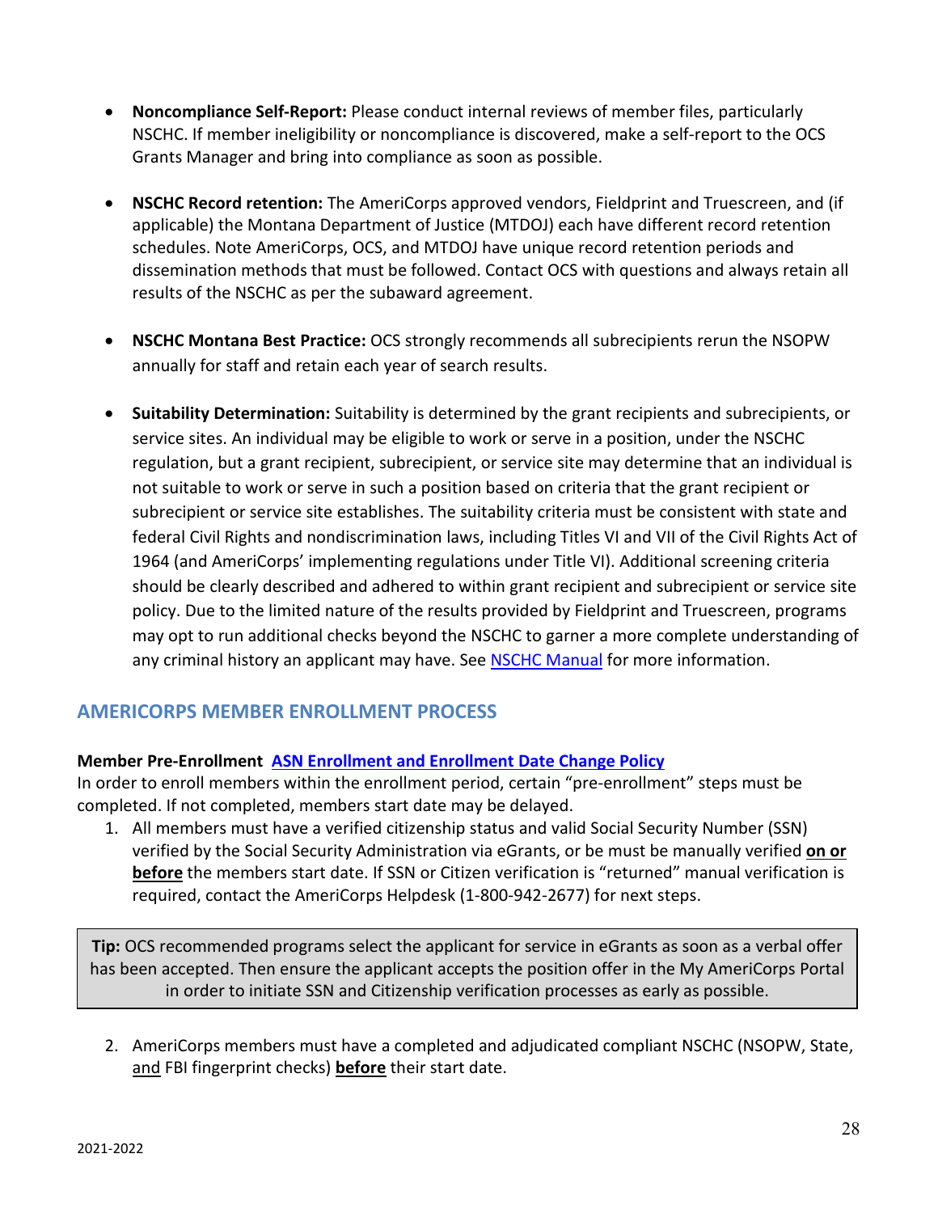- **Noncompliance Self-Report:** Please conduct internal reviews of member files, particularly NSCHC. If member ineligibility or noncompliance is discovered, make a self-report to the OCS Grants Manager and bring into compliance as soon as possible.

- **NSCHC Record retention:** The AmeriCorps approved vendors, Fieldprint and Truescreen, and (if applicable) the Montana Department of Justice (MTDOJ) each have different record retention schedules. Note AmeriCorps, OCS, and MTDOJ have unique record retention periods and dissemination methods that must be followed. Contact OCS with questions and always retain all results of the NSCHC as per the subaward agreement.

- **NSCHC Montana Best Practice:** OCS strongly recommends all subrecipients rerun the NSOPW annually for staff and retain each year of search results.

- **Suitability Determination:** Suitability is determined by the grant recipients and subrecipients, or service sites. An individual may be eligible to work or serve in a position, under the NSCHC regulation, but a grant recipient, subrecipient, or service site may determine that an individual is not suitable to work or serve in such a position based on criteria that the grant recipient or subrecipient or service site establishes. The suitability criteria must be consistent with state and federal Civil Rights and nondiscrimination laws, including Titles VI and VII of the Civil Rights Act of 1964 (and AmeriCorps' implementing regulations under Title VI). Additional screening criteria should be clearly described and adhered to within grant recipient and subrecipient or service site policy. Due to the limited nature of the results provided by Fieldprint and Truescreen, programs may opt to run additional checks beyond the NSCHC to garner a more complete understanding of any criminal history an applicant may have. See NSCHC Manual for more information.

## AMERICORPS MEMBER ENROLLMENT PROCESS

**Member Pre-Enrollment** **ASN Enrollment and Enrollment Date Change Policy**

In order to enroll members within the enrollment period, certain "pre-enrollment" steps must be completed. If not completed, members start date may be delayed.

1. All members must have a verified citizenship status and valid Social Security Number (SSN) verified by the Social Security Administration via eGrants, or be must be manually verified **on or before** the members start date. If SSN or Citizen verification is "returned" manual verification is required, contact the AmeriCorps Helpdesk (1-800-942-2677) for next steps.

> **Tip:** OCS recommended programs select the applicant for service in eGrants as soon as a verbal offer has been accepted. Then ensure the applicant accepts the position offer in the My AmeriCorps Portal in order to initiate SSN and Citizenship verification processes as early as possible.

2. AmeriCorps members must have a completed and adjudicated compliant NSCHC (NSOPW, State, and FBI fingerprint checks) **before** their start date.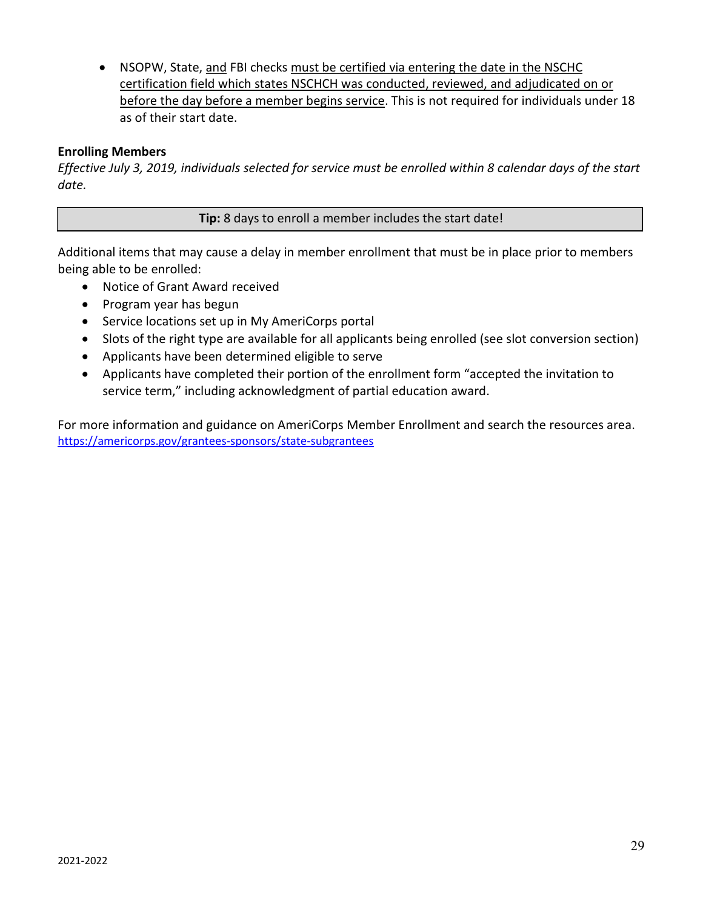- NSOPW, State, <u>and</u> FBI checks <u>must be certified via entering the date in the NSCHC certification field which states NSCHCH was conducted, reviewed, and adjudicated on or before the day before a member begins service</u>. This is not required for individuals under 18 as of their start date.

**Enrolling Members**

*Effective July 3, 2019, individuals selected for service must be enrolled within 8 calendar days of the start date.*

| **Tip:** 8 days to enroll a member includes the start date! |
|---|

Additional items that may cause a delay in member enrollment that must be in place prior to members being able to be enrolled:

- Notice of Grant Award received
- Program year has begun
- Service locations set up in My AmeriCorps portal
- Slots of the right type are available for all applicants being enrolled (see slot conversion section)
- Applicants have been determined eligible to serve
- Applicants have completed their portion of the enrollment form "accepted the invitation to service term," including acknowledgment of partial education award.

For more information and guidance on AmeriCorps Member Enrollment and search the resources area. https://americorps.gov/grantees-sponsors/state-subgrantees

2021-2022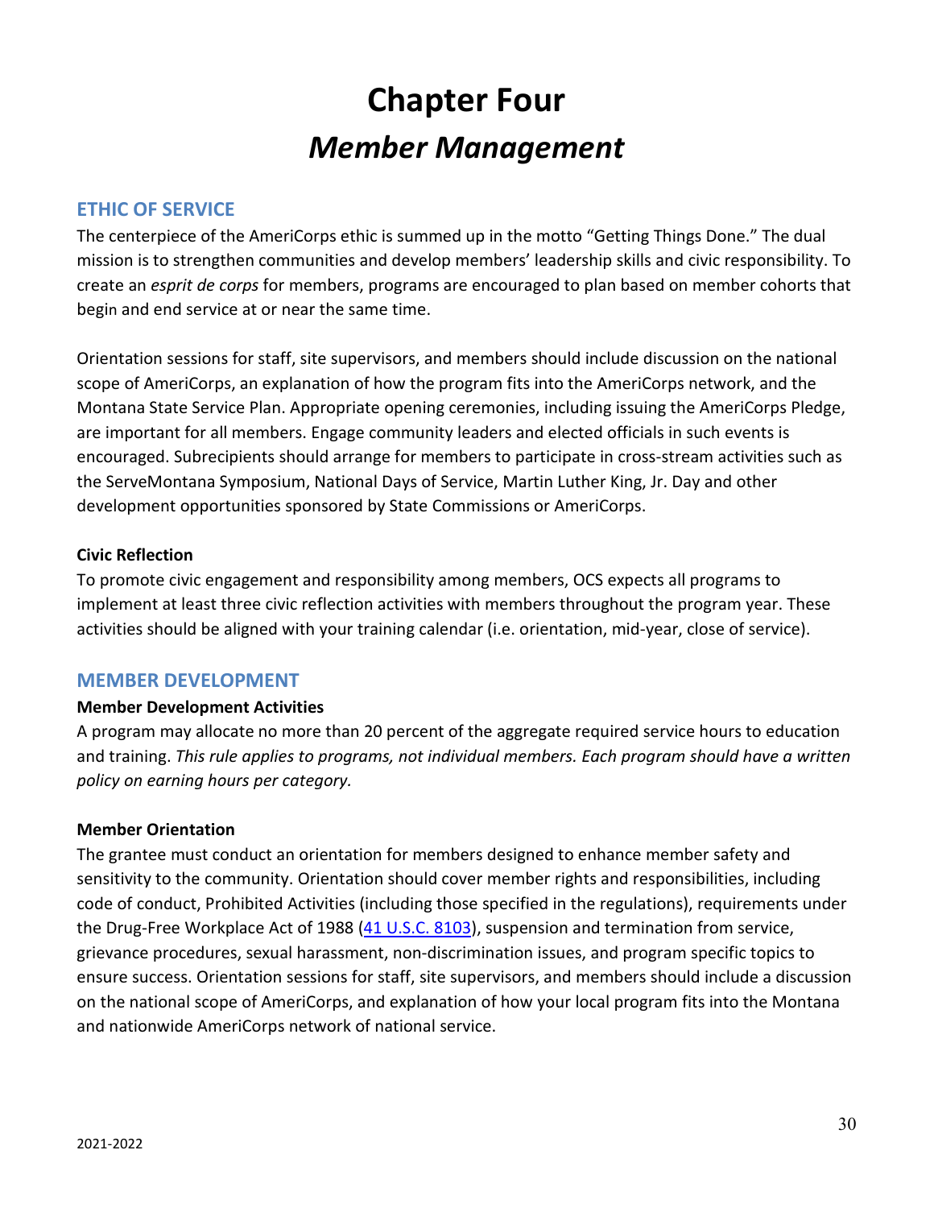# Chapter Four

# *Member Management*

## ETHIC OF SERVICE

The centerpiece of the AmeriCorps ethic is summed up in the motto "Getting Things Done." The dual mission is to strengthen communities and develop members' leadership skills and civic responsibility. To create an *esprit de corps* for members, programs are encouraged to plan based on member cohorts that begin and end service at or near the same time.

Orientation sessions for staff, site supervisors, and members should include discussion on the national scope of AmeriCorps, an explanation of how the program fits into the AmeriCorps network, and the Montana State Service Plan. Appropriate opening ceremonies, including issuing the AmeriCorps Pledge, are important for all members. Engage community leaders and elected officials in such events is encouraged. Subrecipients should arrange for members to participate in cross-stream activities such as the ServeMontana Symposium, National Days of Service, Martin Luther King, Jr. Day and other development opportunities sponsored by State Commissions or AmeriCorps.

### Civic Reflection

To promote civic engagement and responsibility among members, OCS expects all programs to implement at least three civic reflection activities with members throughout the program year. These activities should be aligned with your training calendar (i.e. orientation, mid-year, close of service).

## MEMBER DEVELOPMENT

### Member Development Activities

A program may allocate no more than 20 percent of the aggregate required service hours to education and training. *This rule applies to programs, not individual members. Each program should have a written policy on earning hours per category.*

### Member Orientation

The grantee must conduct an orientation for members designed to enhance member safety and sensitivity to the community. Orientation should cover member rights and responsibilities, including code of conduct, Prohibited Activities (including those specified in the regulations), requirements under the Drug-Free Workplace Act of 1988 ([41 U.S.C. 8103]()), suspension and termination from service, grievance procedures, sexual harassment, non-discrimination issues, and program specific topics to ensure success. Orientation sessions for staff, site supervisors, and members should include a discussion on the national scope of AmeriCorps, and explanation of how your local program fits into the Montana and nationwide AmeriCorps network of national service.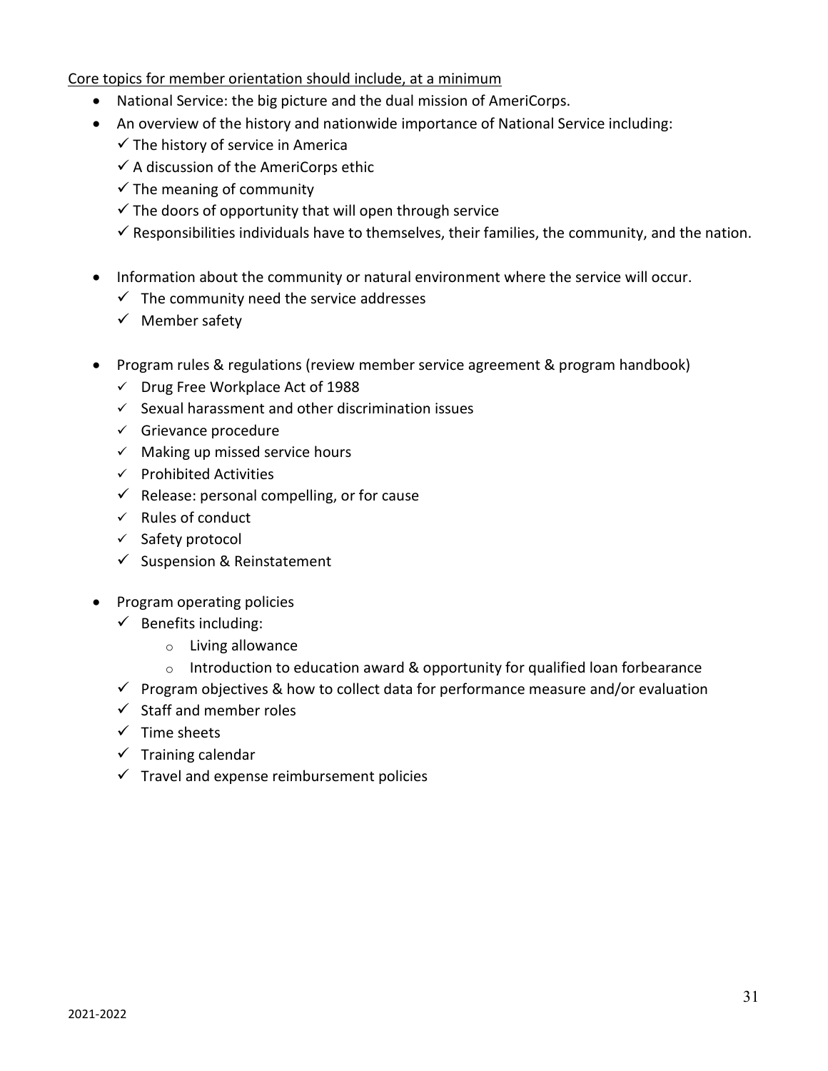Core topics for member orientation should include, at a minimum

- National Service: the big picture and the dual mission of AmeriCorps.
- An overview of the history and nationwide importance of National Service including:
  - ✓ The history of service in America
  - ✓ A discussion of the AmeriCorps ethic
  - ✓ The meaning of community
  - ✓ The doors of opportunity that will open through service
  - ✓ Responsibilities individuals have to themselves, their families, the community, and the nation.
- Information about the community or natural environment where the service will occur.
  - ✓ The community need the service addresses
  - ✓ Member safety
- Program rules & regulations (review member service agreement & program handbook)
  - ✓ Drug Free Workplace Act of 1988
  - ✓ Sexual harassment and other discrimination issues
  - ✓ Grievance procedure
  - ✓ Making up missed service hours
  - ✓ Prohibited Activities
  - ✓ Release: personal compelling, or for cause
  - ✓ Rules of conduct
  - ✓ Safety protocol
  - ✓ Suspension & Reinstatement
- Program operating policies
  - ✓ Benefits including:
    - Living allowance
    - Introduction to education award & opportunity for qualified loan forbearance
  - ✓ Program objectives & how to collect data for performance measure and/or evaluation
  - ✓ Staff and member roles
  - ✓ Time sheets
  - ✓ Training calendar
  - ✓ Travel and expense reimbursement policies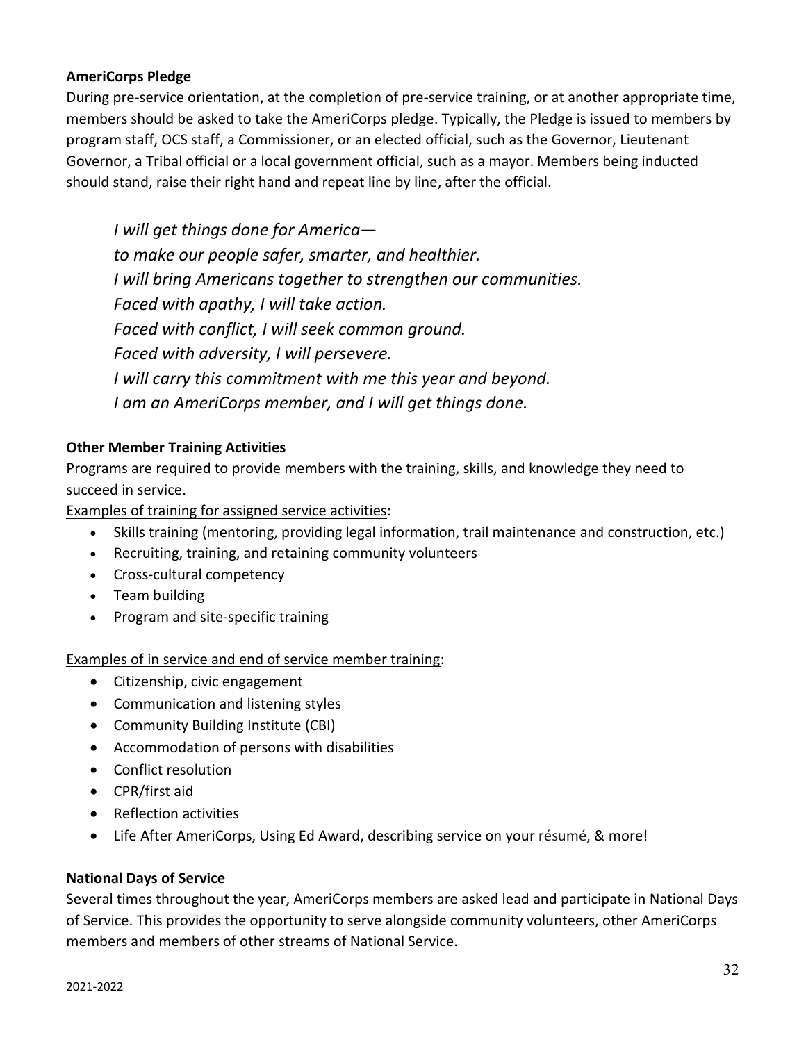**AmeriCorps Pledge**

During pre-service orientation, at the completion of pre-service training, or at another appropriate time, members should be asked to take the AmeriCorps pledge. Typically, the Pledge is issued to members by program staff, OCS staff, a Commissioner, or an elected official, such as the Governor, Lieutenant Governor, a Tribal official or a local government official, such as a mayor. Members being inducted should stand, raise their right hand and repeat line by line, after the official.

*I will get things done for America—*
*to make our people safer, smarter, and healthier.*
*I will bring Americans together to strengthen our communities.*
*Faced with apathy, I will take action.*
*Faced with conflict, I will seek common ground.*
*Faced with adversity, I will persevere.*
*I will carry this commitment with me this year and beyond.*
*I am an AmeriCorps member, and I will get things done.*

**Other Member Training Activities**

Programs are required to provide members with the training, skills, and knowledge they need to succeed in service.

<u>Examples of training for assigned service activities</u>:

- Skills training (mentoring, providing legal information, trail maintenance and construction, etc.)
- Recruiting, training, and retaining community volunteers
- Cross-cultural competency
- Team building
- Program and site-specific training

<u>Examples of in service and end of service member training</u>:

- Citizenship, civic engagement
- Communication and listening styles
- Community Building Institute (CBI)
- Accommodation of persons with disabilities
- Conflict resolution
- CPR/first aid
- Reflection activities
- Life After AmeriCorps, Using Ed Award, describing service on your résumé, & more!

**National Days of Service**

Several times throughout the year, AmeriCorps members are asked lead and participate in National Days of Service. This provides the opportunity to serve alongside community volunteers, other AmeriCorps members and members of other streams of National Service.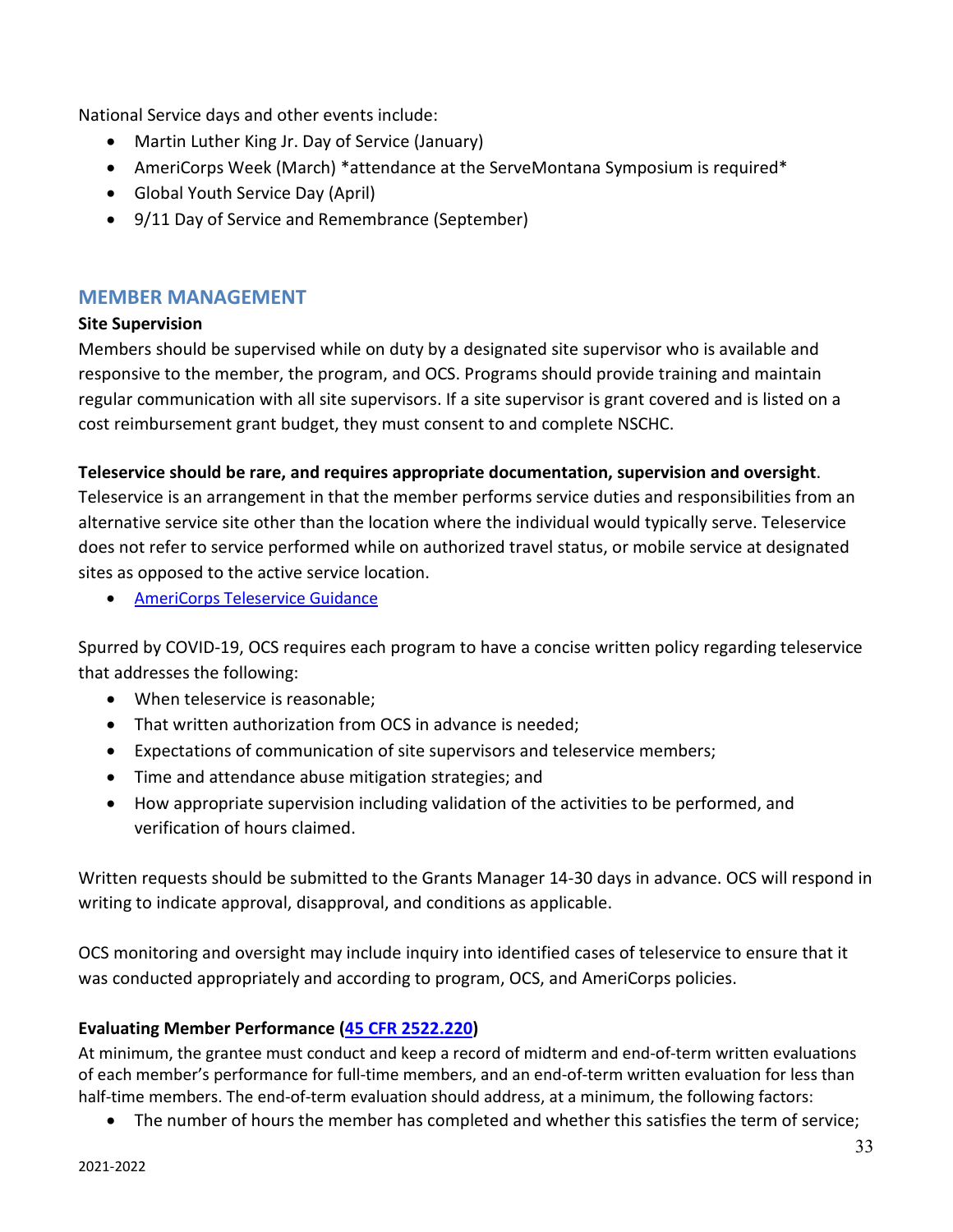National Service days and other events include:

- Martin Luther King Jr. Day of Service (January)
- AmeriCorps Week (March) *attendance at the ServeMontana Symposium is required*
- Global Youth Service Day (April)
- 9/11 Day of Service and Remembrance (September)

## MEMBER MANAGEMENT

**Site Supervision**

Members should be supervised while on duty by a designated site supervisor who is available and responsive to the member, the program, and OCS. Programs should provide training and maintain regular communication with all site supervisors. If a site supervisor is grant covered and is listed on a cost reimbursement grant budget, they must consent to and complete NSCHC.

**Teleservice should be rare, and requires appropriate documentation, supervision and oversight**. Teleservice is an arrangement in that the member performs service duties and responsibilities from an alternative service site other than the location where the individual would typically serve. Teleservice does not refer to service performed while on authorized travel status, or mobile service at designated sites as opposed to the active service location.

- [AmeriCorps Teleservice Guidance]()

Spurred by COVID-19, OCS requires each program to have a concise written policy regarding teleservice that addresses the following:

- When teleservice is reasonable;
- That written authorization from OCS in advance is needed;
- Expectations of communication of site supervisors and teleservice members;
- Time and attendance abuse mitigation strategies; and
- How appropriate supervision including validation of the activities to be performed, and verification of hours claimed.

Written requests should be submitted to the Grants Manager 14-30 days in advance. OCS will respond in writing to indicate approval, disapproval, and conditions as applicable.

OCS monitoring and oversight may include inquiry into identified cases of teleservice to ensure that it was conducted appropriately and according to program, OCS, and AmeriCorps policies.

**Evaluating Member Performance ([45 CFR 2522.220]())**

At minimum, the grantee must conduct and keep a record of midterm and end-of-term written evaluations of each member's performance for full-time members, and an end-of-term written evaluation for less than half-time members. The end-of-term evaluation should address, at a minimum, the following factors:

- The number of hours the member has completed and whether this satisfies the term of service;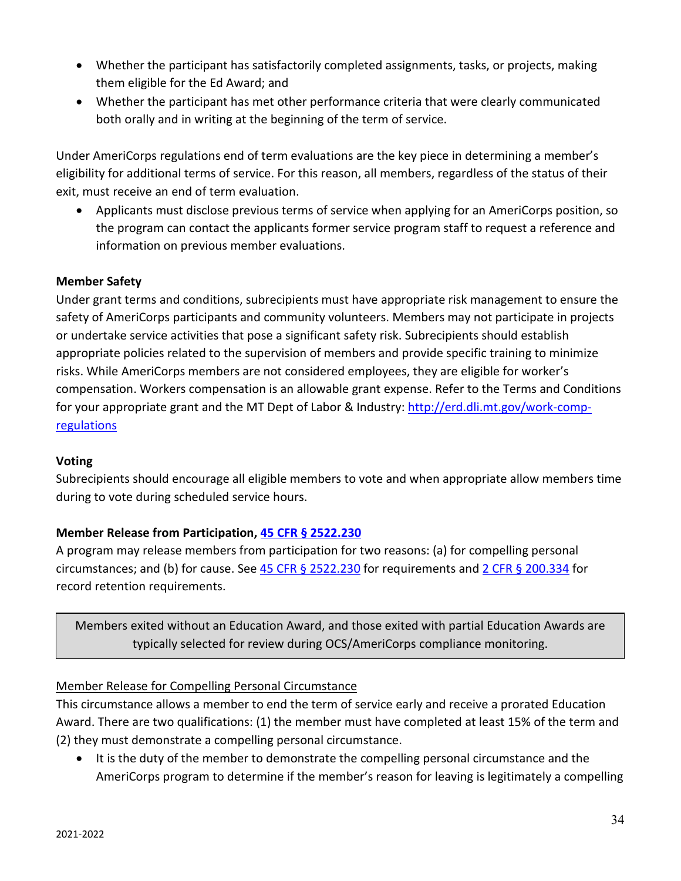- Whether the participant has satisfactorily completed assignments, tasks, or projects, making them eligible for the Ed Award; and
- Whether the participant has met other performance criteria that were clearly communicated both orally and in writing at the beginning of the term of service.

Under AmeriCorps regulations end of term evaluations are the key piece in determining a member's eligibility for additional terms of service. For this reason, all members, regardless of the status of their exit, must receive an end of term evaluation.

- Applicants must disclose previous terms of service when applying for an AmeriCorps position, so the program can contact the applicants former service program staff to request a reference and information on previous member evaluations.

**Member Safety**

Under grant terms and conditions, subrecipients must have appropriate risk management to ensure the safety of AmeriCorps participants and community volunteers. Members may not participate in projects or undertake service activities that pose a significant safety risk. Subrecipients should establish appropriate policies related to the supervision of members and provide specific training to minimize risks. While AmeriCorps members are not considered employees, they are eligible for worker's compensation. Workers compensation is an allowable grant expense. Refer to the Terms and Conditions for your appropriate grant and the MT Dept of Labor & Industry: [http://erd.dli.mt.gov/work-comp-regulations](http://erd.dli.mt.gov/work-comp-regulations)

**Voting**

Subrecipients should encourage all eligible members to vote and when appropriate allow members time during to vote during scheduled service hours.

**Member Release from Participation, 45 CFR § 2522.230**

A program may release members from participation for two reasons: (a) for compelling personal circumstances; and (b) for cause. See 45 CFR § 2522.230 for requirements and 2 CFR § 200.334 for record retention requirements.

> Members exited without an Education Award, and those exited with partial Education Awards are typically selected for review during OCS/AmeriCorps compliance monitoring.

Member Release for Compelling Personal Circumstance

This circumstance allows a member to end the term of service early and receive a prorated Education Award. There are two qualifications: (1) the member must have completed at least 15% of the term and (2) they must demonstrate a compelling personal circumstance.

- It is the duty of the member to demonstrate the compelling personal circumstance and the AmeriCorps program to determine if the member's reason for leaving is legitimately a compelling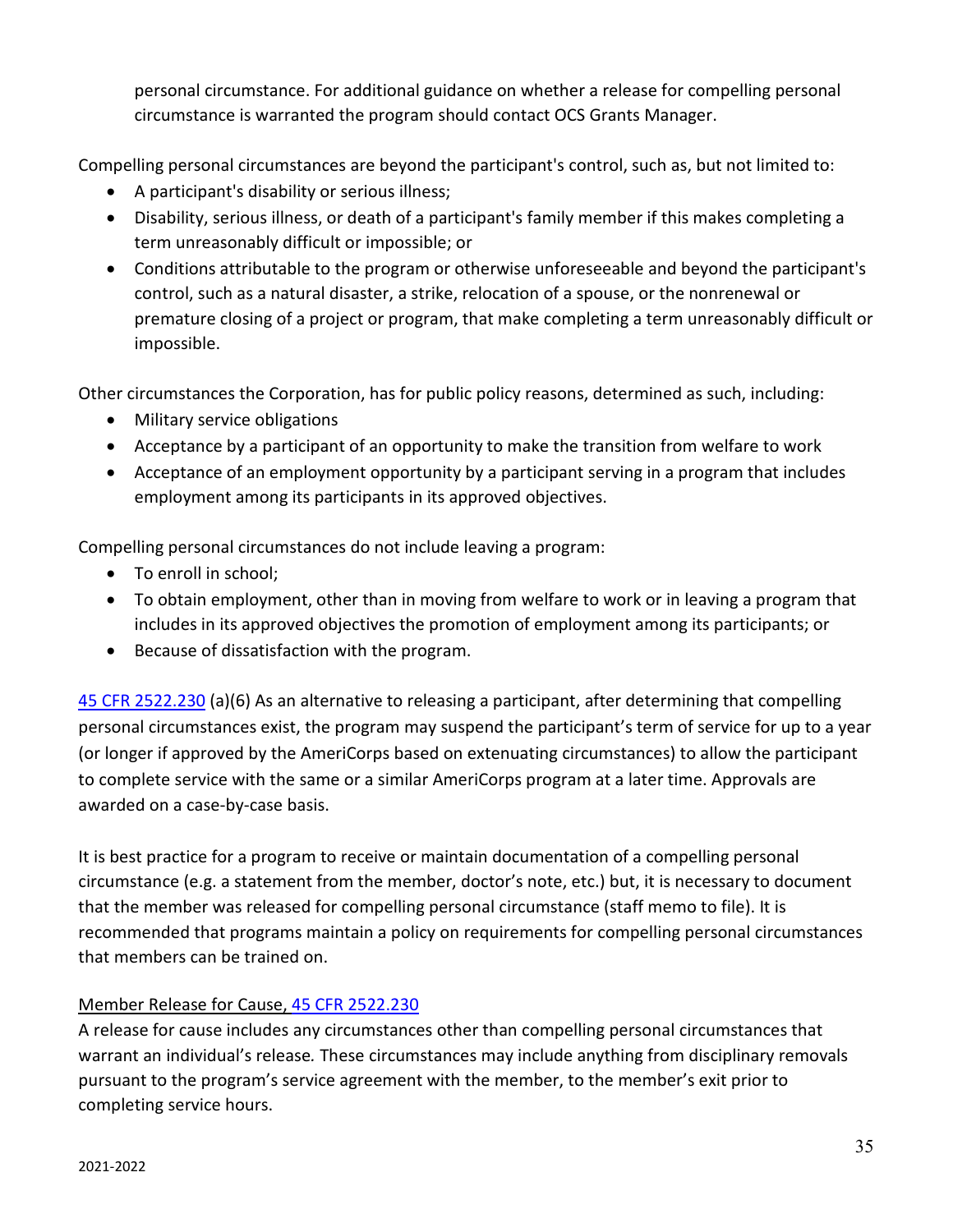personal circumstance. For additional guidance on whether a release for compelling personal circumstance is warranted the program should contact OCS Grants Manager.

Compelling personal circumstances are beyond the participant's control, such as, but not limited to:

- A participant's disability or serious illness;
- Disability, serious illness, or death of a participant's family member if this makes completing a term unreasonably difficult or impossible; or
- Conditions attributable to the program or otherwise unforeseeable and beyond the participant's control, such as a natural disaster, a strike, relocation of a spouse, or the nonrenewal or premature closing of a project or program, that make completing a term unreasonably difficult or impossible.

Other circumstances the Corporation, has for public policy reasons, determined as such, including:

- Military service obligations
- Acceptance by a participant of an opportunity to make the transition from welfare to work
- Acceptance of an employment opportunity by a participant serving in a program that includes employment among its participants in its approved objectives.

Compelling personal circumstances do not include leaving a program:

- To enroll in school;
- To obtain employment, other than in moving from welfare to work or in leaving a program that includes in its approved objectives the promotion of employment among its participants; or
- Because of dissatisfaction with the program.

45 CFR 2522.230 (a)(6) As an alternative to releasing a participant, after determining that compelling personal circumstances exist, the program may suspend the participant's term of service for up to a year (or longer if approved by the AmeriCorps based on extenuating circumstances) to allow the participant to complete service with the same or a similar AmeriCorps program at a later time. Approvals are awarded on a case-by-case basis.

It is best practice for a program to receive or maintain documentation of a compelling personal circumstance (e.g. a statement from the member, doctor's note, etc.) but, it is necessary to document that the member was released for compelling personal circumstance (staff memo to file). It is recommended that programs maintain a policy on requirements for compelling personal circumstances that members can be trained on.

Member Release for Cause, 45 CFR 2522.230

A release for cause includes any circumstances other than compelling personal circumstances that warrant an individual's release. These circumstances may include anything from disciplinary removals pursuant to the program's service agreement with the member, to the member's exit prior to completing service hours.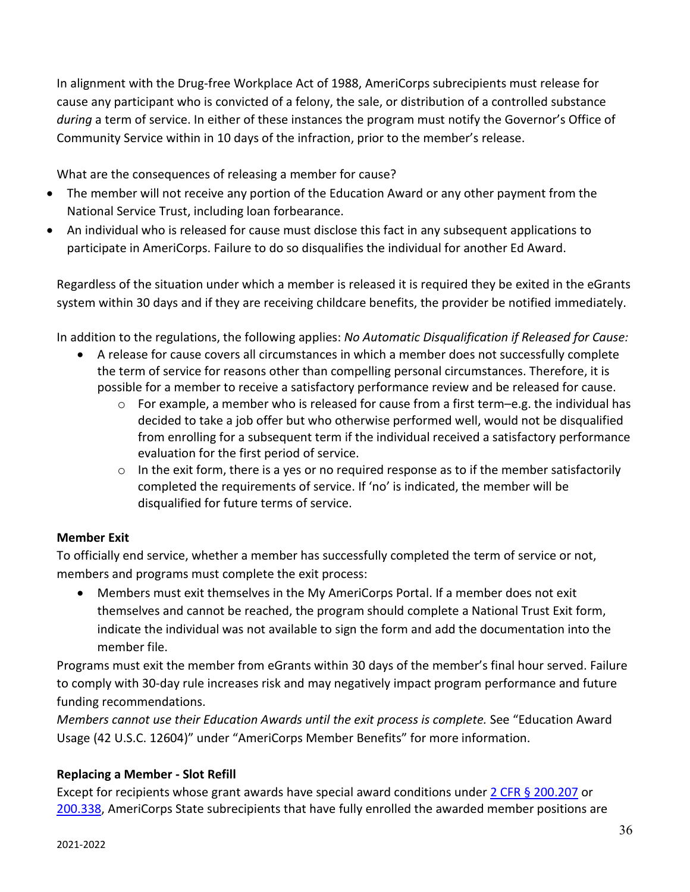In alignment with the Drug-free Workplace Act of 1988, AmeriCorps subrecipients must release for cause any participant who is convicted of a felony, the sale, or distribution of a controlled substance *during* a term of service. In either of these instances the program must notify the Governor's Office of Community Service within in 10 days of the infraction, prior to the member's release.

What are the consequences of releasing a member for cause?

- The member will not receive any portion of the Education Award or any other payment from the National Service Trust, including loan forbearance.
- An individual who is released for cause must disclose this fact in any subsequent applications to participate in AmeriCorps. Failure to do so disqualifies the individual for another Ed Award.

Regardless of the situation under which a member is released it is required they be exited in the eGrants system within 30 days and if they are receiving childcare benefits, the provider be notified immediately.

In addition to the regulations, the following applies: *No Automatic Disqualification if Released for Cause:*

- A release for cause covers all circumstances in which a member does not successfully complete the term of service for reasons other than compelling personal circumstances. Therefore, it is possible for a member to receive a satisfactory performance review and be released for cause.
  - For example, a member who is released for cause from a first term–e.g. the individual has decided to take a job offer but who otherwise performed well, would not be disqualified from enrolling for a subsequent term if the individual received a satisfactory performance evaluation for the first period of service.
  - In the exit form, there is a yes or no required response as to if the member satisfactorily completed the requirements of service. If 'no' is indicated, the member will be disqualified for future terms of service.

**Member Exit**

To officially end service, whether a member has successfully completed the term of service or not, members and programs must complete the exit process:

- Members must exit themselves in the My AmeriCorps Portal. If a member does not exit themselves and cannot be reached, the program should complete a National Trust Exit form, indicate the individual was not available to sign the form and add the documentation into the member file.

Programs must exit the member from eGrants within 30 days of the member's final hour served. Failure to comply with 30-day rule increases risk and may negatively impact program performance and future funding recommendations.

*Members cannot use their Education Awards until the exit process is complete.* See "Education Award Usage (42 U.S.C. 12604)" under "AmeriCorps Member Benefits" for more information.

**Replacing a Member - Slot Refill**

Except for recipients whose grant awards have special award conditions under 2 CFR § 200.207 or 200.338, AmeriCorps State subrecipients that have fully enrolled the awarded member positions are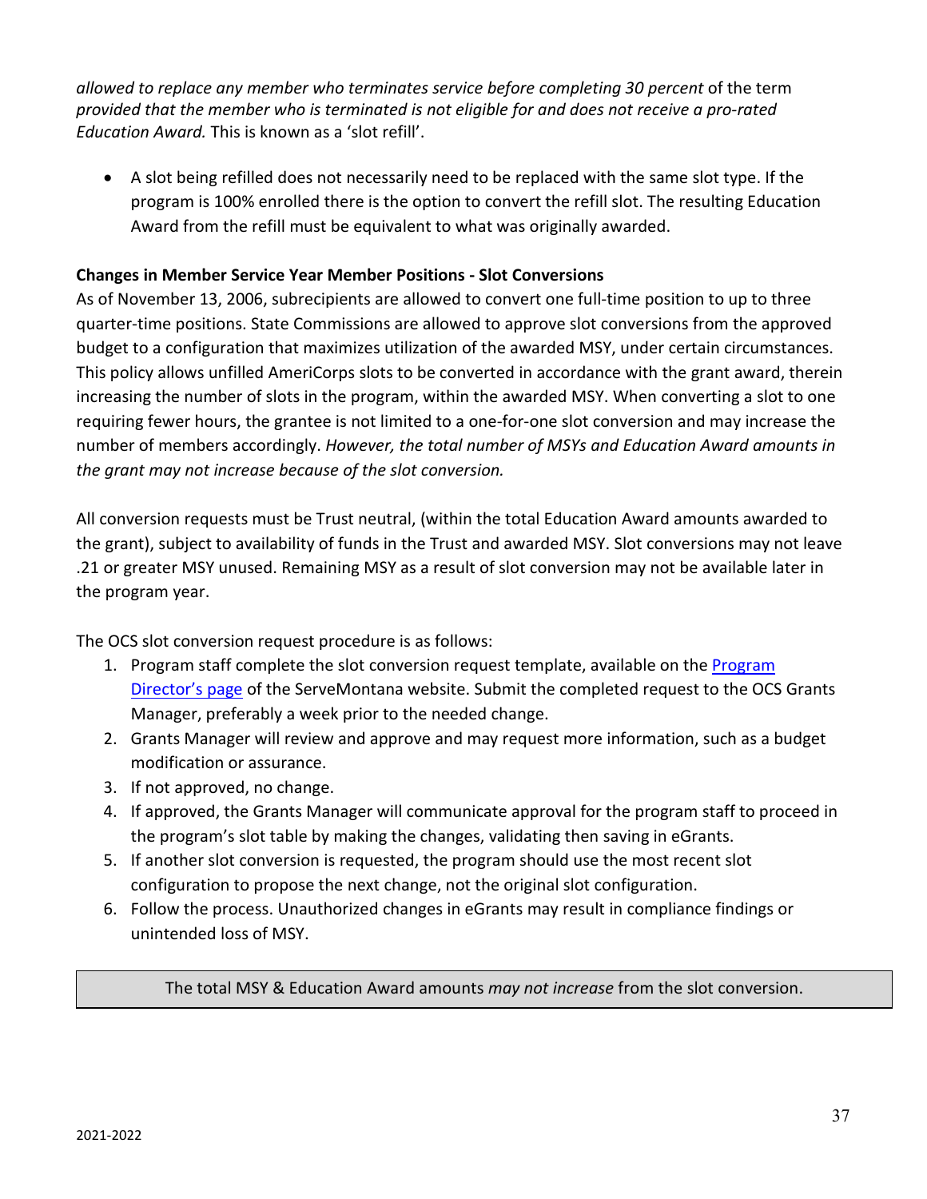*allowed to replace any member who terminates service before completing 30 percent* of the term *provided that the member who is terminated is not eligible for and does not receive a pro-rated Education Award.* This is known as a 'slot refill'.

- A slot being refilled does not necessarily need to be replaced with the same slot type. If the program is 100% enrolled there is the option to convert the refill slot. The resulting Education Award from the refill must be equivalent to what was originally awarded.

**Changes in Member Service Year Member Positions - Slot Conversions**

As of November 13, 2006, subrecipients are allowed to convert one full-time position to up to three quarter-time positions. State Commissions are allowed to approve slot conversions from the approved budget to a configuration that maximizes utilization of the awarded MSY, under certain circumstances. This policy allows unfilled AmeriCorps slots to be converted in accordance with the grant award, therein increasing the number of slots in the program, within the awarded MSY. When converting a slot to one requiring fewer hours, the grantee is not limited to a one-for-one slot conversion and may increase the number of members accordingly. *However, the total number of MSYs and Education Award amounts in the grant may not increase because of the slot conversion.*

All conversion requests must be Trust neutral, (within the total Education Award amounts awarded to the grant), subject to availability of funds in the Trust and awarded MSY. Slot conversions may not leave .21 or greater MSY unused. Remaining MSY as a result of slot conversion may not be available later in the program year.

The OCS slot conversion request procedure is as follows:

1. Program staff complete the slot conversion request template, available on the Program Director's page of the ServeMontana website. Submit the completed request to the OCS Grants Manager, preferably a week prior to the needed change.
2. Grants Manager will review and approve and may request more information, such as a budget modification or assurance.
3. If not approved, no change.
4. If approved, the Grants Manager will communicate approval for the program staff to proceed in the program's slot table by making the changes, validating then saving in eGrants.
5. If another slot conversion is requested, the program should use the most recent slot configuration to propose the next change, not the original slot configuration.
6. Follow the process. Unauthorized changes in eGrants may result in compliance findings or unintended loss of MSY.

The total MSY & Education Award amounts *may not increase* from the slot conversion.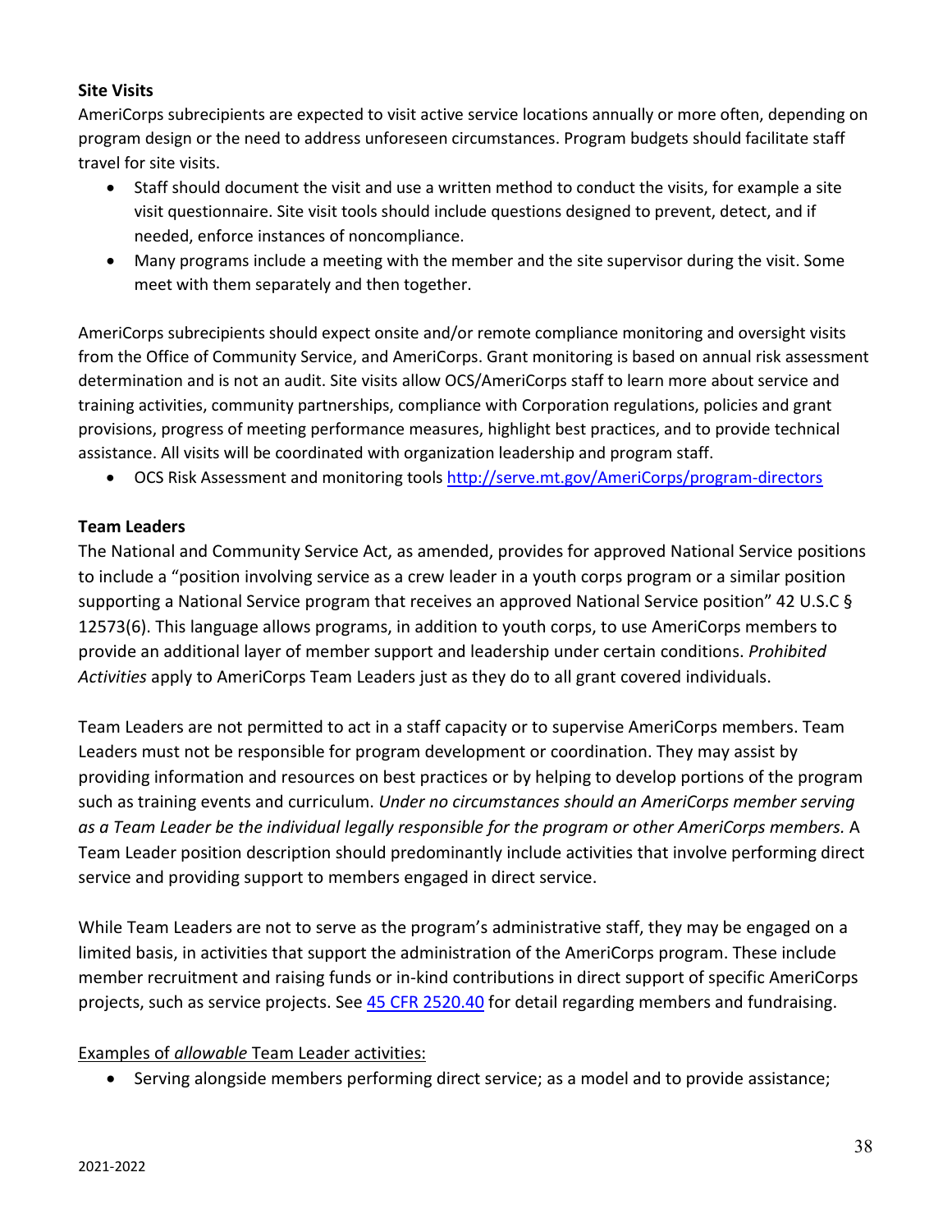### Site Visits

AmeriCorps subrecipients are expected to visit active service locations annually or more often, depending on program design or the need to address unforeseen circumstances. Program budgets should facilitate staff travel for site visits.

- Staff should document the visit and use a written method to conduct the visits, for example a site visit questionnaire. Site visit tools should include questions designed to prevent, detect, and if needed, enforce instances of noncompliance.
- Many programs include a meeting with the member and the site supervisor during the visit. Some meet with them separately and then together.

AmeriCorps subrecipients should expect onsite and/or remote compliance monitoring and oversight visits from the Office of Community Service, and AmeriCorps. Grant monitoring is based on annual risk assessment determination and is not an audit. Site visits allow OCS/AmeriCorps staff to learn more about service and training activities, community partnerships, compliance with Corporation regulations, policies and grant provisions, progress of meeting performance measures, highlight best practices, and to provide technical assistance. All visits will be coordinated with organization leadership and program staff.

- OCS Risk Assessment and monitoring tools [http://serve.mt.gov/AmeriCorps/program-directors](http://serve.mt.gov/AmeriCorps/program-directors)

### Team Leaders

The National and Community Service Act, as amended, provides for approved National Service positions to include a "position involving service as a crew leader in a youth corps program or a similar position supporting a National Service program that receives an approved National Service position" 42 U.S.C § 12573(6). This language allows programs, in addition to youth corps, to use AmeriCorps members to provide an additional layer of member support and leadership under certain conditions. *Prohibited Activities* apply to AmeriCorps Team Leaders just as they do to all grant covered individuals.

Team Leaders are not permitted to act in a staff capacity or to supervise AmeriCorps members. Team Leaders must not be responsible for program development or coordination. They may assist by providing information and resources on best practices or by helping to develop portions of the program such as training events and curriculum. *Under no circumstances should an AmeriCorps member serving as a Team Leader be the individual legally responsible for the program or other AmeriCorps members.* A Team Leader position description should predominantly include activities that involve performing direct service and providing support to members engaged in direct service.

While Team Leaders are not to serve as the program's administrative staff, they may be engaged on a limited basis, in activities that support the administration of the AmeriCorps program. These include member recruitment and raising funds or in-kind contributions in direct support of specific AmeriCorps projects, such as service projects. See [45 CFR 2520.40](45 CFR 2520.40) for detail regarding members and fundraising.

<u>Examples of *allowable* Team Leader activities:</u>

- Serving alongside members performing direct service; as a model and to provide assistance;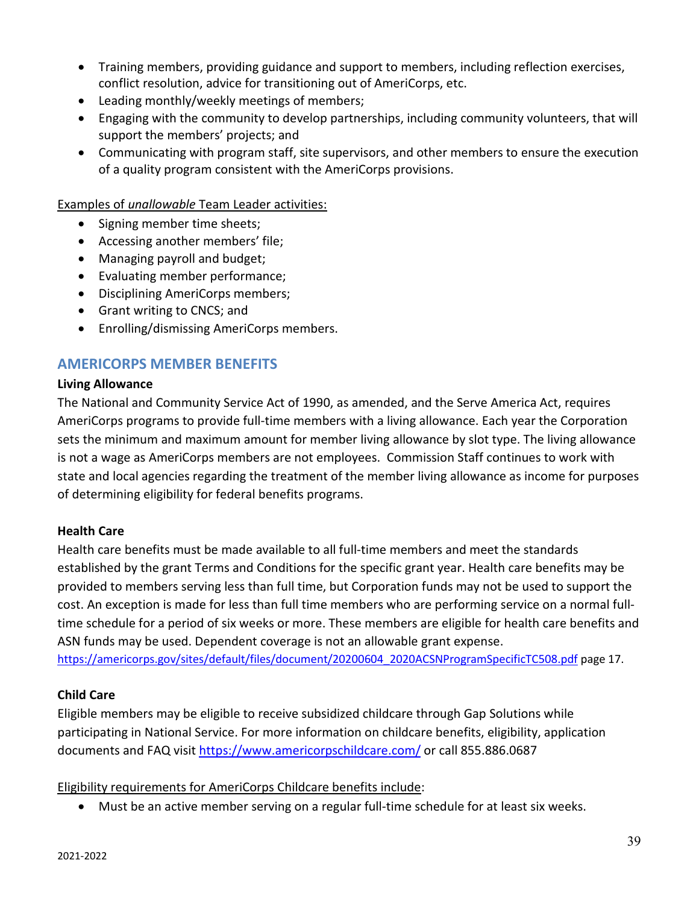- Training members, providing guidance and support to members, including reflection exercises, conflict resolution, advice for transitioning out of AmeriCorps, etc.
- Leading monthly/weekly meetings of members;
- Engaging with the community to develop partnerships, including community volunteers, that will support the members' projects; and
- Communicating with program staff, site supervisors, and other members to ensure the execution of a quality program consistent with the AmeriCorps provisions.

Examples of *unallowable* Team Leader activities:

- Signing member time sheets;
- Accessing another members' file;
- Managing payroll and budget;
- Evaluating member performance;
- Disciplining AmeriCorps members;
- Grant writing to CNCS; and
- Enrolling/dismissing AmeriCorps members.

## AMERICORPS MEMBER BENEFITS

**Living Allowance**

The National and Community Service Act of 1990, as amended, and the Serve America Act, requires AmeriCorps programs to provide full-time members with a living allowance. Each year the Corporation sets the minimum and maximum amount for member living allowance by slot type. The living allowance is not a wage as AmeriCorps members are not employees. Commission Staff continues to work with state and local agencies regarding the treatment of the member living allowance as income for purposes of determining eligibility for federal benefits programs.

**Health Care**

Health care benefits must be made available to all full-time members and meet the standards established by the grant Terms and Conditions for the specific grant year. Health care benefits may be provided to members serving less than full time, but Corporation funds may not be used to support the cost. An exception is made for less than full time members who are performing service on a normal full-time schedule for a period of six weeks or more. These members are eligible for health care benefits and ASN funds may be used. Dependent coverage is not an allowable grant expense. https://americorps.gov/sites/default/files/document/20200604_2020ACSNProgramSpecificTC508.pdf page 17.

**Child Care**

Eligible members may be eligible to receive subsidized childcare through Gap Solutions while participating in National Service. For more information on childcare benefits, eligibility, application documents and FAQ visit https://www.americorpschildcare.com/ or call 855.886.0687

Eligibility requirements for AmeriCorps Childcare benefits include:

- Must be an active member serving on a regular full-time schedule for at least six weeks.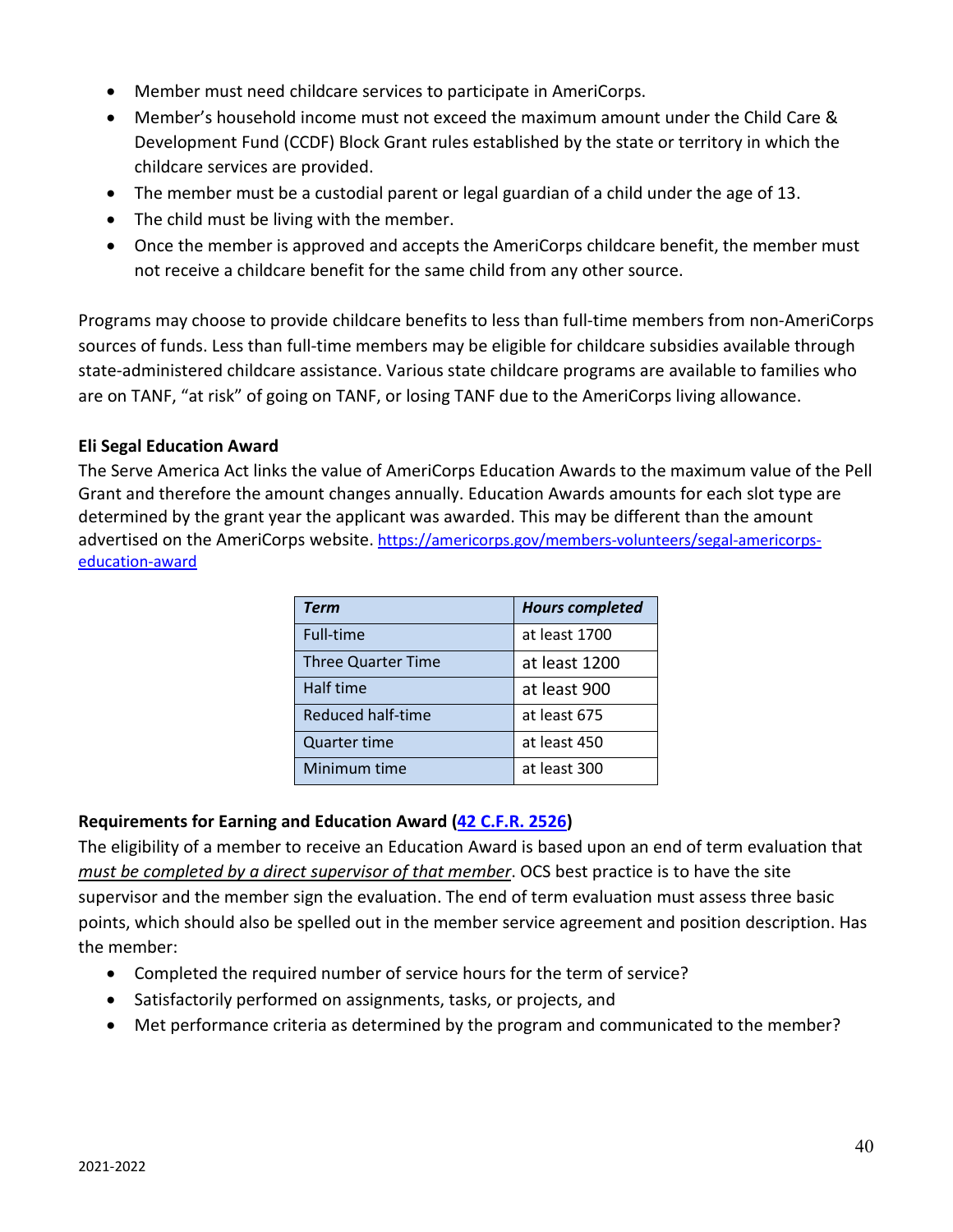- Member must need childcare services to participate in AmeriCorps.
- Member's household income must not exceed the maximum amount under the Child Care & Development Fund (CCDF) Block Grant rules established by the state or territory in which the childcare services are provided.
- The member must be a custodial parent or legal guardian of a child under the age of 13.
- The child must be living with the member.
- Once the member is approved and accepts the AmeriCorps childcare benefit, the member must not receive a childcare benefit for the same child from any other source.

Programs may choose to provide childcare benefits to less than full-time members from non-AmeriCorps sources of funds. Less than full-time members may be eligible for childcare subsidies available through state-administered childcare assistance. Various state childcare programs are available to families who are on TANF, "at risk" of going on TANF, or losing TANF due to the AmeriCorps living allowance.

**Eli Segal Education Award**

The Serve America Act links the value of AmeriCorps Education Awards to the maximum value of the Pell Grant and therefore the amount changes annually. Education Awards amounts for each slot type are determined by the grant year the applicant was awarded. This may be different than the amount advertised on the AmeriCorps website. [https://americorps.gov/members-volunteers/segal-americorps-education-award](https://americorps.gov/members-volunteers/segal-americorps-education-award)

| ***Term*** | ***Hours completed*** |
|---|---|
| Full-time | at least 1700 |
| Three Quarter Time | at least 1200 |
| Half time | at least 900 |
| Reduced half-time | at least 675 |
| Quarter time | at least 450 |
| Minimum time | at least 300 |

**Requirements for Earning and Education Award ([42 C.F.R. 2526](#))**

The eligibility of a member to receive an Education Award is based upon an end of term evaluation that *must be completed by a direct supervisor of that member*. OCS best practice is to have the site supervisor and the member sign the evaluation. The end of term evaluation must assess three basic points, which should also be spelled out in the member service agreement and position description. Has the member:

- Completed the required number of service hours for the term of service?
- Satisfactorily performed on assignments, tasks, or projects, and
- Met performance criteria as determined by the program and communicated to the member?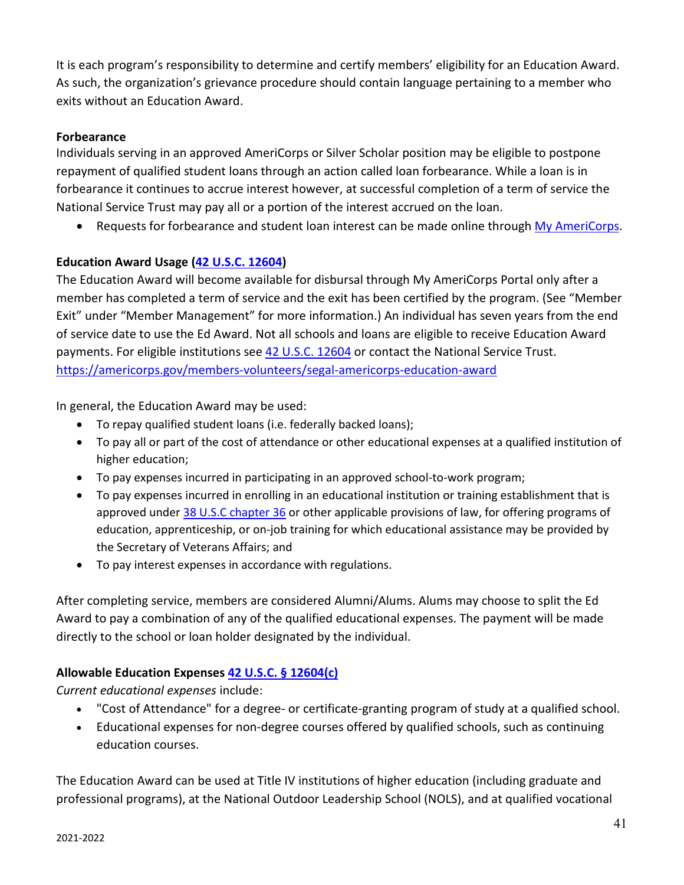It is each program's responsibility to determine and certify members' eligibility for an Education Award. As such, the organization's grievance procedure should contain language pertaining to a member who exits without an Education Award.

**Forbearance**

Individuals serving in an approved AmeriCorps or Silver Scholar position may be eligible to postpone repayment of qualified student loans through an action called loan forbearance. While a loan is in forbearance it continues to accrue interest however, at successful completion of a term of service the National Service Trust may pay all or a portion of the interest accrued on the loan.

- Requests for forbearance and student loan interest can be made online through [My AmeriCorps](#).

**Education Award Usage ([42 U.S.C. 12604](#))**

The Education Award will become available for disbursal through My AmeriCorps Portal only after a member has completed a term of service and the exit has been certified by the program. (See "Member Exit" under "Member Management" for more information.) An individual has seven years from the end of service date to use the Ed Award. Not all schools and loans are eligible to receive Education Award payments. For eligible institutions see [42 U.S.C. 12604](#) or contact the National Service Trust. https://americorps.gov/members-volunteers/segal-americorps-education-award

In general, the Education Award may be used:

- To repay qualified student loans (i.e. federally backed loans);
- To pay all or part of the cost of attendance or other educational expenses at a qualified institution of higher education;
- To pay expenses incurred in participating in an approved school-to-work program;
- To pay expenses incurred in enrolling in an educational institution or training establishment that is approved under [38 U.S.C chapter 36](#) or other applicable provisions of law, for offering programs of education, apprenticeship, or on-job training for which educational assistance may be provided by the Secretary of Veterans Affairs; and
- To pay interest expenses in accordance with regulations.

After completing service, members are considered Alumni/Alums. Alums may choose to split the Ed Award to pay a combination of any of the qualified educational expenses. The payment will be made directly to the school or loan holder designated by the individual.

**Allowable Education Expenses [42 U.S.C. § 12604(c)](#)**

*Current educational expenses* include:

- "Cost of Attendance" for a degree- or certificate-granting program of study at a qualified school.
- Educational expenses for non-degree courses offered by qualified schools, such as continuing education courses.

The Education Award can be used at Title IV institutions of higher education (including graduate and professional programs), at the National Outdoor Leadership School (NOLS), and at qualified vocational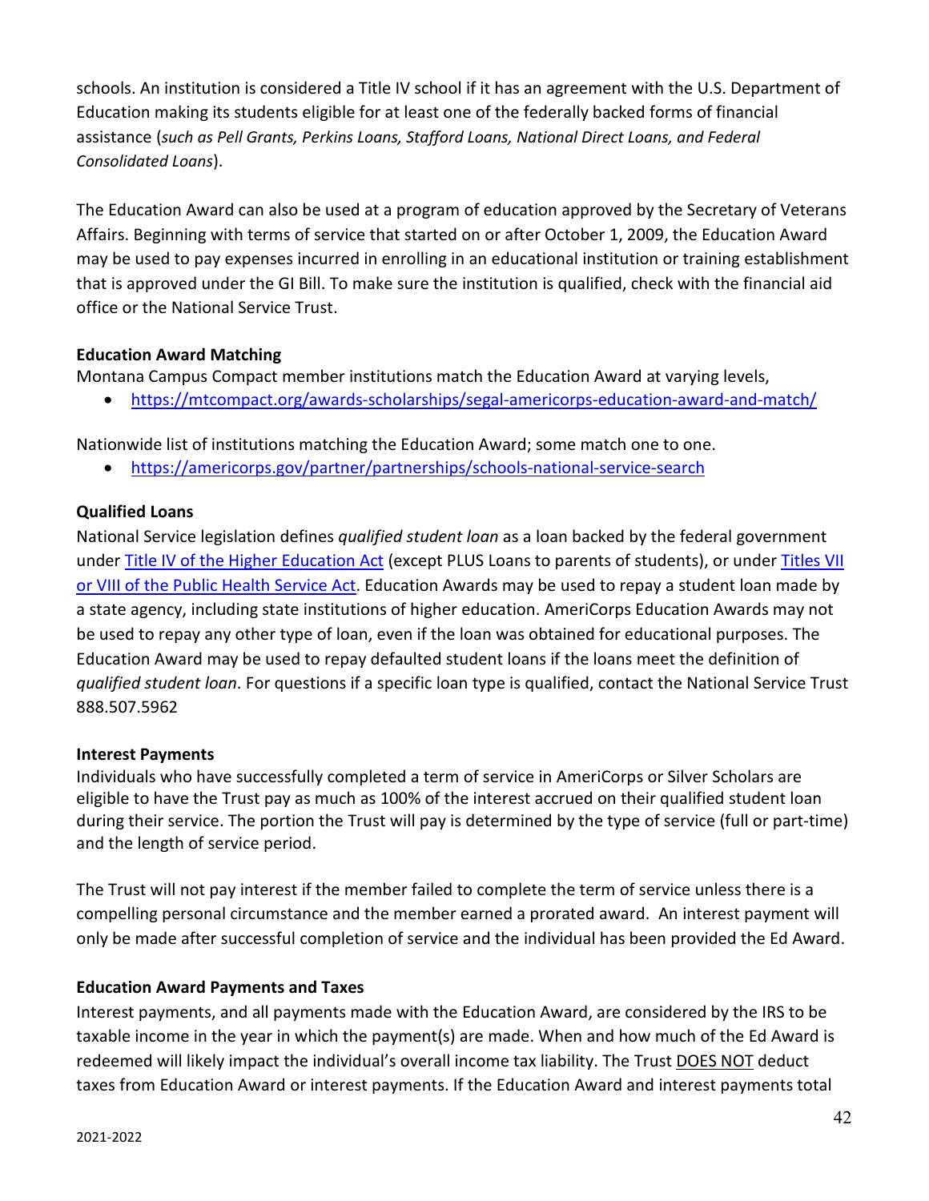schools. An institution is considered a Title IV school if it has an agreement with the U.S. Department of Education making its students eligible for at least one of the federally backed forms of financial assistance (*such as Pell Grants, Perkins Loans, Stafford Loans, National Direct Loans, and Federal Consolidated Loans*).

The Education Award can also be used at a program of education approved by the Secretary of Veterans Affairs. Beginning with terms of service that started on or after October 1, 2009, the Education Award may be used to pay expenses incurred in enrolling in an educational institution or training establishment that is approved under the GI Bill. To make sure the institution is qualified, check with the financial aid office or the National Service Trust.

**Education Award Matching**

Montana Campus Compact member institutions match the Education Award at varying levels,

- https://mtcompact.org/awards-scholarships/segal-americorps-education-award-and-match/

Nationwide list of institutions matching the Education Award; some match one to one.

- https://americorps.gov/partner/partnerships/schools-national-service-search

**Qualified Loans**

National Service legislation defines *qualified student loan* as a loan backed by the federal government under Title IV of the Higher Education Act (except PLUS Loans to parents of students), or under Titles VII or VIII of the Public Health Service Act. Education Awards may be used to repay a student loan made by a state agency, including state institutions of higher education. AmeriCorps Education Awards may not be used to repay any other type of loan, even if the loan was obtained for educational purposes. The Education Award may be used to repay defaulted student loans if the loans meet the definition of *qualified student loan*. For questions if a specific loan type is qualified, contact the National Service Trust 888.507.5962

**Interest Payments**

Individuals who have successfully completed a term of service in AmeriCorps or Silver Scholars are eligible to have the Trust pay as much as 100% of the interest accrued on their qualified student loan during their service. The portion the Trust will pay is determined by the type of service (full or part-time) and the length of service period.

The Trust will not pay interest if the member failed to complete the term of service unless there is a compelling personal circumstance and the member earned a prorated award. An interest payment will only be made after successful completion of service and the individual has been provided the Ed Award.

**Education Award Payments and Taxes**

Interest payments, and all payments made with the Education Award, are considered by the IRS to be taxable income in the year in which the payment(s) are made. When and how much of the Ed Award is redeemed will likely impact the individual's overall income tax liability. The Trust DOES NOT deduct taxes from Education Award or interest payments. If the Education Award and interest payments total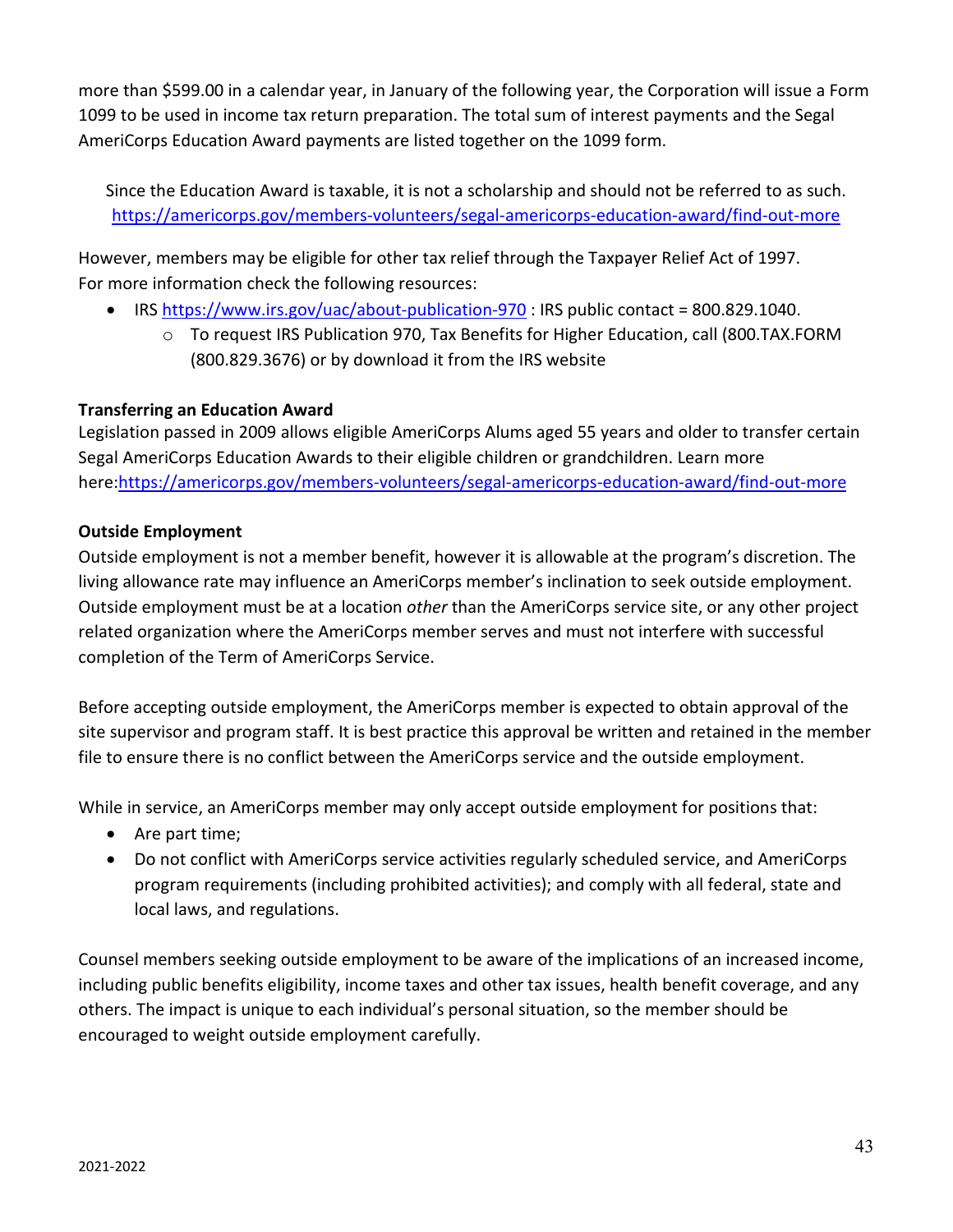more than $599.00 in a calendar year, in January of the following year, the Corporation will issue a Form 1099 to be used in income tax return preparation. The total sum of interest payments and the Segal AmeriCorps Education Award payments are listed together on the 1099 form.

Since the Education Award is taxable, it is not a scholarship and should not be referred to as such. https://americorps.gov/members-volunteers/segal-americorps-education-award/find-out-more

However, members may be eligible for other tax relief through the Taxpayer Relief Act of 1997. For more information check the following resources:

- IRS https://www.irs.gov/uac/about-publication-970 : IRS public contact = 800.829.1040.
    - To request IRS Publication 970, Tax Benefits for Higher Education, call (800.TAX.FORM (800.829.3676) or by download it from the IRS website

**Transferring an Education Award**

Legislation passed in 2009 allows eligible AmeriCorps Alums aged 55 years and older to transfer certain Segal AmeriCorps Education Awards to their eligible children or grandchildren. Learn more here:https://americorps.gov/members-volunteers/segal-americorps-education-award/find-out-more

**Outside Employment**

Outside employment is not a member benefit, however it is allowable at the program's discretion. The living allowance rate may influence an AmeriCorps member's inclination to seek outside employment. Outside employment must be at a location *other* than the AmeriCorps service site, or any other project related organization where the AmeriCorps member serves and must not interfere with successful completion of the Term of AmeriCorps Service.

Before accepting outside employment, the AmeriCorps member is expected to obtain approval of the site supervisor and program staff. It is best practice this approval be written and retained in the member file to ensure there is no conflict between the AmeriCorps service and the outside employment.

While in service, an AmeriCorps member may only accept outside employment for positions that:

- Are part time;
- Do not conflict with AmeriCorps service activities regularly scheduled service, and AmeriCorps program requirements (including prohibited activities); and comply with all federal, state and local laws, and regulations.

Counsel members seeking outside employment to be aware of the implications of an increased income, including public benefits eligibility, income taxes and other tax issues, health benefit coverage, and any others. The impact is unique to each individual's personal situation, so the member should be encouraged to weight outside employment carefully.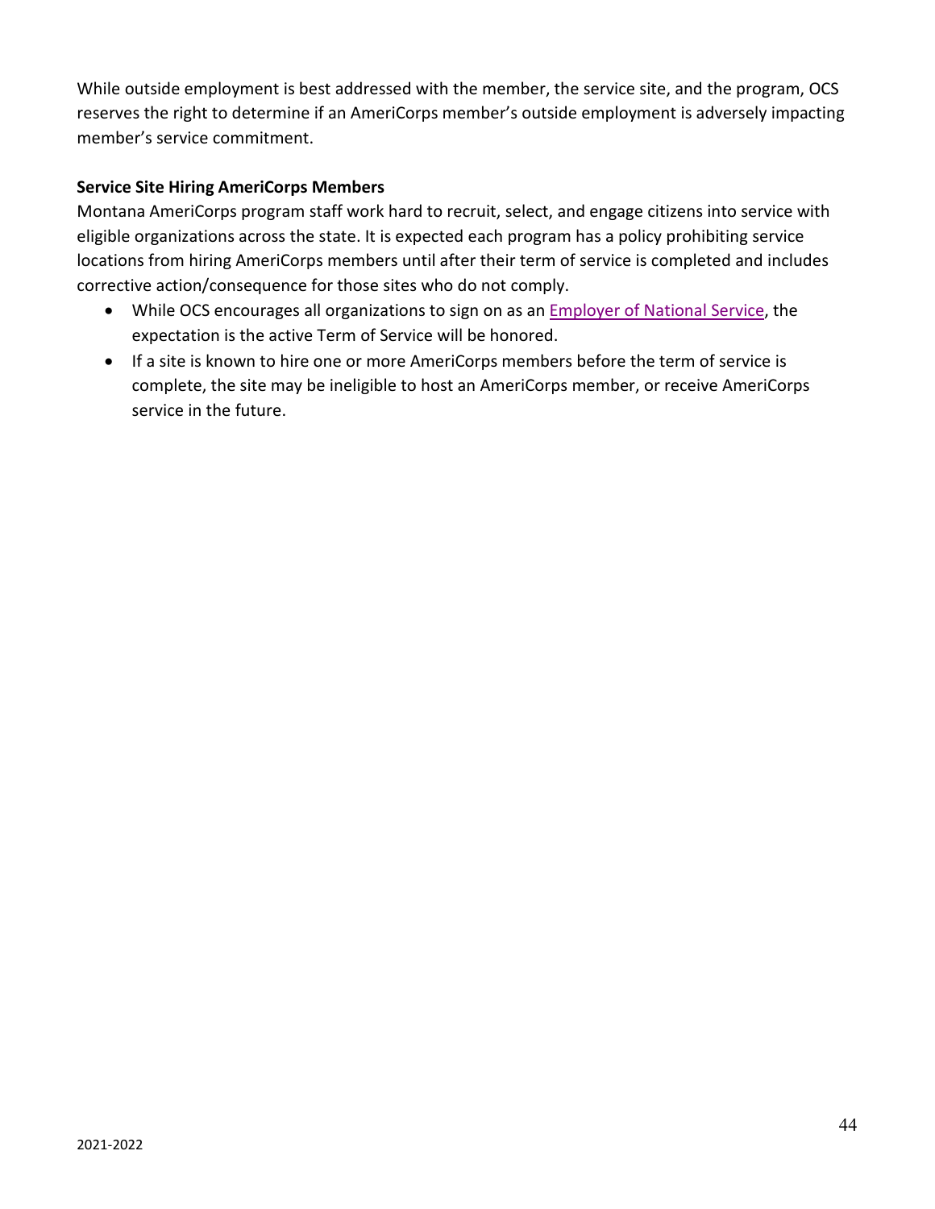While outside employment is best addressed with the member, the service site, and the program, OCS reserves the right to determine if an AmeriCorps member's outside employment is adversely impacting member's service commitment.

**Service Site Hiring AmeriCorps Members**

Montana AmeriCorps program staff work hard to recruit, select, and engage citizens into service with eligible organizations across the state. It is expected each program has a policy prohibiting service locations from hiring AmeriCorps members until after their term of service is completed and includes corrective action/consequence for those sites who do not comply.

- While OCS encourages all organizations to sign on as an Employer of National Service, the expectation is the active Term of Service will be honored.
- If a site is known to hire one or more AmeriCorps members before the term of service is complete, the site may be ineligible to host an AmeriCorps member, or receive AmeriCorps service in the future.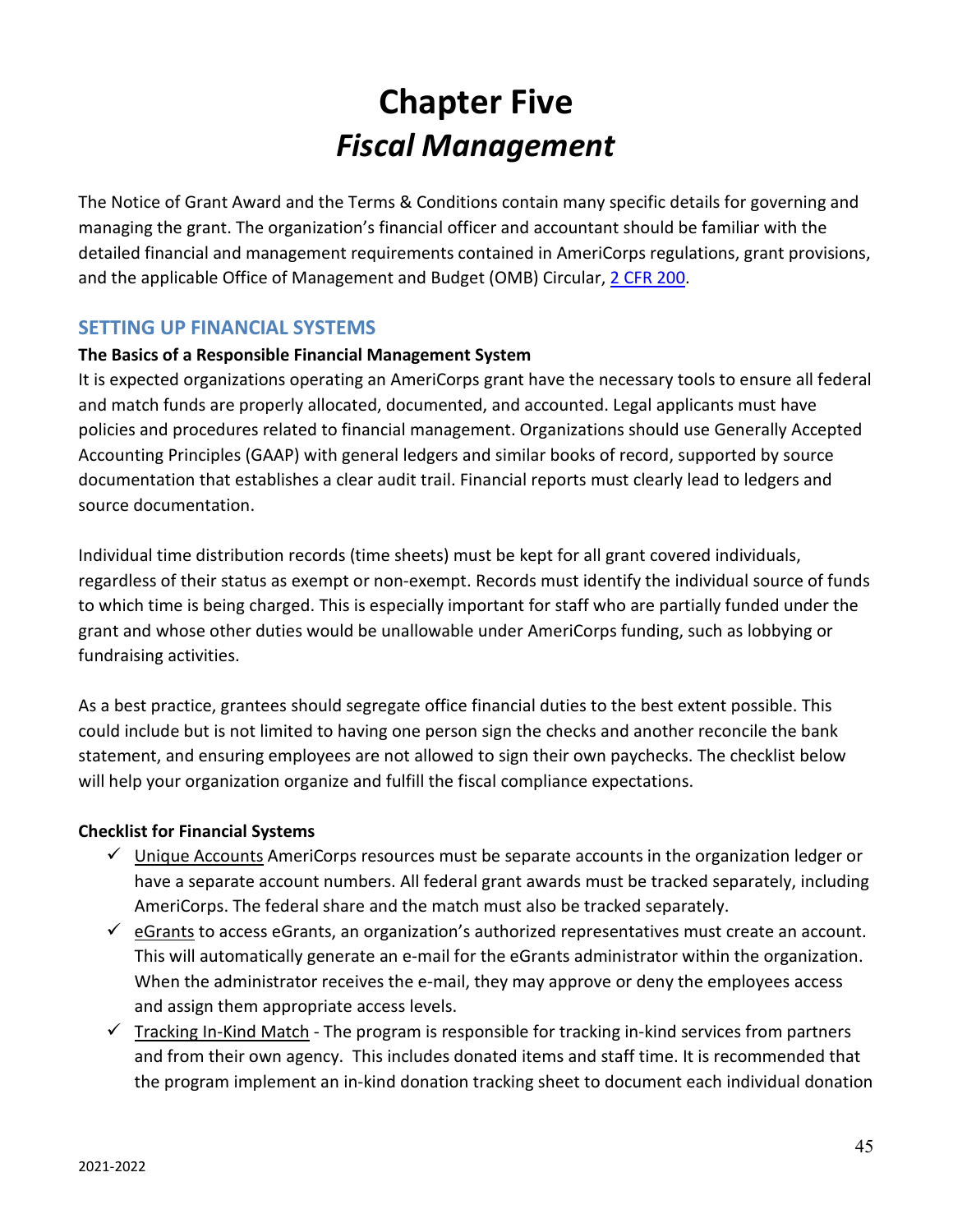# Chapter Five
# *Fiscal Management*

The Notice of Grant Award and the Terms & Conditions contain many specific details for governing and managing the grant. The organization's financial officer and accountant should be familiar with the detailed financial and management requirements contained in AmeriCorps regulations, grant provisions, and the applicable Office of Management and Budget (OMB) Circular, [2 CFR 200](#).

## SETTING UP FINANCIAL SYSTEMS

**The Basics of a Responsible Financial Management System**

It is expected organizations operating an AmeriCorps grant have the necessary tools to ensure all federal and match funds are properly allocated, documented, and accounted. Legal applicants must have policies and procedures related to financial management. Organizations should use Generally Accepted Accounting Principles (GAAP) with general ledgers and similar books of record, supported by source documentation that establishes a clear audit trail. Financial reports must clearly lead to ledgers and source documentation.

Individual time distribution records (time sheets) must be kept for all grant covered individuals, regardless of their status as exempt or non-exempt. Records must identify the individual source of funds to which time is being charged. This is especially important for staff who are partially funded under the grant and whose other duties would be unallowable under AmeriCorps funding, such as lobbying or fundraising activities.

As a best practice, grantees should segregate office financial duties to the best extent possible. This could include but is not limited to having one person sign the checks and another reconcile the bank statement, and ensuring employees are not allowed to sign their own paychecks. The checklist below will help your organization organize and fulfill the fiscal compliance expectations.

**Checklist for Financial Systems**

- ✓ Unique Accounts AmeriCorps resources must be separate accounts in the organization ledger or have a separate account numbers. All federal grant awards must be tracked separately, including AmeriCorps. The federal share and the match must also be tracked separately.
- ✓ eGrants to access eGrants, an organization's authorized representatives must create an account. This will automatically generate an e-mail for the eGrants administrator within the organization. When the administrator receives the e-mail, they may approve or deny the employees access and assign them appropriate access levels.
- ✓ Tracking In-Kind Match - The program is responsible for tracking in-kind services from partners and from their own agency. This includes donated items and staff time. It is recommended that the program implement an in-kind donation tracking sheet to document each individual donation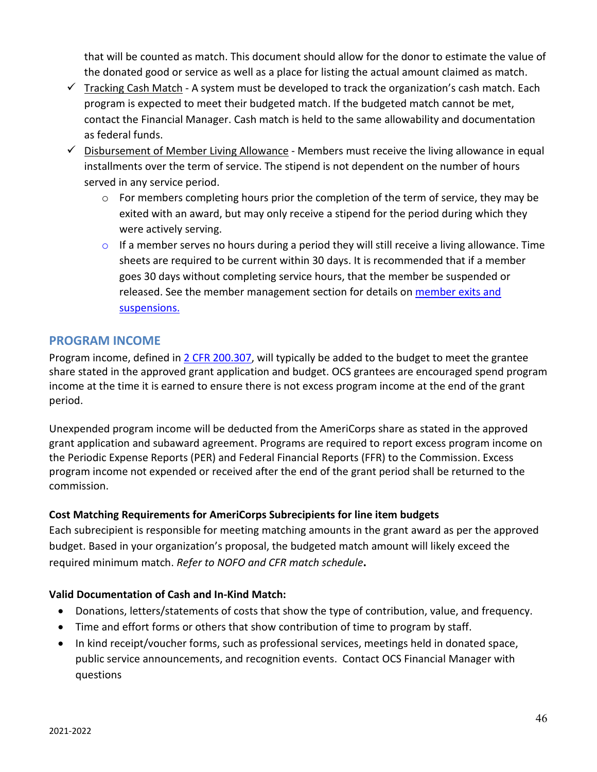that will be counted as match. This document should allow for the donor to estimate the value of the donated good or service as well as a place for listing the actual amount claimed as match.

- ✓ Tracking Cash Match - A system must be developed to track the organization's cash match. Each program is expected to meet their budgeted match. If the budgeted match cannot be met, contact the Financial Manager. Cash match is held to the same allowability and documentation as federal funds.
- ✓ Disbursement of Member Living Allowance - Members must receive the living allowance in equal installments over the term of service. The stipend is not dependent on the number of hours served in any service period.
  - For members completing hours prior the completion of the term of service, they may be exited with an award, but may only receive a stipend for the period during which they were actively serving.
  - If a member serves no hours during a period they will still receive a living allowance. Time sheets are required to be current within 30 days. It is recommended that if a member goes 30 days without completing service hours, that the member be suspended or released. See the member management section for details on member exits and suspensions.

## PROGRAM INCOME

Program income, defined in 2 CFR 200.307, will typically be added to the budget to meet the grantee share stated in the approved grant application and budget. OCS grantees are encouraged spend program income at the time it is earned to ensure there is not excess program income at the end of the grant period.

Unexpended program income will be deducted from the AmeriCorps share as stated in the approved grant application and subaward agreement. Programs are required to report excess program income on the Periodic Expense Reports (PER) and Federal Financial Reports (FFR) to the Commission. Excess program income not expended or received after the end of the grant period shall be returned to the commission.

**Cost Matching Requirements for AmeriCorps Subrecipients for line item budgets**

Each subrecipient is responsible for meeting matching amounts in the grant award as per the approved budget. Based in your organization's proposal, the budgeted match amount will likely exceed the required minimum match. *Refer to NOFO and CFR match schedule***.**

**Valid Documentation of Cash and In-Kind Match:**

- Donations, letters/statements of costs that show the type of contribution, value, and frequency.
- Time and effort forms or others that show contribution of time to program by staff.
- In kind receipt/voucher forms, such as professional services, meetings held in donated space, public service announcements, and recognition events. Contact OCS Financial Manager with questions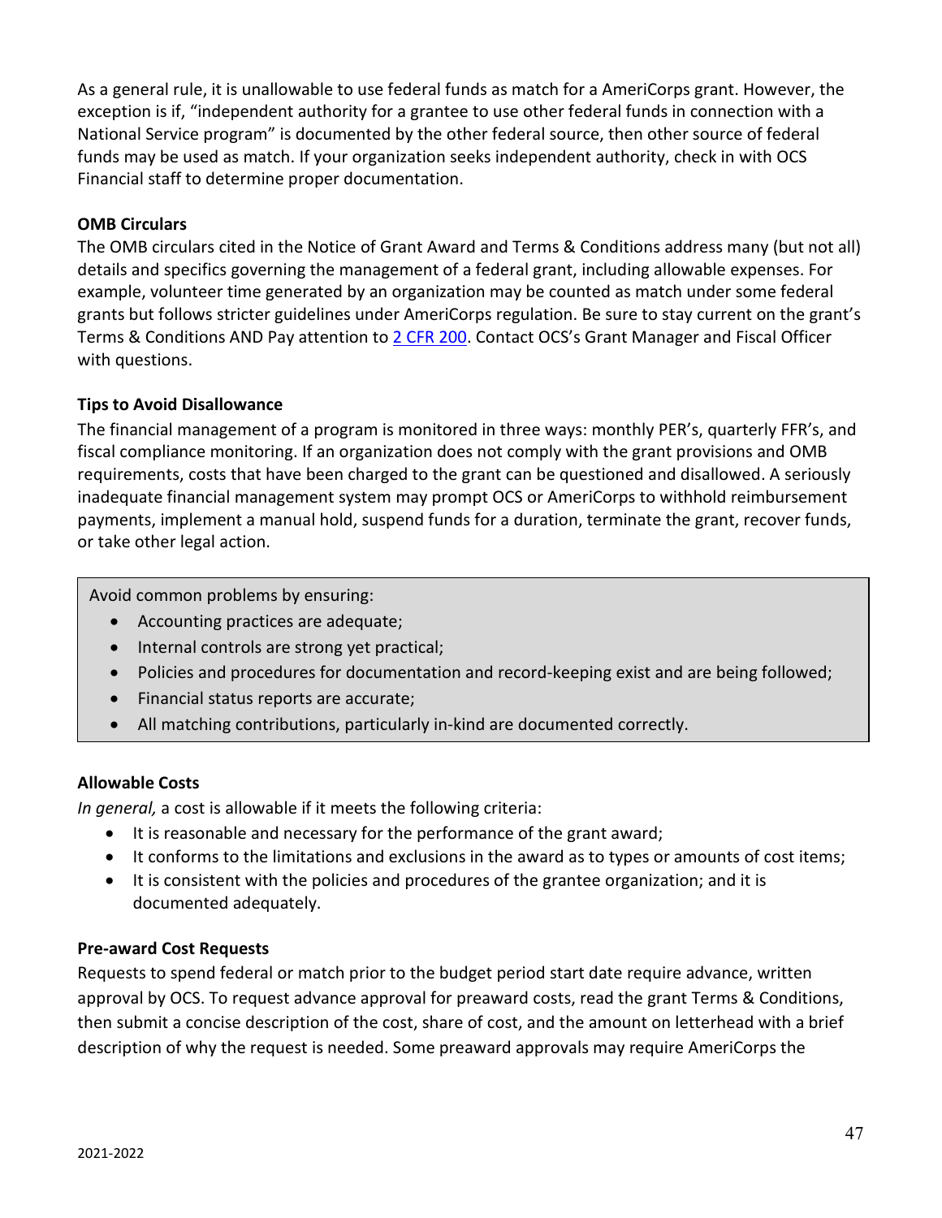As a general rule, it is unallowable to use federal funds as match for a AmeriCorps grant. However, the exception is if, "independent authority for a grantee to use other federal funds in connection with a National Service program" is documented by the other federal source, then other source of federal funds may be used as match. If your organization seeks independent authority, check in with OCS Financial staff to determine proper documentation.

**OMB Circulars**

The OMB circulars cited in the Notice of Grant Award and Terms & Conditions address many (but not all) details and specifics governing the management of a federal grant, including allowable expenses. For example, volunteer time generated by an organization may be counted as match under some federal grants but follows stricter guidelines under AmeriCorps regulation. Be sure to stay current on the grant's Terms & Conditions AND Pay attention to 2 CFR 200. Contact OCS's Grant Manager and Fiscal Officer with questions.

**Tips to Avoid Disallowance**

The financial management of a program is monitored in three ways: monthly PER's, quarterly FFR's, and fiscal compliance monitoring. If an organization does not comply with the grant provisions and OMB requirements, costs that have been charged to the grant can be questioned and disallowed. A seriously inadequate financial management system may prompt OCS or AmeriCorps to withhold reimbursement payments, implement a manual hold, suspend funds for a duration, terminate the grant, recover funds, or take other legal action.

Avoid common problems by ensuring:

- Accounting practices are adequate;
- Internal controls are strong yet practical;
- Policies and procedures for documentation and record-keeping exist and are being followed;
- Financial status reports are accurate;
- All matching contributions, particularly in-kind are documented correctly.

**Allowable Costs**

*In general,* a cost is allowable if it meets the following criteria:

- It is reasonable and necessary for the performance of the grant award;
- It conforms to the limitations and exclusions in the award as to types or amounts of cost items;
- It is consistent with the policies and procedures of the grantee organization; and it is documented adequately.

**Pre-award Cost Requests**

Requests to spend federal or match prior to the budget period start date require advance, written approval by OCS. To request advance approval for preaward costs, read the grant Terms & Conditions, then submit a concise description of the cost, share of cost, and the amount on letterhead with a brief description of why the request is needed. Some preaward approvals may require AmeriCorps the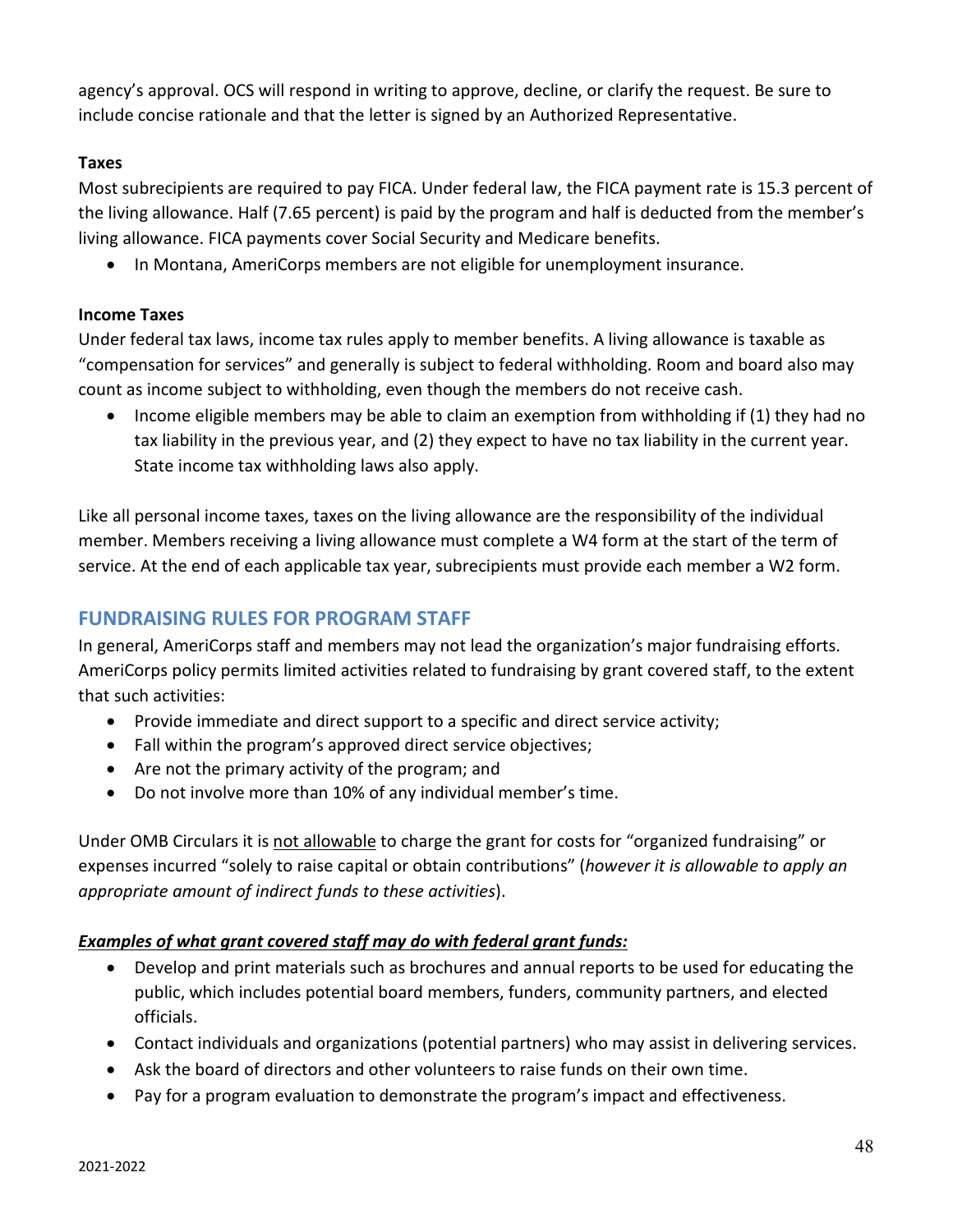agency's approval. OCS will respond in writing to approve, decline, or clarify the request. Be sure to include concise rationale and that the letter is signed by an Authorized Representative.

**Taxes**

Most subrecipients are required to pay FICA. Under federal law, the FICA payment rate is 15.3 percent of the living allowance. Half (7.65 percent) is paid by the program and half is deducted from the member's living allowance. FICA payments cover Social Security and Medicare benefits.

- In Montana, AmeriCorps members are not eligible for unemployment insurance.

**Income Taxes**

Under federal tax laws, income tax rules apply to member benefits. A living allowance is taxable as "compensation for services" and generally is subject to federal withholding. Room and board also may count as income subject to withholding, even though the members do not receive cash.

- Income eligible members may be able to claim an exemption from withholding if (1) they had no tax liability in the previous year, and (2) they expect to have no tax liability in the current year. State income tax withholding laws also apply.

Like all personal income taxes, taxes on the living allowance are the responsibility of the individual member. Members receiving a living allowance must complete a W4 form at the start of the term of service. At the end of each applicable tax year, subrecipients must provide each member a W2 form.

## FUNDRAISING RULES FOR PROGRAM STAFF

In general, AmeriCorps staff and members may not lead the organization's major fundraising efforts. AmeriCorps policy permits limited activities related to fundraising by grant covered staff, to the extent that such activities:

- Provide immediate and direct support to a specific and direct service activity;
- Fall within the program's approved direct service objectives;
- Are not the primary activity of the program; and
- Do not involve more than 10% of any individual member's time.

Under OMB Circulars it is <u>not allowable</u> to charge the grant for costs for "organized fundraising" or expenses incurred "solely to raise capital or obtain contributions" (*however it is allowable to apply an appropriate amount of indirect funds to these activities*).

***<u>Examples of what grant covered staff may do with federal grant funds:</u>***

- Develop and print materials such as brochures and annual reports to be used for educating the public, which includes potential board members, funders, community partners, and elected officials.
- Contact individuals and organizations (potential partners) who may assist in delivering services.
- Ask the board of directors and other volunteers to raise funds on their own time.
- Pay for a program evaluation to demonstrate the program's impact and effectiveness.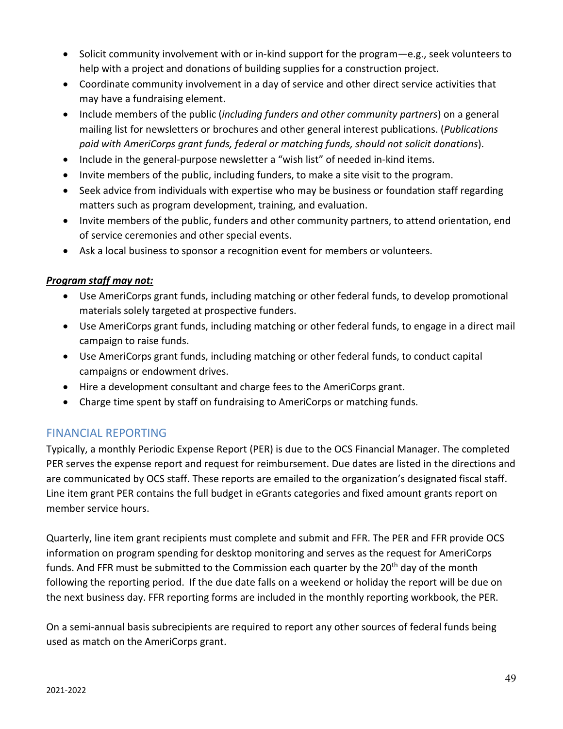- Solicit community involvement with or in-kind support for the program—e.g., seek volunteers to help with a project and donations of building supplies for a construction project.
- Coordinate community involvement in a day of service and other direct service activities that may have a fundraising element.
- Include members of the public (*including funders and other community partners*) on a general mailing list for newsletters or brochures and other general interest publications. (*Publications paid with AmeriCorps grant funds, federal or matching funds, should not solicit donations*).
- Include in the general-purpose newsletter a "wish list" of needed in-kind items.
- Invite members of the public, including funders, to make a site visit to the program.
- Seek advice from individuals with expertise who may be business or foundation staff regarding matters such as program development, training, and evaluation.
- Invite members of the public, funders and other community partners, to attend orientation, end of service ceremonies and other special events.
- Ask a local business to sponsor a recognition event for members or volunteers.

***Program staff may not:***

- Use AmeriCorps grant funds, including matching or other federal funds, to develop promotional materials solely targeted at prospective funders.
- Use AmeriCorps grant funds, including matching or other federal funds, to engage in a direct mail campaign to raise funds.
- Use AmeriCorps grant funds, including matching or other federal funds, to conduct capital campaigns or endowment drives.
- Hire a development consultant and charge fees to the AmeriCorps grant.
- Charge time spent by staff on fundraising to AmeriCorps or matching funds.

## FINANCIAL REPORTING

Typically, a monthly Periodic Expense Report (PER) is due to the OCS Financial Manager. The completed PER serves the expense report and request for reimbursement. Due dates are listed in the directions and are communicated by OCS staff. These reports are emailed to the organization's designated fiscal staff. Line item grant PER contains the full budget in eGrants categories and fixed amount grants report on member service hours.

Quarterly, line item grant recipients must complete and submit and FFR. The PER and FFR provide OCS information on program spending for desktop monitoring and serves as the request for AmeriCorps funds. And FFR must be submitted to the Commission each quarter by the 20th day of the month following the reporting period. If the due date falls on a weekend or holiday the report will be due on the next business day. FFR reporting forms are included in the monthly reporting workbook, the PER.

On a semi-annual basis subrecipients are required to report any other sources of federal funds being used as match on the AmeriCorps grant.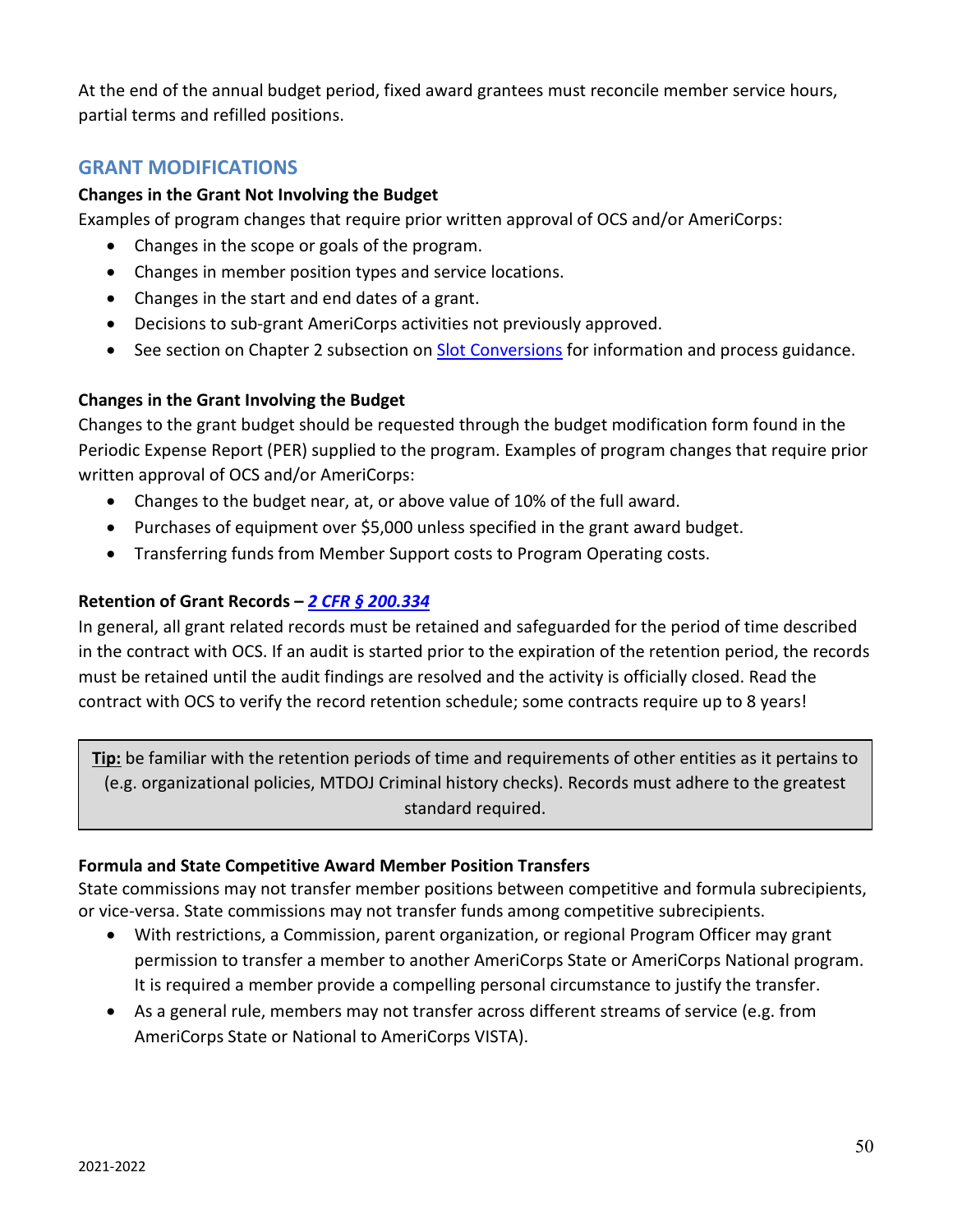At the end of the annual budget period, fixed award grantees must reconcile member service hours, partial terms and refilled positions.

## GRANT MODIFICATIONS

**Changes in the Grant Not Involving the Budget**

Examples of program changes that require prior written approval of OCS and/or AmeriCorps:

- Changes in the scope or goals of the program.
- Changes in member position types and service locations.
- Changes in the start and end dates of a grant.
- Decisions to sub-grant AmeriCorps activities not previously approved.
- See section on Chapter 2 subsection on Slot Conversions for information and process guidance.

**Changes in the Grant Involving the Budget**

Changes to the grant budget should be requested through the budget modification form found in the Periodic Expense Report (PER) supplied to the program. Examples of program changes that require prior written approval of OCS and/or AmeriCorps:

- Changes to the budget near, at, or above value of 10% of the full award.
- Purchases of equipment over $5,000 unless specified in the grant award budget.
- Transferring funds from Member Support costs to Program Operating costs.

**Retention of Grant Records – *2 CFR § 200.334***

In general, all grant related records must be retained and safeguarded for the period of time described in the contract with OCS. If an audit is started prior to the expiration of the retention period, the records must be retained until the audit findings are resolved and the activity is officially closed. Read the contract with OCS to verify the record retention schedule; some contracts require up to 8 years!

> **Tip:** be familiar with the retention periods of time and requirements of other entities as it pertains to (e.g. organizational policies, MTDOJ Criminal history checks). Records must adhere to the greatest standard required.

**Formula and State Competitive Award Member Position Transfers**

State commissions may not transfer member positions between competitive and formula subrecipients, or vice-versa. State commissions may not transfer funds among competitive subrecipients.

- With restrictions, a Commission, parent organization, or regional Program Officer may grant permission to transfer a member to another AmeriCorps State or AmeriCorps National program. It is required a member provide a compelling personal circumstance to justify the transfer.
- As a general rule, members may not transfer across different streams of service (e.g. from AmeriCorps State or National to AmeriCorps VISTA).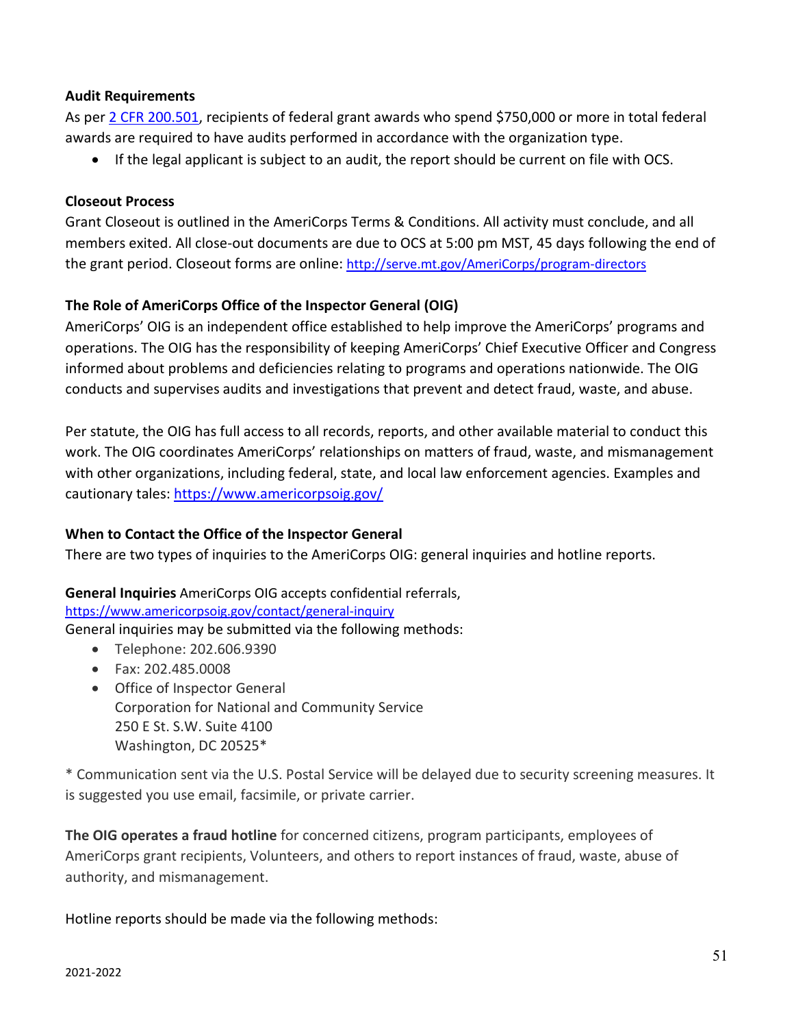**Audit Requirements**

As per [2 CFR 200.501](2 CFR 200.501), recipients of federal grant awards who spend $750,000 or more in total federal awards are required to have audits performed in accordance with the organization type.

- If the legal applicant is subject to an audit, the report should be current on file with OCS.

**Closeout Process**

Grant Closeout is outlined in the AmeriCorps Terms & Conditions. All activity must conclude, and all members exited. All close-out documents are due to OCS at 5:00 pm MST, 45 days following the end of the grant period. Closeout forms are online: http://serve.mt.gov/AmeriCorps/program-directors

**The Role of AmeriCorps Office of the Inspector General (OIG)**

AmeriCorps' OIG is an independent office established to help improve the AmeriCorps' programs and operations. The OIG has the responsibility of keeping AmeriCorps' Chief Executive Officer and Congress informed about problems and deficiencies relating to programs and operations nationwide. The OIG conducts and supervises audits and investigations that prevent and detect fraud, waste, and abuse.

Per statute, the OIG has full access to all records, reports, and other available material to conduct this work. The OIG coordinates AmeriCorps' relationships on matters of fraud, waste, and mismanagement with other organizations, including federal, state, and local law enforcement agencies. Examples and cautionary tales: https://www.americorpsoig.gov/

**When to Contact the Office of the Inspector General**

There are two types of inquiries to the AmeriCorps OIG: general inquiries and hotline reports.

**General Inquiries** AmeriCorps OIG accepts confidential referrals,
https://www.americorpsoig.gov/contact/general-inquiry
General inquiries may be submitted via the following methods:

- Telephone: 202.606.9390
- Fax: 202.485.0008
- Office of Inspector General
  Corporation for National and Community Service
  250 E St. S.W. Suite 4100
  Washington, DC 20525*

* Communication sent via the U.S. Postal Service will be delayed due to security screening measures. It is suggested you use email, facsimile, or private carrier.

**The OIG operates a fraud hotline** for concerned citizens, program participants, employees of AmeriCorps grant recipients, Volunteers, and others to report instances of fraud, waste, abuse of authority, and mismanagement.

Hotline reports should be made via the following methods: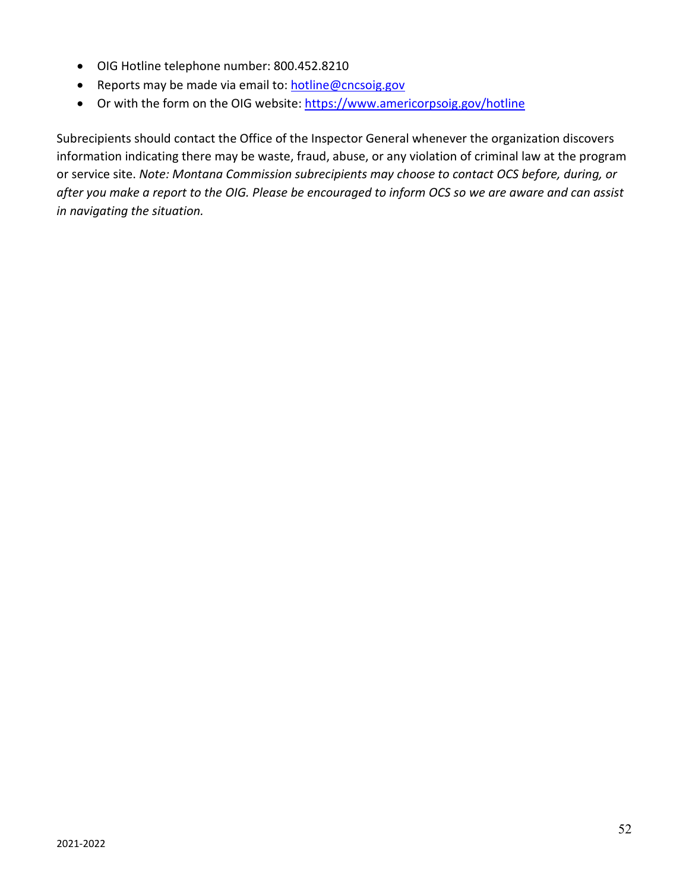- OIG Hotline telephone number: 800.452.8210
- Reports may be made via email to: hotline@cncsoig.gov
- Or with the form on the OIG website: https://www.americorpsoig.gov/hotline

Subrecipients should contact the Office of the Inspector General whenever the organization discovers information indicating there may be waste, fraud, abuse, or any violation of criminal law at the program or service site. *Note: Montana Commission subrecipients may choose to contact OCS before, during, or after you make a report to the OIG. Please be encouraged to inform OCS so we are aware and can assist in navigating the situation.*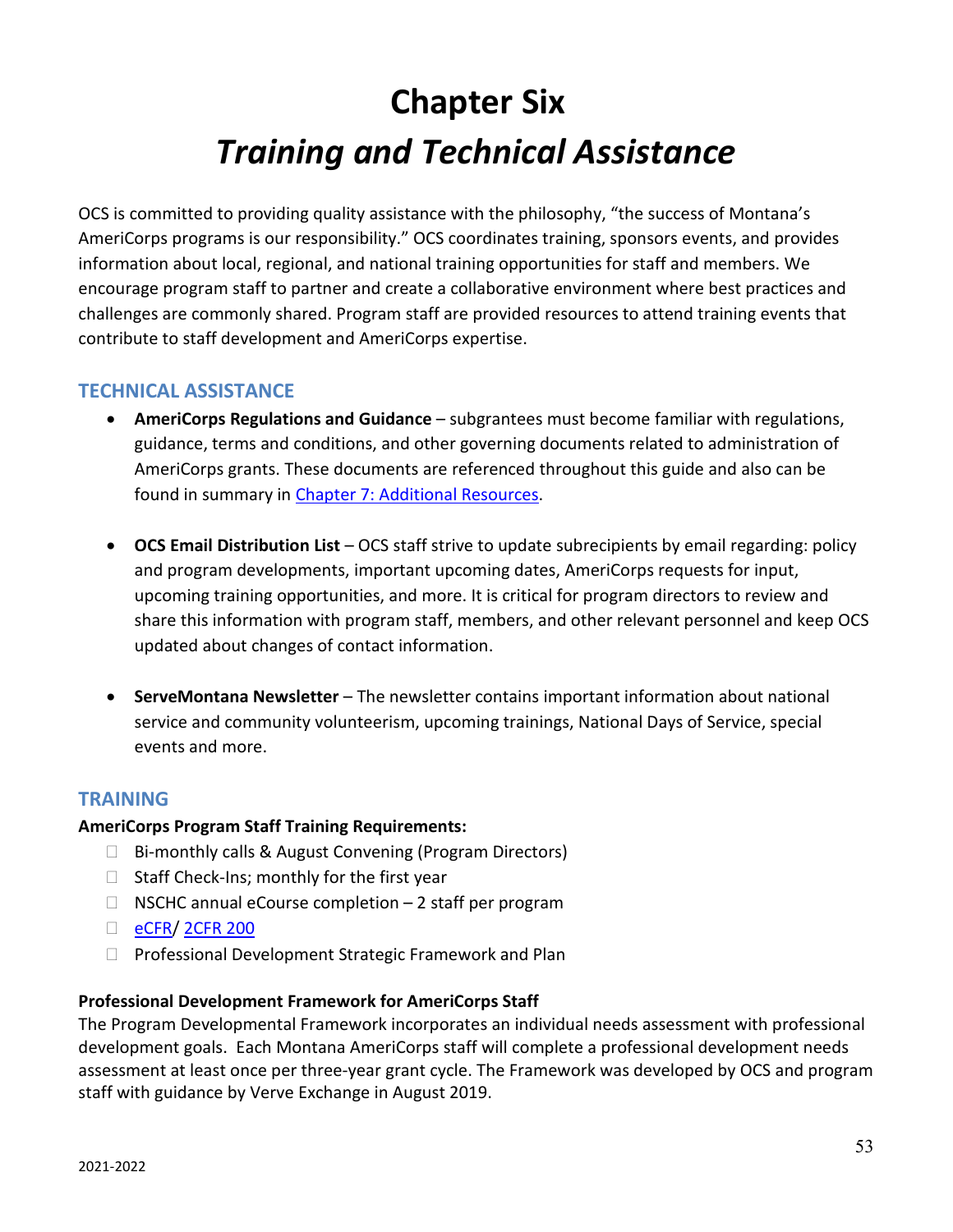# Chapter Six

# *Training and Technical Assistance*

OCS is committed to providing quality assistance with the philosophy, "the success of Montana's AmeriCorps programs is our responsibility." OCS coordinates training, sponsors events, and provides information about local, regional, and national training opportunities for staff and members. We encourage program staff to partner and create a collaborative environment where best practices and challenges are commonly shared. Program staff are provided resources to attend training events that contribute to staff development and AmeriCorps expertise.

## TECHNICAL ASSISTANCE

- **AmeriCorps Regulations and Guidance** – subgrantees must become familiar with regulations, guidance, terms and conditions, and other governing documents related to administration of AmeriCorps grants. These documents are referenced throughout this guide and also can be found in summary in Chapter 7: Additional Resources.

- **OCS Email Distribution List** – OCS staff strive to update subrecipients by email regarding: policy and program developments, important upcoming dates, AmeriCorps requests for input, upcoming training opportunities, and more. It is critical for program directors to review and share this information with program staff, members, and other relevant personnel and keep OCS updated about changes of contact information.

- **ServeMontana Newsletter** – The newsletter contains important information about national service and community volunteerism, upcoming trainings, National Days of Service, special events and more.

## TRAINING

**AmeriCorps Program Staff Training Requirements:**

- ☐ Bi-monthly calls & August Convening (Program Directors)
- ☐ Staff Check-Ins; monthly for the first year
- ☐ NSCHC annual eCourse completion – 2 staff per program
- ☐ eCFR/ 2CFR 200
- ☐ Professional Development Strategic Framework and Plan

**Professional Development Framework for AmeriCorps Staff**

The Program Developmental Framework incorporates an individual needs assessment with professional development goals. Each Montana AmeriCorps staff will complete a professional development needs assessment at least once per three-year grant cycle. The Framework was developed by OCS and program staff with guidance by Verve Exchange in August 2019.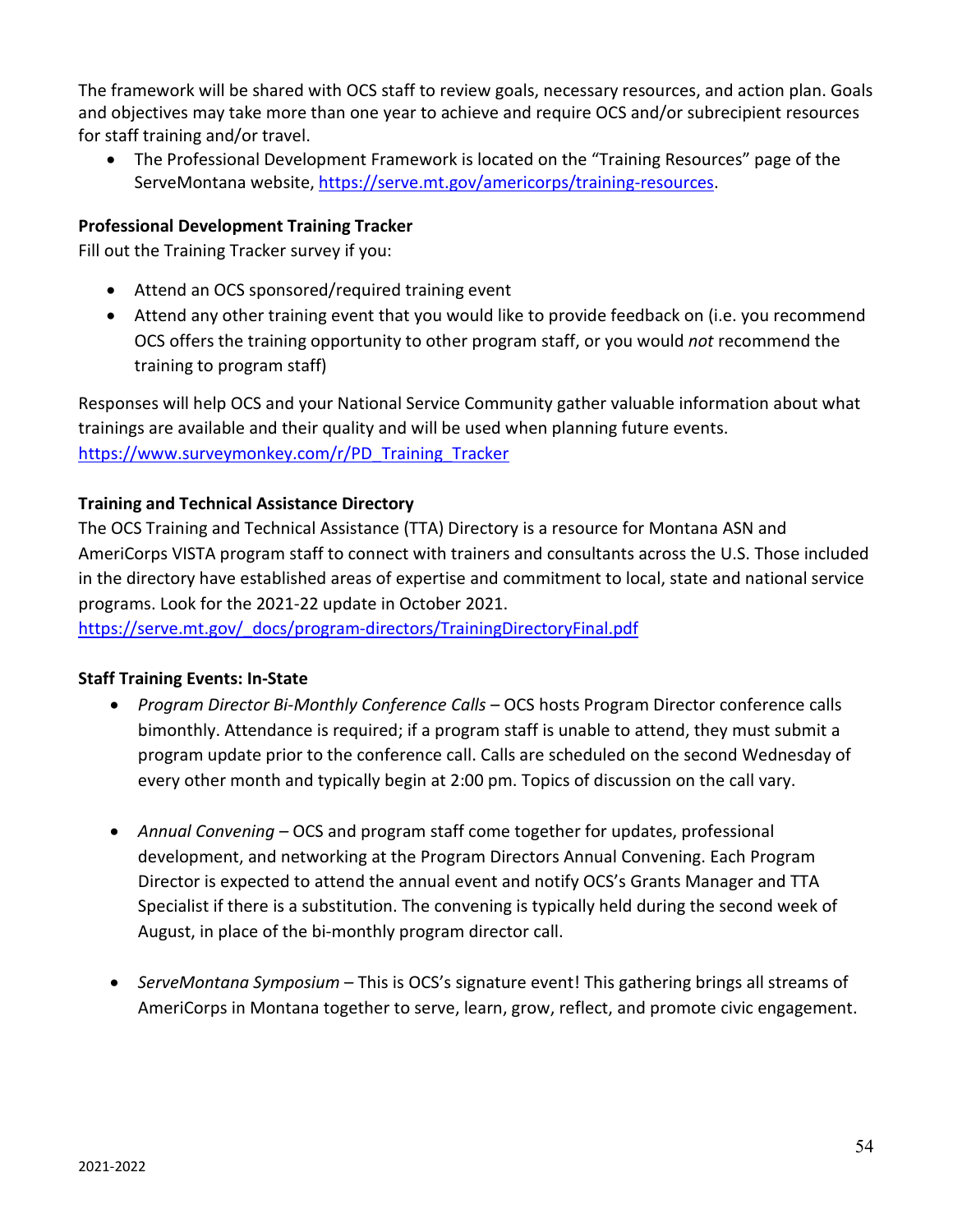The framework will be shared with OCS staff to review goals, necessary resources, and action plan. Goals and objectives may take more than one year to achieve and require OCS and/or subrecipient resources for staff training and/or travel.

- The Professional Development Framework is located on the "Training Resources" page of the ServeMontana website, https://serve.mt.gov/americorps/training-resources.

**Professional Development Training Tracker**

Fill out the Training Tracker survey if you:

- Attend an OCS sponsored/required training event
- Attend any other training event that you would like to provide feedback on (i.e. you recommend OCS offers the training opportunity to other program staff, or you would *not* recommend the training to program staff)

Responses will help OCS and your National Service Community gather valuable information about what trainings are available and their quality and will be used when planning future events. https://www.surveymonkey.com/r/PD_Training_Tracker

**Training and Technical Assistance Directory**

The OCS Training and Technical Assistance (TTA) Directory is a resource for Montana ASN and AmeriCorps VISTA program staff to connect with trainers and consultants across the U.S. Those included in the directory have established areas of expertise and commitment to local, state and national service programs. Look for the 2021-22 update in October 2021.
https://serve.mt.gov/_docs/program-directors/TrainingDirectoryFinal.pdf

**Staff Training Events: In-State**

- *Program Director Bi-Monthly Conference Calls* – OCS hosts Program Director conference calls bimonthly. Attendance is required; if a program staff is unable to attend, they must submit a program update prior to the conference call. Calls are scheduled on the second Wednesday of every other month and typically begin at 2:00 pm. Topics of discussion on the call vary.

- *Annual Convening* – OCS and program staff come together for updates, professional development, and networking at the Program Directors Annual Convening. Each Program Director is expected to attend the annual event and notify OCS's Grants Manager and TTA Specialist if there is a substitution. The convening is typically held during the second week of August, in place of the bi-monthly program director call.

- *ServeMontana Symposium* – This is OCS's signature event! This gathering brings all streams of AmeriCorps in Montana together to serve, learn, grow, reflect, and promote civic engagement.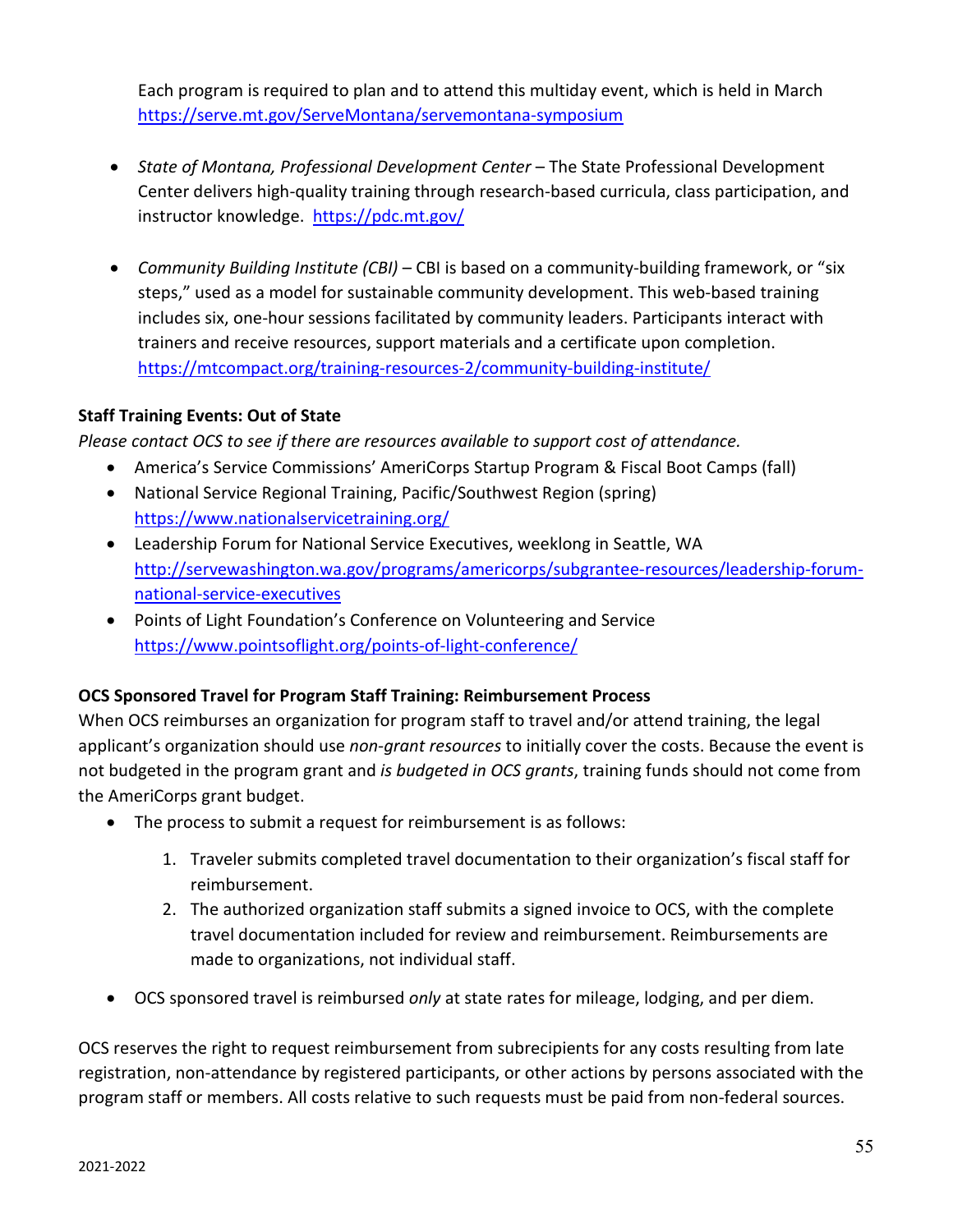Each program is required to plan and to attend this multiday event, which is held in March https://serve.mt.gov/ServeMontana/servemontana-symposium

- *State of Montana, Professional Development Center* – The State Professional Development Center delivers high-quality training through research-based curricula, class participation, and instructor knowledge. https://pdc.mt.gov/

- *Community Building Institute (CBI)* – CBI is based on a community-building framework, or "six steps," used as a model for sustainable community development. This web-based training includes six, one-hour sessions facilitated by community leaders. Participants interact with trainers and receive resources, support materials and a certificate upon completion. https://mtcompact.org/training-resources-2/community-building-institute/

**Staff Training Events: Out of State**

*Please contact OCS to see if there are resources available to support cost of attendance.*

- America's Service Commissions' AmeriCorps Startup Program & Fiscal Boot Camps (fall)
- National Service Regional Training, Pacific/Southwest Region (spring) https://www.nationalservicetraining.org/
- Leadership Forum for National Service Executives, weeklong in Seattle, WA http://servewashington.wa.gov/programs/americorps/subgrantee-resources/leadership-forum-national-service-executives
- Points of Light Foundation's Conference on Volunteering and Service https://www.pointsoflight.org/points-of-light-conference/

**OCS Sponsored Travel for Program Staff Training: Reimbursement Process**

When OCS reimburses an organization for program staff to travel and/or attend training, the legal applicant's organization should use *non-grant resources* to initially cover the costs. Because the event is not budgeted in the program grant and *is budgeted in OCS grants*, training funds should not come from the AmeriCorps grant budget.

- The process to submit a request for reimbursement is as follows:
  1. Traveler submits completed travel documentation to their organization's fiscal staff for reimbursement.
  2. The authorized organization staff submits a signed invoice to OCS, with the complete travel documentation included for review and reimbursement. Reimbursements are made to organizations, not individual staff.

- OCS sponsored travel is reimbursed *only* at state rates for mileage, lodging, and per diem.

OCS reserves the right to request reimbursement from subrecipients for any costs resulting from late registration, non-attendance by registered participants, or other actions by persons associated with the program staff or members. All costs relative to such requests must be paid from non-federal sources.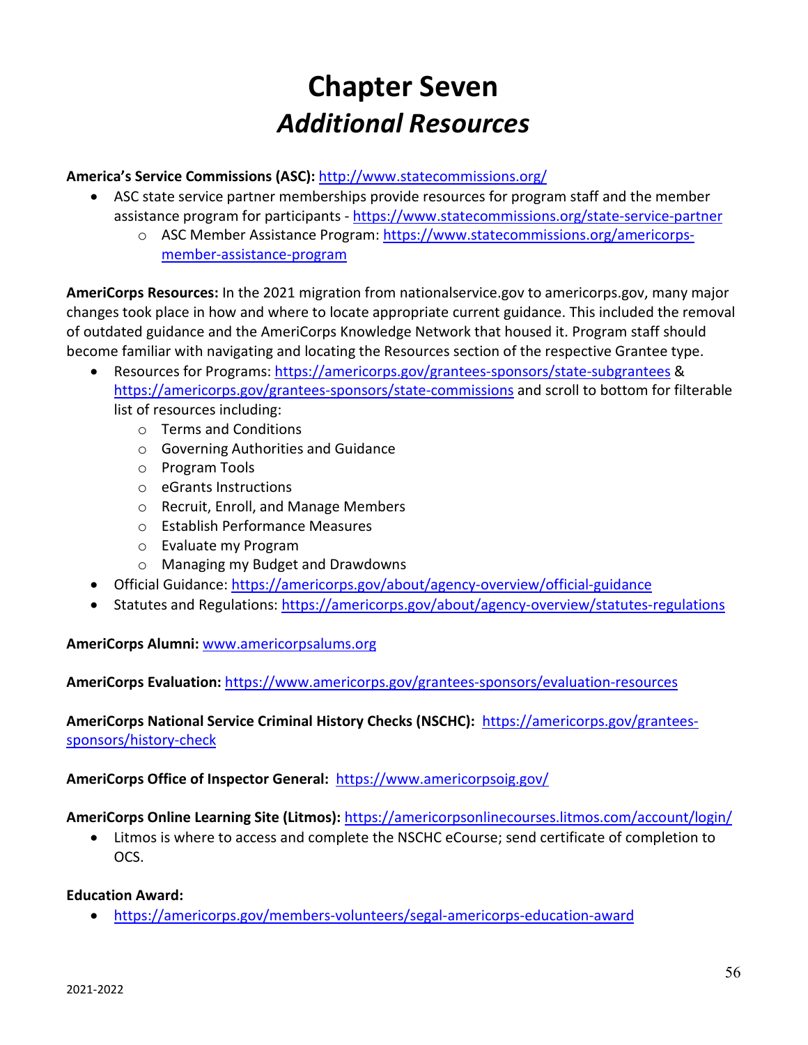# Chapter Seven
## *Additional Resources*

**America's Service Commissions (ASC):** http://www.statecommissions.org/

- ASC state service partner memberships provide resources for program staff and the member assistance program for participants - https://www.statecommissions.org/state-service-partner
  - ASC Member Assistance Program: https://www.statecommissions.org/americorps-member-assistance-program

**AmeriCorps Resources:** In the 2021 migration from nationalservice.gov to americorps.gov, many major changes took place in how and where to locate appropriate current guidance. This included the removal of outdated guidance and the AmeriCorps Knowledge Network that housed it. Program staff should become familiar with navigating and locating the Resources section of the respective Grantee type.

- Resources for Programs: https://americorps.gov/grantees-sponsors/state-subgrantees & https://americorps.gov/grantees-sponsors/state-commissions and scroll to bottom for filterable list of resources including:
  - Terms and Conditions
  - Governing Authorities and Guidance
  - Program Tools
  - eGrants Instructions
  - Recruit, Enroll, and Manage Members
  - Establish Performance Measures
  - Evaluate my Program
  - Managing my Budget and Drawdowns
- Official Guidance: https://americorps.gov/about/agency-overview/official-guidance
- Statutes and Regulations: https://americorps.gov/about/agency-overview/statutes-regulations

**AmeriCorps Alumni:** www.americorpsalums.org

**AmeriCorps Evaluation:** https://www.americorps.gov/grantees-sponsors/evaluation-resources

**AmeriCorps National Service Criminal History Checks (NSCHC):** https://americorps.gov/grantees-sponsors/history-check

**AmeriCorps Office of Inspector General:** https://www.americorpsoig.gov/

**AmeriCorps Online Learning Site (Litmos):** https://americorpsonlinecourses.litmos.com/account/login/

- Litmos is where to access and complete the NSCHC eCourse; send certificate of completion to OCS.

**Education Award:**

- https://americorps.gov/members-volunteers/segal-americorps-education-award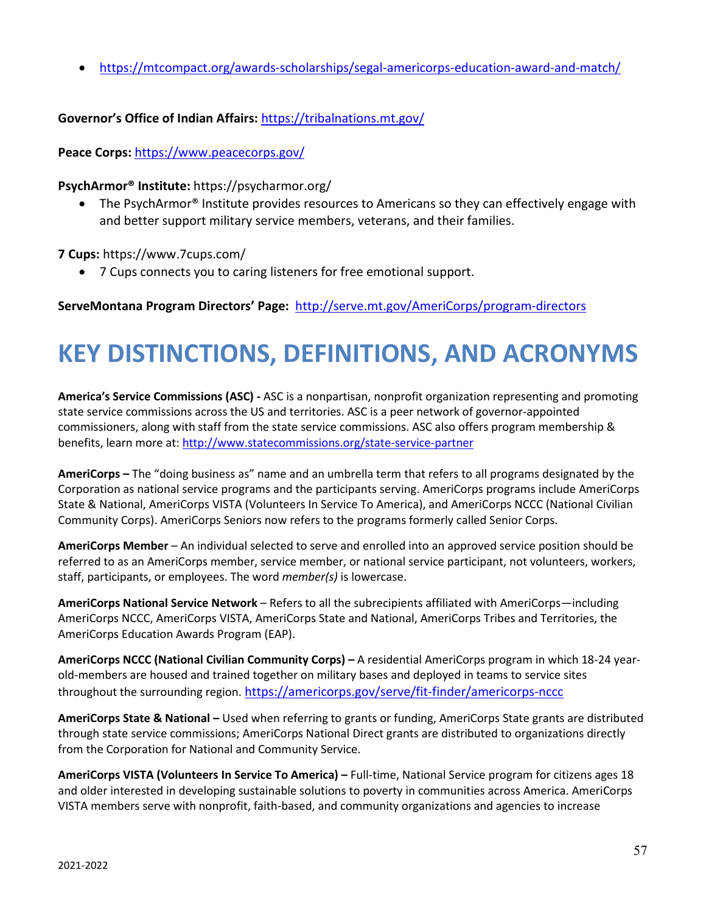- https://mtcompact.org/awards-scholarships/segal-americorps-education-award-and-match/

**Governor's Office of Indian Affairs:** https://tribalnations.mt.gov/

**Peace Corps:** https://www.peacecorps.gov/

**PsychArmor® Institute:** https://psycharmor.org/

- The PsychArmor® Institute provides resources to Americans so they can effectively engage with and better support military service members, veterans, and their families.

**7 Cups:** https://www.7cups.com/

- 7 Cups connects you to caring listeners for free emotional support.

**ServeMontana Program Directors' Page:** http://serve.mt.gov/AmeriCorps/program-directors

# KEY DISTINCTIONS, DEFINITIONS, AND ACRONYMS

**America's Service Commissions (ASC) -** ASC is a nonpartisan, nonprofit organization representing and promoting state service commissions across the US and territories. ASC is a peer network of governor-appointed commissioners, along with staff from the state service commissions. ASC also offers program membership & benefits, learn more at: http://www.statecommissions.org/state-service-partner

**AmeriCorps –** The "doing business as" name and an umbrella term that refers to all programs designated by the Corporation as national service programs and the participants serving. AmeriCorps programs include AmeriCorps State & National, AmeriCorps VISTA (Volunteers In Service To America), and AmeriCorps NCCC (National Civilian Community Corps). AmeriCorps Seniors now refers to the programs formerly called Senior Corps.

**AmeriCorps Member** – An individual selected to serve and enrolled into an approved service position should be referred to as an AmeriCorps member, service member, or national service participant, not volunteers, workers, staff, participants, or employees. The word *member(s)* is lowercase.

**AmeriCorps National Service Network** – Refers to all the subrecipients affiliated with AmeriCorps—including AmeriCorps NCCC, AmeriCorps VISTA, AmeriCorps State and National, AmeriCorps Tribes and Territories, the AmeriCorps Education Awards Program (EAP).

**AmeriCorps NCCC (National Civilian Community Corps) –** A residential AmeriCorps program in which 18-24 year-old-members are housed and trained together on military bases and deployed in teams to service sites throughout the surrounding region. https://americorps.gov/serve/fit-finder/americorps-nccc

**AmeriCorps State & National –** Used when referring to grants or funding, AmeriCorps State grants are distributed through state service commissions; AmeriCorps National Direct grants are distributed to organizations directly from the Corporation for National and Community Service.

**AmeriCorps VISTA (Volunteers In Service To America) –** Full-time, National Service program for citizens ages 18 and older interested in developing sustainable solutions to poverty in communities across America. AmeriCorps VISTA members serve with nonprofit, faith-based, and community organizations and agencies to increase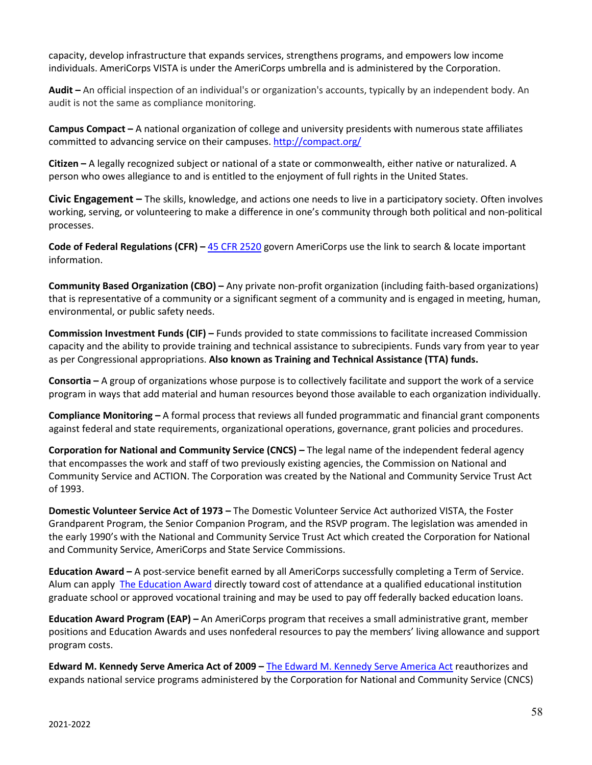capacity, develop infrastructure that expands services, strengthens programs, and empowers low income individuals. AmeriCorps VISTA is under the AmeriCorps umbrella and is administered by the Corporation.

**Audit –** An official inspection of an individual's or organization's accounts, typically by an independent body. An audit is not the same as compliance monitoring.

**Campus Compact –** A national organization of college and university presidents with numerous state affiliates committed to advancing service on their campuses. [http://compact.org/](http://compact.org/)

**Citizen –** A legally recognized subject or national of a state or commonwealth, either native or naturalized. A person who owes allegiance to and is entitled to the enjoyment of full rights in the United States.

**Civic Engagement –** The skills, knowledge, and actions one needs to live in a participatory society. Often involves working, serving, or volunteering to make a difference in one's community through both political and non-political processes.

**Code of Federal Regulations (CFR) –** 45 CFR 2520 govern AmeriCorps use the link to search & locate important information.

**Community Based Organization (CBO) –** Any private non-profit organization (including faith-based organizations) that is representative of a community or a significant segment of a community and is engaged in meeting, human, environmental, or public safety needs.

**Commission Investment Funds (CIF) –** Funds provided to state commissions to facilitate increased Commission capacity and the ability to provide training and technical assistance to subrecipients. Funds vary from year to year as per Congressional appropriations. **Also known as Training and Technical Assistance (TTA) funds.**

**Consortia –** A group of organizations whose purpose is to collectively facilitate and support the work of a service program in ways that add material and human resources beyond those available to each organization individually.

**Compliance Monitoring –** A formal process that reviews all funded programmatic and financial grant components against federal and state requirements, organizational operations, governance, grant policies and procedures.

**Corporation for National and Community Service (CNCS) –** The legal name of the independent federal agency that encompasses the work and staff of two previously existing agencies, the Commission on National and Community Service and ACTION. The Corporation was created by the National and Community Service Trust Act of 1993.

**Domestic Volunteer Service Act of 1973 –** The Domestic Volunteer Service Act authorized VISTA, the Foster Grandparent Program, the Senior Companion Program, and the RSVP program. The legislation was amended in the early 1990's with the National and Community Service Trust Act which created the Corporation for National and Community Service, AmeriCorps and State Service Commissions.

**Education Award –** A post-service benefit earned by all AmeriCorps successfully completing a Term of Service. Alum can apply The Education Award directly toward cost of attendance at a qualified educational institution graduate school or approved vocational training and may be used to pay off federally backed education loans.

**Education Award Program (EAP) –** An AmeriCorps program that receives a small administrative grant, member positions and Education Awards and uses nonfederal resources to pay the members' living allowance and support program costs.

**Edward M. Kennedy Serve America Act of 2009 –** The Edward M. Kennedy Serve America Act reauthorizes and expands national service programs administered by the Corporation for National and Community Service (CNCS)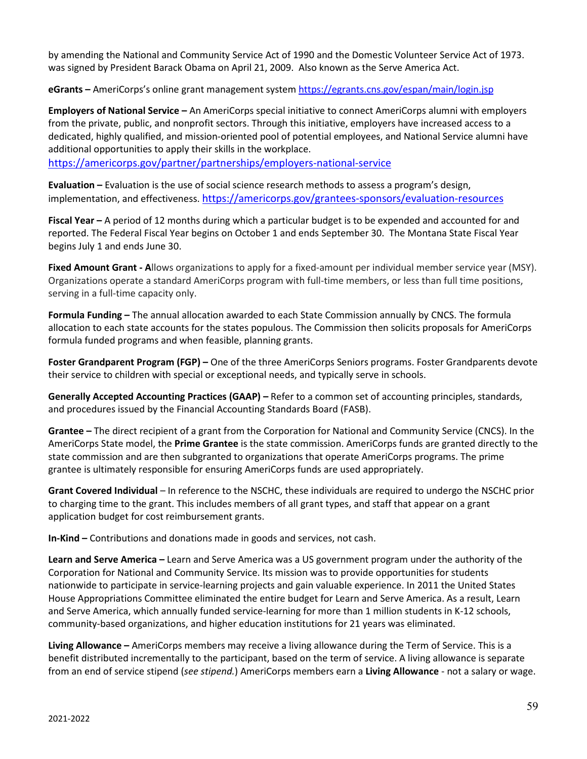by amending the National and Community Service Act of 1990 and the Domestic Volunteer Service Act of 1973. was signed by President Barack Obama on April 21, 2009. Also known as the Serve America Act.

**eGrants –** AmeriCorps's online grant management system https://egrants.cns.gov/espan/main/login.jsp

**Employers of National Service –** An AmeriCorps special initiative to connect AmeriCorps alumni with employers from the private, public, and nonprofit sectors. Through this initiative, employers have increased access to a dedicated, highly qualified, and mission-oriented pool of potential employees, and National Service alumni have additional opportunities to apply their skills in the workplace. https://americorps.gov/partner/partnerships/employers-national-service

**Evaluation –** Evaluation is the use of social science research methods to assess a program's design, implementation, and effectiveness. https://americorps.gov/grantees-sponsors/evaluation-resources

**Fiscal Year –** A period of 12 months during which a particular budget is to be expended and accounted for and reported. The Federal Fiscal Year begins on October 1 and ends September 30. The Montana State Fiscal Year begins July 1 and ends June 30.

**Fixed Amount Grant - A**llows organizations to apply for a fixed-amount per individual member service year (MSY). Organizations operate a standard AmeriCorps program with full-time members, or less than full time positions, serving in a full-time capacity only.

**Formula Funding –** The annual allocation awarded to each State Commission annually by CNCS. The formula allocation to each state accounts for the states populous. The Commission then solicits proposals for AmeriCorps formula funded programs and when feasible, planning grants.

**Foster Grandparent Program (FGP) –** One of the three AmeriCorps Seniors programs. Foster Grandparents devote their service to children with special or exceptional needs, and typically serve in schools.

**Generally Accepted Accounting Practices (GAAP) –** Refer to a common set of accounting principles, standards, and procedures issued by the Financial Accounting Standards Board (FASB).

**Grantee –** The direct recipient of a grant from the Corporation for National and Community Service (CNCS). In the AmeriCorps State model, the **Prime Grantee** is the state commission. AmeriCorps funds are granted directly to the state commission and are then subgranted to organizations that operate AmeriCorps programs. The prime grantee is ultimately responsible for ensuring AmeriCorps funds are used appropriately.

**Grant Covered Individual** – In reference to the NSCHC, these individuals are required to undergo the NSCHC prior to charging time to the grant. This includes members of all grant types, and staff that appear on a grant application budget for cost reimbursement grants.

**In-Kind –** Contributions and donations made in goods and services, not cash.

**Learn and Serve America –** Learn and Serve America was a US government program under the authority of the Corporation for National and Community Service. Its mission was to provide opportunities for students nationwide to participate in service-learning projects and gain valuable experience. In 2011 the United States House Appropriations Committee eliminated the entire budget for Learn and Serve America. As a result, Learn and Serve America, which annually funded service-learning for more than 1 million students in K-12 schools, community-based organizations, and higher education institutions for 21 years was eliminated.

**Living Allowance –** AmeriCorps members may receive a living allowance during the Term of Service. This is a benefit distributed incrementally to the participant, based on the term of service. A living allowance is separate from an end of service stipend (*see stipend.*) AmeriCorps members earn a **Living Allowance** - not a salary or wage.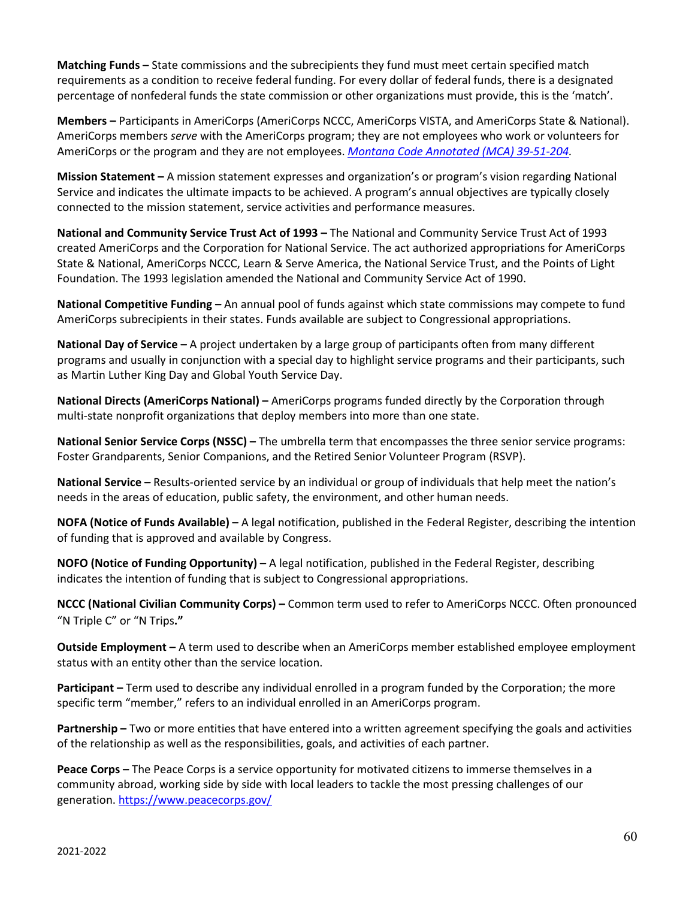**Matching Funds –** State commissions and the subrecipients they fund must meet certain specified match requirements as a condition to receive federal funding. For every dollar of federal funds, there is a designated percentage of nonfederal funds the state commission or other organizations must provide, this is the 'match'.

**Members –** Participants in AmeriCorps (AmeriCorps NCCC, AmeriCorps VISTA, and AmeriCorps State & National). AmeriCorps members *serve* with the AmeriCorps program; they are not employees who work or volunteers for AmeriCorps or the program and they are not employees. *Montana Code Annotated (MCA) 39-51-204.*

**Mission Statement –** A mission statement expresses and organization's or program's vision regarding National Service and indicates the ultimate impacts to be achieved. A program's annual objectives are typically closely connected to the mission statement, service activities and performance measures.

**National and Community Service Trust Act of 1993 –** The National and Community Service Trust Act of 1993 created AmeriCorps and the Corporation for National Service. The act authorized appropriations for AmeriCorps State & National, AmeriCorps NCCC, Learn & Serve America, the National Service Trust, and the Points of Light Foundation. The 1993 legislation amended the National and Community Service Act of 1990.

**National Competitive Funding –** An annual pool of funds against which state commissions may compete to fund AmeriCorps subrecipients in their states. Funds available are subject to Congressional appropriations.

**National Day of Service –** A project undertaken by a large group of participants often from many different programs and usually in conjunction with a special day to highlight service programs and their participants, such as Martin Luther King Day and Global Youth Service Day.

**National Directs (AmeriCorps National) –** AmeriCorps programs funded directly by the Corporation through multi-state nonprofit organizations that deploy members into more than one state.

**National Senior Service Corps (NSSC) –** The umbrella term that encompasses the three senior service programs: Foster Grandparents, Senior Companions, and the Retired Senior Volunteer Program (RSVP).

**National Service –** Results-oriented service by an individual or group of individuals that help meet the nation's needs in the areas of education, public safety, the environment, and other human needs.

**NOFA (Notice of Funds Available) –** A legal notification, published in the Federal Register, describing the intention of funding that is approved and available by Congress.

**NOFO (Notice of Funding Opportunity) –** A legal notification, published in the Federal Register, describing indicates the intention of funding that is subject to Congressional appropriations.

**NCCC (National Civilian Community Corps) –** Common term used to refer to AmeriCorps NCCC. Often pronounced "N Triple C" or "N Trips**."**

**Outside Employment –** A term used to describe when an AmeriCorps member established employee employment status with an entity other than the service location.

**Participant –** Term used to describe any individual enrolled in a program funded by the Corporation; the more specific term "member," refers to an individual enrolled in an AmeriCorps program.

**Partnership –** Two or more entities that have entered into a written agreement specifying the goals and activities of the relationship as well as the responsibilities, goals, and activities of each partner.

**Peace Corps –** The Peace Corps is a service opportunity for motivated citizens to immerse themselves in a community abroad, working side by side with local leaders to tackle the most pressing challenges of our generation. https://www.peacecorps.gov/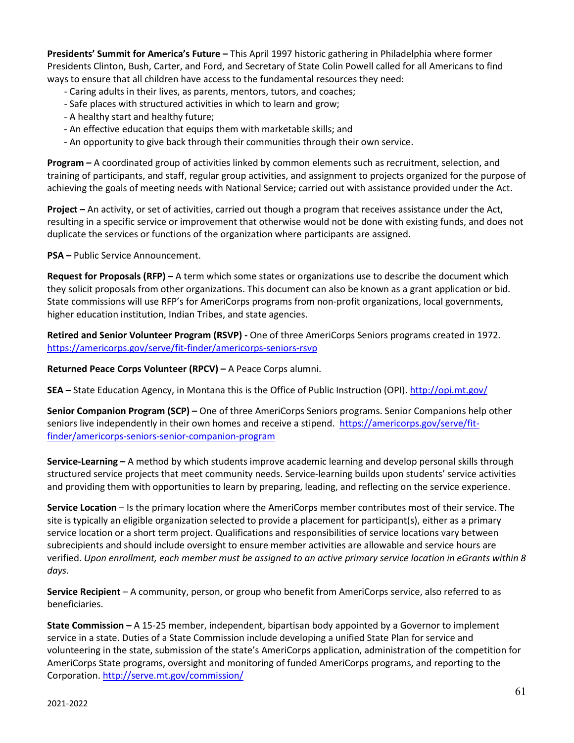**Presidents' Summit for America's Future –** This April 1997 historic gathering in Philadelphia where former Presidents Clinton, Bush, Carter, and Ford, and Secretary of State Colin Powell called for all Americans to find ways to ensure that all children have access to the fundamental resources they need:

- Caring adults in their lives, as parents, mentors, tutors, and coaches;
- Safe places with structured activities in which to learn and grow;
- A healthy start and healthy future;
- An effective education that equips them with marketable skills; and
- An opportunity to give back through their communities through their own service.

**Program –** A coordinated group of activities linked by common elements such as recruitment, selection, and training of participants, and staff, regular group activities, and assignment to projects organized for the purpose of achieving the goals of meeting needs with National Service; carried out with assistance provided under the Act.

**Project –** An activity, or set of activities, carried out though a program that receives assistance under the Act, resulting in a specific service or improvement that otherwise would not be done with existing funds, and does not duplicate the services or functions of the organization where participants are assigned.

**PSA –** Public Service Announcement.

**Request for Proposals (RFP) –** A term which some states or organizations use to describe the document which they solicit proposals from other organizations. This document can also be known as a grant application or bid. State commissions will use RFP's for AmeriCorps programs from non-profit organizations, local governments, higher education institution, Indian Tribes, and state agencies.

**Retired and Senior Volunteer Program (RSVP) -** One of three AmeriCorps Seniors programs created in 1972. https://americorps.gov/serve/fit-finder/americorps-seniors-rsvp

**Returned Peace Corps Volunteer (RPCV) –** A Peace Corps alumni.

**SEA –** State Education Agency, in Montana this is the Office of Public Instruction (OPI). http://opi.mt.gov/

**Senior Companion Program (SCP) –** One of three AmeriCorps Seniors programs. Senior Companions help other seniors live independently in their own homes and receive a stipend. https://americorps.gov/serve/fit-finder/americorps-seniors-senior-companion-program

**Service-Learning –** A method by which students improve academic learning and develop personal skills through structured service projects that meet community needs. Service-learning builds upon students' service activities and providing them with opportunities to learn by preparing, leading, and reflecting on the service experience.

**Service Location** – Is the primary location where the AmeriCorps member contributes most of their service. The site is typically an eligible organization selected to provide a placement for participant(s), either as a primary service location or a short term project. Qualifications and responsibilities of service locations vary between subrecipients and should include oversight to ensure member activities are allowable and service hours are verified. *Upon enrollment, each member must be assigned to an active primary service location in eGrants within 8 days.*

**Service Recipient** – A community, person, or group who benefit from AmeriCorps service, also referred to as beneficiaries.

**State Commission –** A 15-25 member, independent, bipartisan body appointed by a Governor to implement service in a state. Duties of a State Commission include developing a unified State Plan for service and volunteering in the state, submission of the state's AmeriCorps application, administration of the competition for AmeriCorps State programs, oversight and monitoring of funded AmeriCorps programs, and reporting to the Corporation. http://serve.mt.gov/commission/

2021-2022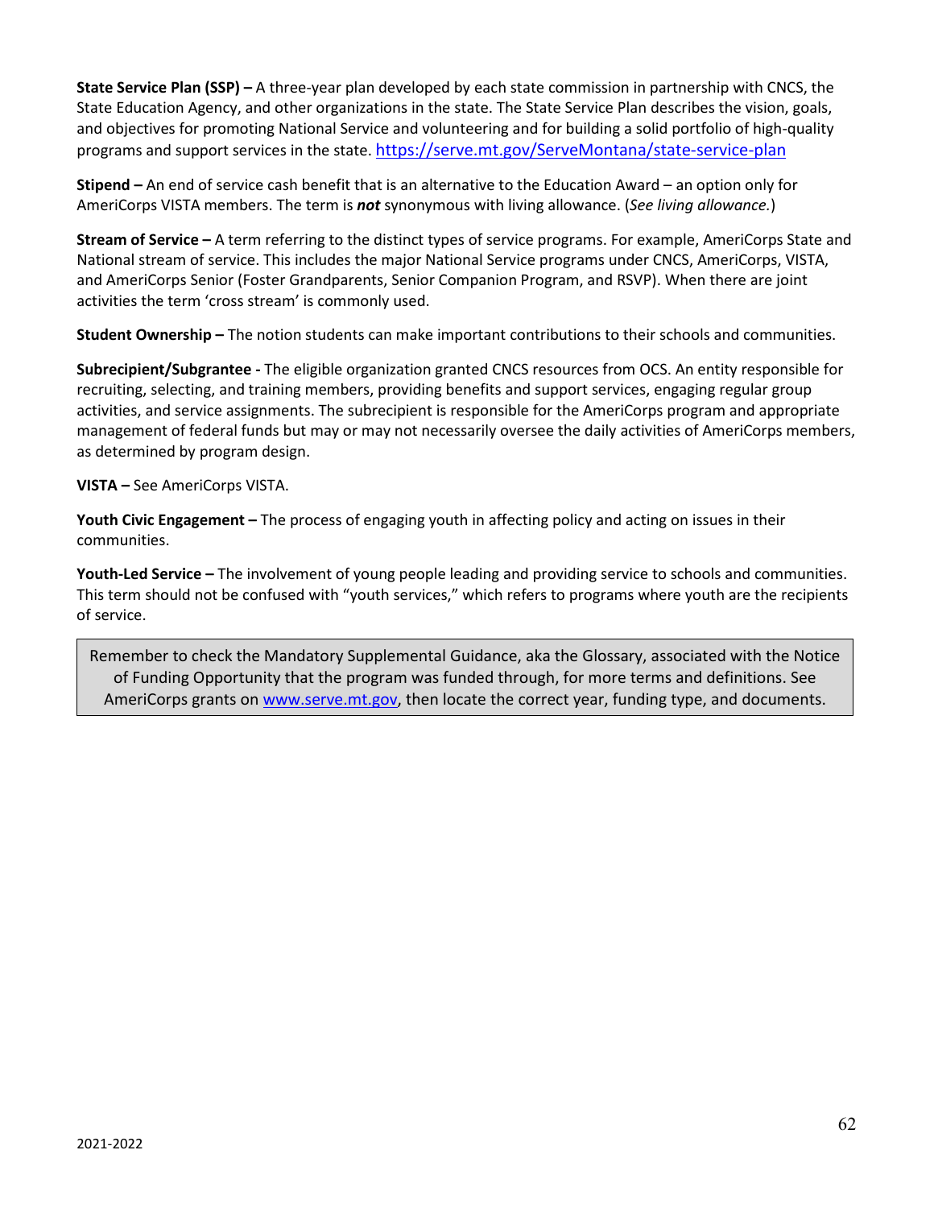**State Service Plan (SSP) –** A three-year plan developed by each state commission in partnership with CNCS, the State Education Agency, and other organizations in the state. The State Service Plan describes the vision, goals, and objectives for promoting National Service and volunteering and for building a solid portfolio of high-quality programs and support services in the state. https://serve.mt.gov/ServeMontana/state-service-plan

**Stipend –** An end of service cash benefit that is an alternative to the Education Award – an option only for AmeriCorps VISTA members. The term is ***not*** synonymous with living allowance. (*See living allowance.*)

**Stream of Service –** A term referring to the distinct types of service programs. For example, AmeriCorps State and National stream of service. This includes the major National Service programs under CNCS, AmeriCorps, VISTA, and AmeriCorps Senior (Foster Grandparents, Senior Companion Program, and RSVP). When there are joint activities the term 'cross stream' is commonly used.

**Student Ownership –** The notion students can make important contributions to their schools and communities.

**Subrecipient/Subgrantee -** The eligible organization granted CNCS resources from OCS. An entity responsible for recruiting, selecting, and training members, providing benefits and support services, engaging regular group activities, and service assignments. The subrecipient is responsible for the AmeriCorps program and appropriate management of federal funds but may or may not necessarily oversee the daily activities of AmeriCorps members, as determined by program design.

**VISTA –** See AmeriCorps VISTA.

**Youth Civic Engagement –** The process of engaging youth in affecting policy and acting on issues in their communities.

**Youth-Led Service –** The involvement of young people leading and providing service to schools and communities. This term should not be confused with "youth services," which refers to programs where youth are the recipients of service.

> Remember to check the Mandatory Supplemental Guidance, aka the Glossary, associated with the Notice of Funding Opportunity that the program was funded through, for more terms and definitions. See AmeriCorps grants on www.serve.mt.gov, then locate the correct year, funding type, and documents.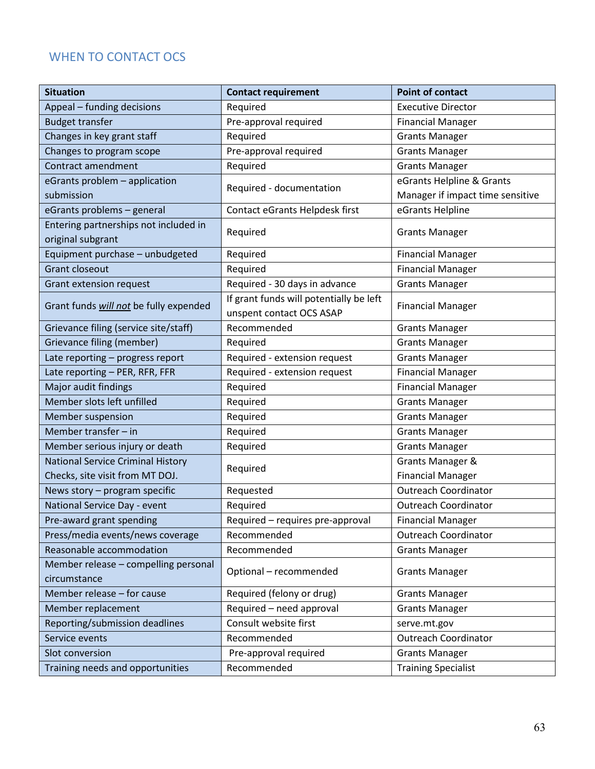## WHEN TO CONTACT OCS

| Situation | Contact requirement | Point of contact |
|---|---|---|
| Appeal – funding decisions | Required | Executive Director |
| Budget transfer | Pre-approval required | Financial Manager |
| Changes in key grant staff | Required | Grants Manager |
| Changes to program scope | Pre-approval required | Grants Manager |
| Contract amendment | Required | Grants Manager |
| eGrants problem – application submission | Required - documentation | eGrants Helpline & Grants Manager if impact time sensitive |
| eGrants problems – general | Contact eGrants Helpdesk first | eGrants Helpline |
| Entering partnerships not included in original subgrant | Required | Grants Manager |
| Equipment purchase – unbudgeted | Required | Financial Manager |
| Grant closeout | Required | Financial Manager |
| Grant extension request | Required - 30 days in advance | Grants Manager |
| Grant funds *will not* be fully expended | If grant funds will potentially be left unspent contact OCS ASAP | Financial Manager |
| Grievance filing (service site/staff) | Recommended | Grants Manager |
| Grievance filing (member) | Required | Grants Manager |
| Late reporting – progress report | Required - extension request | Grants Manager |
| Late reporting – PER, RFR, FFR | Required - extension request | Financial Manager |
| Major audit findings | Required | Financial Manager |
| Member slots left unfilled | Required | Grants Manager |
| Member suspension | Required | Grants Manager |
| Member transfer – in | Required | Grants Manager |
| Member serious injury or death | Required | Grants Manager |
| National Service Criminal History Checks, site visit from MT DOJ. | Required | Grants Manager & Financial Manager |
| News story – program specific | Requested | Outreach Coordinator |
| National Service Day - event | Required | Outreach Coordinator |
| Pre-award grant spending | Required – requires pre-approval | Financial Manager |
| Press/media events/news coverage | Recommended | Outreach Coordinator |
| Reasonable accommodation | Recommended | Grants Manager |
| Member release – compelling personal circumstance | Optional – recommended | Grants Manager |
| Member release – for cause | Required (felony or drug) | Grants Manager |
| Member replacement | Required – need approval | Grants Manager |
| Reporting/submission deadlines | Consult website first | serve.mt.gov |
| Service events | Recommended | Outreach Coordinator |
| Slot conversion | Pre-approval required | Grants Manager |
| Training needs and opportunities | Recommended | Training Specialist |